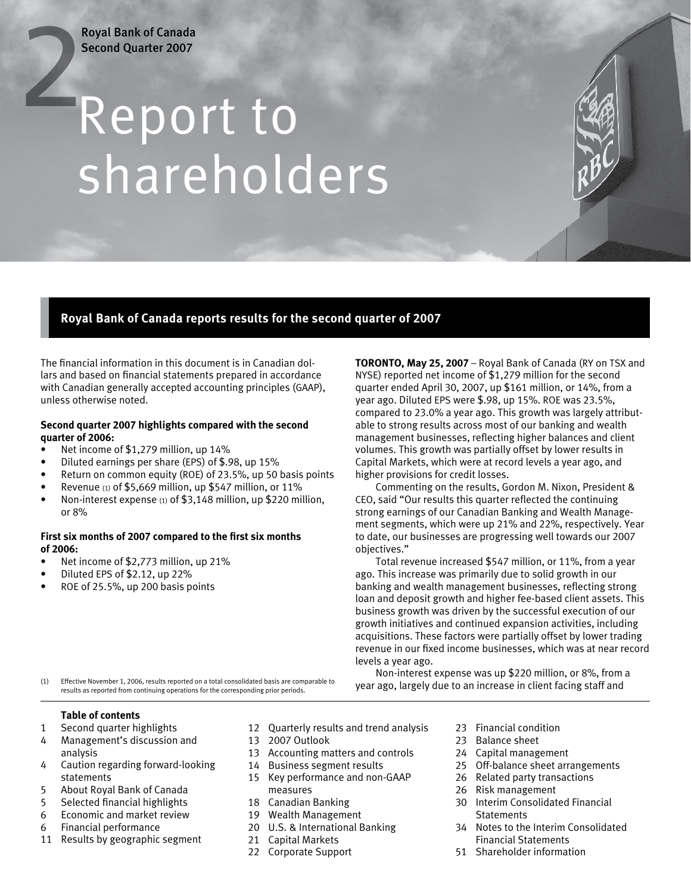Royal Bank of Canada
Second Quarter 2007

# Report to shareholders

## Royal Bank of Canada reports results for the second quarter of 2007

The financial information in this document is in Canadian dollars and based on financial statements prepared in accordance with Canadian generally accepted accounting principles (GAAP), unless otherwise noted.

**Second quarter 2007 highlights compared with the second quarter of 2006:**

- Net income of $1,279 million, up 14%
- Diluted earnings per share (EPS) of $.98, up 15%
- Return on common equity (ROE) of 23.5%, up 50 basis points
- Revenue (1) of $5,669 million, up $547 million, or 11%
- Non-interest expense (1) of $3,148 million, up $220 million, or 8%

**First six months of 2007 compared to the first six months of 2006:**

- Net income of $2,773 million, up 21%
- Diluted EPS of $2.12, up 22%
- ROE of 25.5%, up 200 basis points

(1) Effective November 1, 2006, results reported on a total consolidated basis are comparable to results as reported from continuing operations for the corresponding prior periods.

**TORONTO, May 25, 2007** – Royal Bank of Canada (RY on TSX and NYSE) reported net income of $1,279 million for the second quarter ended April 30, 2007, up $161 million, or 14%, from a year ago. Diluted EPS were $.98, up 15%. ROE was 23.5%, compared to 23.0% a year ago. This growth was largely attributable to strong results across most of our banking and wealth management businesses, reflecting higher balances and client volumes. This growth was partially offset by lower results in Capital Markets, which were at record levels a year ago, and higher provisions for credit losses.

Commenting on the results, Gordon M. Nixon, President & CEO, said "Our results this quarter reflected the continuing strong earnings of our Canadian Banking and Wealth Management segments, which were up 21% and 22%, respectively. Year to date, our businesses are progressing well towards our 2007 objectives."

Total revenue increased $547 million, or 11%, from a year ago. This increase was primarily due to solid growth in our banking and wealth management businesses, reflecting strong loan and deposit growth and higher fee-based client assets. This business growth was driven by the successful execution of our growth initiatives and continued expansion activities, including acquisitions. These factors were partially offset by lower trading revenue in our fixed income businesses, which was at near record levels a year ago.

Non-interest expense was up $220 million, or 8%, from a year ago, largely due to an increase in client facing staff and

### Table of contents

- 1 Second quarter highlights
- 4 Management's discussion and analysis
- 4 Caution regarding forward-looking statements
- 5 About Royal Bank of Canada
- 5 Selected financial highlights
- 6 Economic and market review
- 6 Financial performance
- 11 Results by geographic segment
- 12 Quarterly results and trend analysis
- 13 2007 Outlook
- 13 Accounting matters and controls
- 14 Business segment results
- 15 Key performance and non-GAAP measures
- 18 Canadian Banking
- 19 Wealth Management
- 20 U.S. & International Banking
- 21 Capital Markets
- 22 Corporate Support
- 23 Financial condition
- 23 Balance sheet
- 24 Capital management
- 25 Off-balance sheet arrangements
- 26 Related party transactions
- 26 Risk management
- 30 Interim Consolidated Financial Statements
- 34 Notes to the Interim Consolidated Financial Statements
- 51 Shareholder information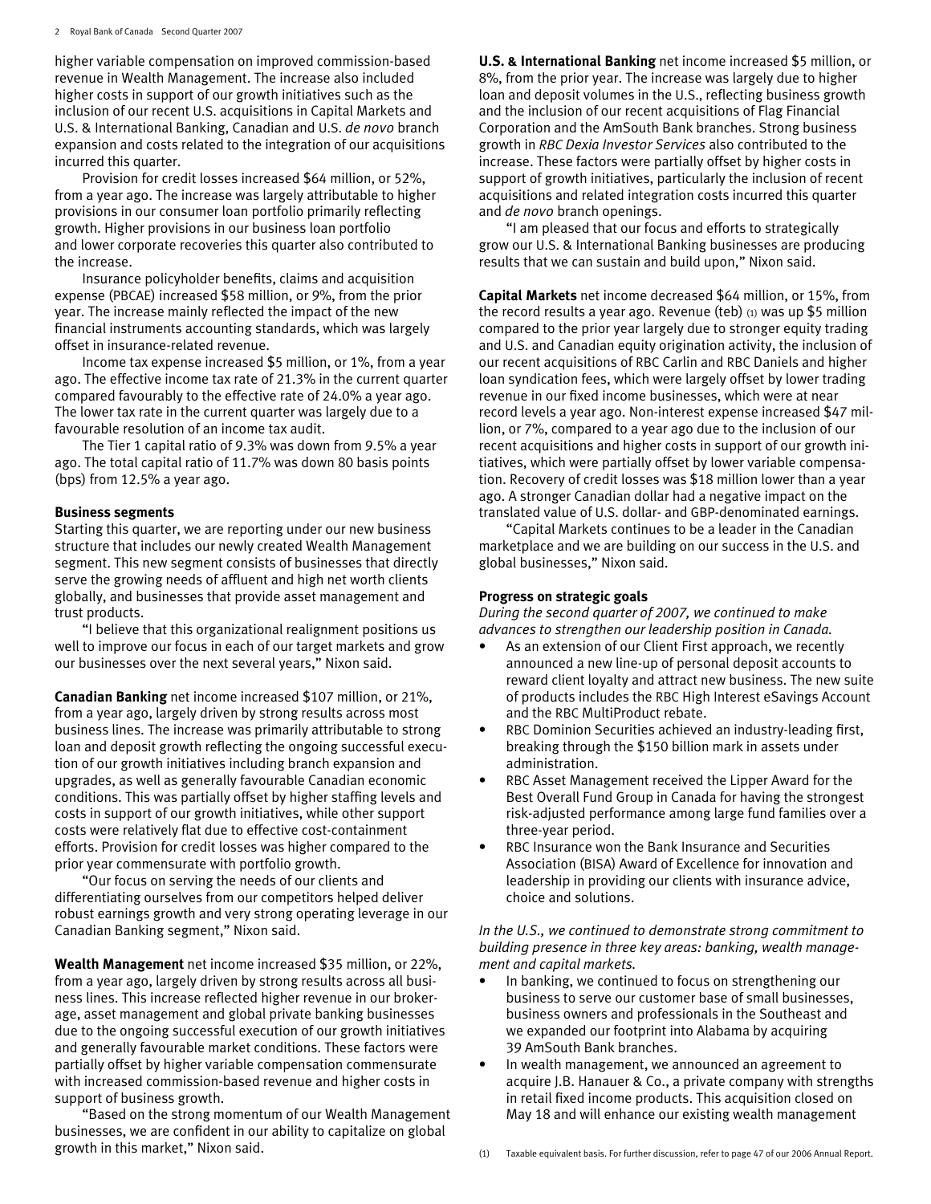higher variable compensation on improved commission-based revenue in Wealth Management. The increase also included higher costs in support of our growth initiatives such as the inclusion of our recent U.S. acquisitions in Capital Markets and U.S. & International Banking, Canadian and U.S. *de novo* branch expansion and costs related to the integration of our acquisitions incurred this quarter.

Provision for credit losses increased $64 million, or 52%, from a year ago. The increase was largely attributable to higher provisions in our consumer loan portfolio primarily reflecting growth. Higher provisions in our business loan portfolio and lower corporate recoveries this quarter also contributed to the increase.

Insurance policyholder benefits, claims and acquisition expense (PBCAE) increased $58 million, or 9%, from the prior year. The increase mainly reflected the impact of the new financial instruments accounting standards, which was largely offset in insurance-related revenue.

Income tax expense increased $5 million, or 1%, from a year ago. The effective income tax rate of 21.3% in the current quarter compared favourably to the effective rate of 24.0% a year ago. The lower tax rate in the current quarter was largely due to a favourable resolution of an income tax audit.

The Tier 1 capital ratio of 9.3% was down from 9.5% a year ago. The total capital ratio of 11.7% was down 80 basis points (bps) from 12.5% a year ago.

**Business segments**

Starting this quarter, we are reporting under our new business structure that includes our newly created Wealth Management segment. This new segment consists of businesses that directly serve the growing needs of affluent and high net worth clients globally, and businesses that provide asset management and trust products.

"I believe that this organizational realignment positions us well to improve our focus in each of our target markets and grow our businesses over the next several years," Nixon said.

**Canadian Banking** net income increased $107 million, or 21%, from a year ago, largely driven by strong results across most business lines. The increase was primarily attributable to strong loan and deposit growth reflecting the ongoing successful execution of our growth initiatives including branch expansion and upgrades, as well as generally favourable Canadian economic conditions. This was partially offset by higher staffing levels and costs in support of our growth initiatives, while other support costs were relatively flat due to effective cost-containment efforts. Provision for credit losses was higher compared to the prior year commensurate with portfolio growth.

"Our focus on serving the needs of our clients and differentiating ourselves from our competitors helped deliver robust earnings growth and very strong operating leverage in our Canadian Banking segment," Nixon said.

**Wealth Management** net income increased $35 million, or 22%, from a year ago, largely driven by strong results across all business lines. This increase reflected higher revenue in our brokerage, asset management and global private banking businesses due to the ongoing successful execution of our growth initiatives and generally favourable market conditions. These factors were partially offset by higher variable compensation commensurate with increased commission-based revenue and higher costs in support of business growth.

"Based on the strong momentum of our Wealth Management businesses, we are confident in our ability to capitalize on global growth in this market," Nixon said.

**U.S. & International Banking** net income increased $5 million, or 8%, from the prior year. The increase was largely due to higher loan and deposit volumes in the U.S., reflecting business growth and the inclusion of our recent acquisitions of Flag Financial Corporation and the AmSouth Bank branches. Strong business growth in *RBC Dexia Investor Services* also contributed to the increase. These factors were partially offset by higher costs in support of growth initiatives, particularly the inclusion of recent acquisitions and related integration costs incurred this quarter and *de novo* branch openings.

"I am pleased that our focus and efforts to strategically grow our U.S. & International Banking businesses are producing results that we can sustain and build upon," Nixon said.

**Capital Markets** net income decreased $64 million, or 15%, from the record results a year ago. Revenue (teb) (1) was up $5 million compared to the prior year largely due to stronger equity trading and U.S. and Canadian equity origination activity, the inclusion of our recent acquisitions of RBC Carlin and RBC Daniels and higher loan syndication fees, which were largely offset by lower trading revenue in our fixed income businesses, which were at near record levels a year ago. Non-interest expense increased $47 million, or 7%, compared to a year ago due to the inclusion of our recent acquisitions and higher costs in support of our growth initiatives, which were partially offset by lower variable compensation. Recovery of credit losses was $18 million lower than a year ago. A stronger Canadian dollar had a negative impact on the translated value of U.S. dollar- and GBP-denominated earnings.

"Capital Markets continues to be a leader in the Canadian marketplace and we are building on our success in the U.S. and global businesses," Nixon said.

**Progress on strategic goals**

*During the second quarter of 2007, we continued to make advances to strengthen our leadership position in Canada.*

- As an extension of our Client First approach, we recently announced a new line-up of personal deposit accounts to reward client loyalty and attract new business. The new suite of products includes the RBC High Interest eSavings Account and the RBC MultiProduct rebate.
- RBC Dominion Securities achieved an industry-leading first, breaking through the $150 billion mark in assets under administration.
- RBC Asset Management received the Lipper Award for the Best Overall Fund Group in Canada for having the strongest risk-adjusted performance among large fund families over a three-year period.
- RBC Insurance won the Bank Insurance and Securities Association (BISA) Award of Excellence for innovation and leadership in providing our clients with insurance advice, choice and solutions.

*In the U.S., we continued to demonstrate strong commitment to building presence in three key areas: banking, wealth management and capital markets.*

- In banking, we continued to focus on strengthening our business to serve our customer base of small businesses, business owners and professionals in the Southeast and we expanded our footprint into Alabama by acquiring 39 AmSouth Bank branches.
- In wealth management, we announced an agreement to acquire J.B. Hanauer & Co., a private company with strengths in retail fixed income products. This acquisition closed on May 18 and will enhance our existing wealth management

(1) Taxable equivalent basis. For further discussion, refer to page 47 of our 2006 Annual Report.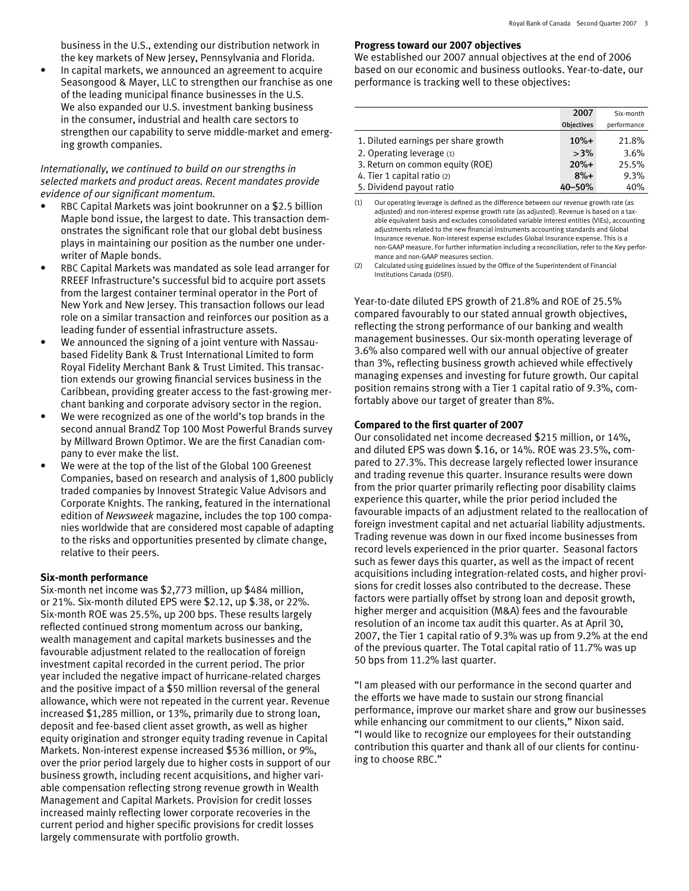business in the U.S., extending our distribution network in the key markets of New Jersey, Pennsylvania and Florida.

- In capital markets, we announced an agreement to acquire Seasongood & Mayer, LLC to strengthen our franchise as one of the leading municipal finance businesses in the U.S. We also expanded our U.S. investment banking business in the consumer, industrial and health care sectors to strengthen our capability to serve middle-market and emerging growth companies.

*Internationally, we continued to build on our strengths in selected markets and product areas. Recent mandates provide evidence of our significant momentum.*

- RBC Capital Markets was joint bookrunner on a $2.5 billion Maple bond issue, the largest to date. This transaction demonstrates the significant role that our global debt business plays in maintaining our position as the number one underwriter of Maple bonds.
- RBC Capital Markets was mandated as sole lead arranger for RREEF Infrastructure's successful bid to acquire port assets from the largest container terminal operator in the Port of New York and New Jersey. This transaction follows our lead role on a similar transaction and reinforces our position as a leading funder of essential infrastructure assets.
- We announced the signing of a joint venture with Nassau-based Fidelity Bank & Trust International Limited to form Royal Fidelity Merchant Bank & Trust Limited. This transaction extends our growing financial services business in the Caribbean, providing greater access to the fast-growing merchant banking and corporate advisory sector in the region.
- We were recognized as one of the world's top brands in the second annual BrandZ Top 100 Most Powerful Brands survey by Millward Brown Optimor. We are the first Canadian company to ever make the list.
- We were at the top of the list of the Global 100 Greenest Companies, based on research and analysis of 1,800 publicly traded companies by Innovest Strategic Value Advisors and Corporate Knights. The ranking, featuring in the international edition of *Newsweek* magazine, includes the top 100 companies worldwide that are considered most capable of adapting to the risks and opportunities presented by climate change, relative to their peers.

**Six-month performance**

Six-month net income was $2,773 million, up $484 million, or 21%. Six-month diluted EPS were $2.12, up $.38, or 22%. Six-month ROE was 25.5%, up 200 bps. These results largely reflected continued strong momentum across our banking, wealth management and capital markets businesses and the favourable adjustment related to the reallocation of foreign investment capital recorded in the current period. The prior year included the negative impact of hurricane-related charges and the positive impact of a $50 million reversal of the general allowance, which were not repeated in the current year. Revenue increased $1,285 million, or 13%, primarily due to strong loan, deposit and fee-based client asset growth, as well as higher equity origination and stronger equity trading revenue in Capital Markets. Non-interest expense increased $536 million, or 9%, over the prior period largely due to higher costs in support of our business growth, including recent acquisitions, and higher variable compensation reflecting strong revenue growth in Wealth Management and Capital Markets. Provision for credit losses increased mainly reflecting lower corporate recoveries in the current period and higher specific provisions for credit losses largely commensurate with portfolio growth.

**Progress toward our 2007 objectives**

We established our 2007 annual objectives at the end of 2006 based on our economic and business outlooks. Year-to-date, our performance is tracking well to these objectives:

| | 2007 Objectives | Six-month performance |
|---|---|---|
| 1. Diluted earnings per share growth | 10%+ | 21.8% |
| 2. Operating leverage (1) | >3% | 3.6% |
| 3. Return on common equity (ROE) | 20%+ | 25.5% |
| 4. Tier 1 capital ratio (2) | 8%+ | 9.3% |
| 5. Dividend payout ratio | 40–50% | 40% |

(1) Our operating leverage is defined as the difference between our revenue growth rate (as adjusted) and non-interest expense growth rate (as adjusted). Revenue is based on a taxable equivalent basis and excludes consolidated variable interest entities (VIEs), accounting adjustments related to the new financial instruments accounting standards and Global Insurance revenue. Non-interest expense excludes Global Insurance expense. This is a non-GAAP measure. For further information including a reconciliation, refer to the Key performance and non-GAAP measures section.

(2) Calculated using guidelines issued by the Office of the Superintendent of Financial Institutions Canada (OSFI).

Year-to-date diluted EPS growth of 21.8% and ROE of 25.5% compared favourably to our stated annual growth objectives, reflecting the strong performance of our banking and wealth management businesses. Our six-month operating leverage of 3.6% also compared well with our annual objective of greater than 3%, reflecting business growth achieved while effectively managing expenses and investing for future growth. Our capital position remains strong with a Tier 1 capital ratio of 9.3%, comfortably above our target of greater than 8%.

**Compared to the first quarter of 2007**

Our consolidated net income decreased $215 million, or 14%, and diluted EPS was down $.16, or 14%. ROE was 23.5%, compared to 27.3%. This decrease largely reflected lower insurance and trading revenue this quarter. Insurance results were down from the prior quarter primarily reflecting poor disability claims experience this quarter, while the prior period included the favourable impacts of an adjustment related to the reallocation of foreign investment capital and net actuarial liability adjustments. Trading revenue was down in our fixed income businesses from record levels experienced in the prior quarter. Seasonal factors such as fewer days this quarter, as well as the impact of recent acquisitions including integration-related costs, and higher provisions for credit losses also contributed to the decrease. These factors were partially offset by strong loan and deposit growth, higher merger and acquisition (M&A) fees and the favourable resolution of an income tax audit this quarter. As at April 30, 2007, the Tier 1 capital ratio of 9.3% was up from 9.2% at the end of the previous quarter. The Total capital ratio of 11.7% was up 50 bps from 11.2% last quarter.

"I am pleased with our performance in the second quarter and the efforts we have made to sustain our strong financial performance, improve our market share and grow our businesses while enhancing our commitment to our clients," Nixon said. "I would like to recognize our employees for their outstanding contribution this quarter and thank all of our clients for continuing to choose RBC."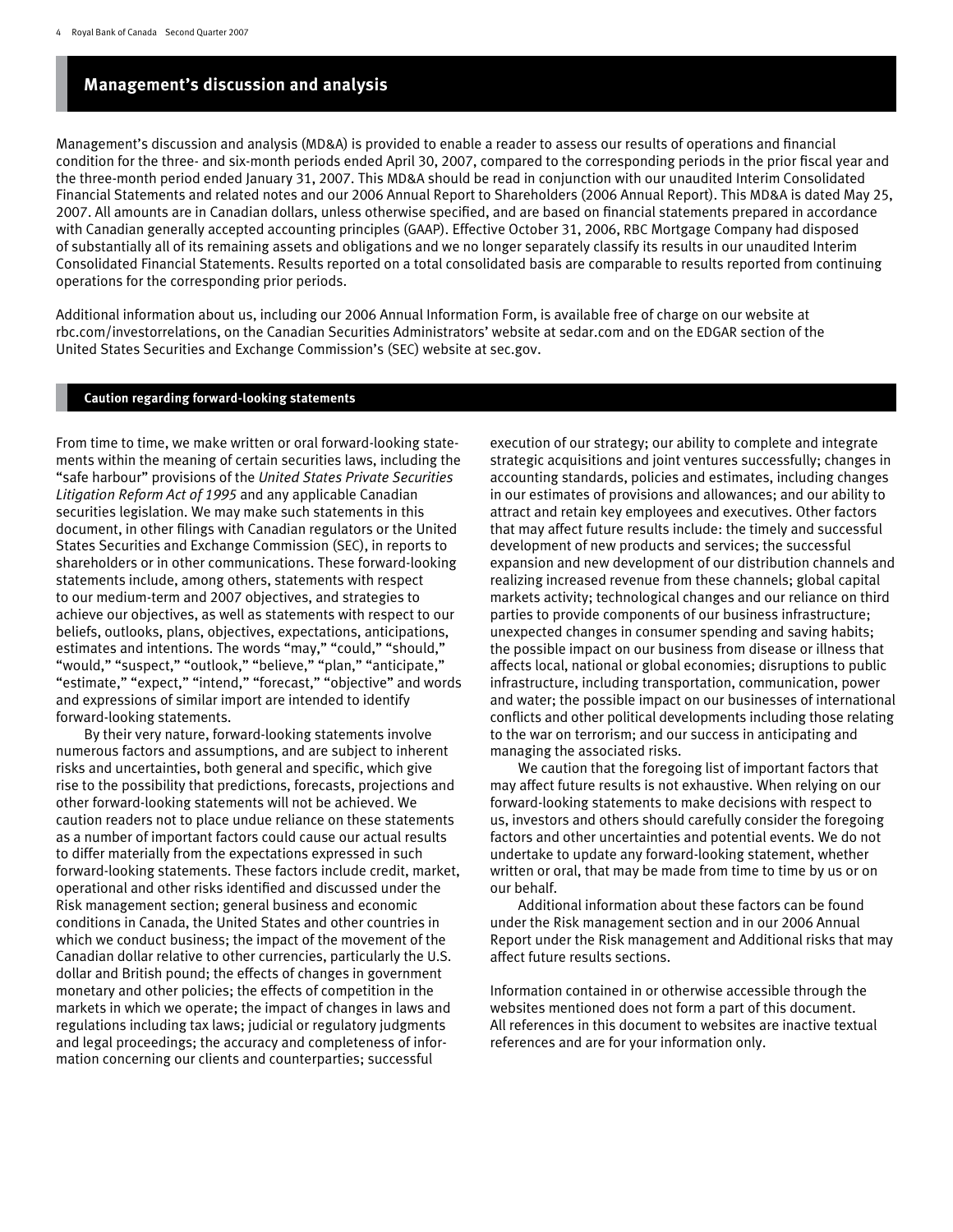# Management's discussion and analysis

Management's discussion and analysis (MD&A) is provided to enable a reader to assess our results of operations and financial condition for the three- and six-month periods ended April 30, 2007, compared to the corresponding periods in the prior fiscal year and the three-month period ended January 31, 2007. This MD&A should be read in conjunction with our unaudited Interim Consolidated Financial Statements and related notes and our 2006 Annual Report to Shareholders (2006 Annual Report). This MD&A is dated May 25, 2007. All amounts are in Canadian dollars, unless otherwise specified, and are based on financial statements prepared in accordance with Canadian generally accepted accounting principles (GAAP). Effective October 31, 2006, RBC Mortgage Company had disposed of substantially all of its remaining assets and obligations and we no longer separately classify its results in our unaudited Interim Consolidated Financial Statements. Results reported on a total consolidated basis are comparable to results reported from continuing operations for the corresponding prior periods.

Additional information about us, including our 2006 Annual Information Form, is available free of charge on our website at rbc.com/investorrelations, on the Canadian Securities Administrators' website at sedar.com and on the EDGAR section of the United States Securities and Exchange Commission's (SEC) website at sec.gov.

## Caution regarding forward-looking statements

From time to time, we make written or oral forward-looking statements within the meaning of certain securities laws, including the "safe harbour" provisions of the *United States Private Securities Litigation Reform Act of 1995* and any applicable Canadian securities legislation. We may make such statements in this document, in other filings with Canadian regulators or the United States Securities and Exchange Commission (SEC), in reports to shareholders or in other communications. These forward-looking statements include, among others, statements with respect to our medium-term and 2007 objectives, and strategies to achieve our objectives, as well as statements with respect to our beliefs, outlooks, plans, objectives, expectations, anticipations, estimates and intentions. The words "may," "could," "should," "would," "suspect," "outlook," "believe," "plan," "anticipate," "estimate," "expect," "intend," "forecast," "objective" and words and expressions of similar import are intended to identify forward-looking statements.

By their very nature, forward-looking statements involve numerous factors and assumptions, and are subject to inherent risks and uncertainties, both general and specific, which give rise to the possibility that predictions, forecasts, projections and other forward-looking statements will not be achieved. We caution readers not to place undue reliance on these statements as a number of important factors could cause our actual results to differ materially from the expectations expressed in such forward-looking statements. These factors include credit, market, operational and other risks identified and discussed under the Risk management section; general business and economic conditions in Canada, the United States and other countries in which we conduct business; the impact of the movement of the Canadian dollar relative to other currencies, particularly the U.S. dollar and British pound; the effects of changes in government monetary and other policies; the effects of competition in the markets in which we operate; the impact of changes in laws and regulations including tax laws; judicial or regulatory judgments and legal proceedings; the accuracy and completeness of information concerning our clients and counterparties; successful execution of our strategy; our ability to complete and integrate strategic acquisitions and joint ventures successfully; changes in accounting standards, policies and estimates, including changes in our estimates of provisions and allowances; and our ability to attract and retain key employees and executives. Other factors that may affect future results include: the timely and successful development of new products and services; the successful expansion and new development of our distribution channels and realizing increased revenue from these channels; global capital markets activity; technological changes and our reliance on third parties to provide components of our business infrastructure; unexpected changes in consumer spending and saving habits; the possible impact on our business from disease or illness that affects local, national or global economies; disruptions to public infrastructure, including transportation, communication, power and water; the possible impact on our businesses of international conflicts and other political developments including those relating to the war on terrorism; and our success in anticipating and managing the associated risks.

We caution that the foregoing list of important factors that may affect future results is not exhaustive. When relying on our forward-looking statements to make decisions with respect to us, investors and others should carefully consider the foregoing factors and other uncertainties and potential events. We do not undertake to update any forward-looking statement, whether written or oral, that may be made from time to time by us or on our behalf.

Additional information about these factors can be found under the Risk management section and in our 2006 Annual Report under the Risk management and Additional risks that may affect future results sections.

Information contained in or otherwise accessible through the websites mentioned does not form a part of this document. All references in this document to websites are inactive textual references and are for your information only.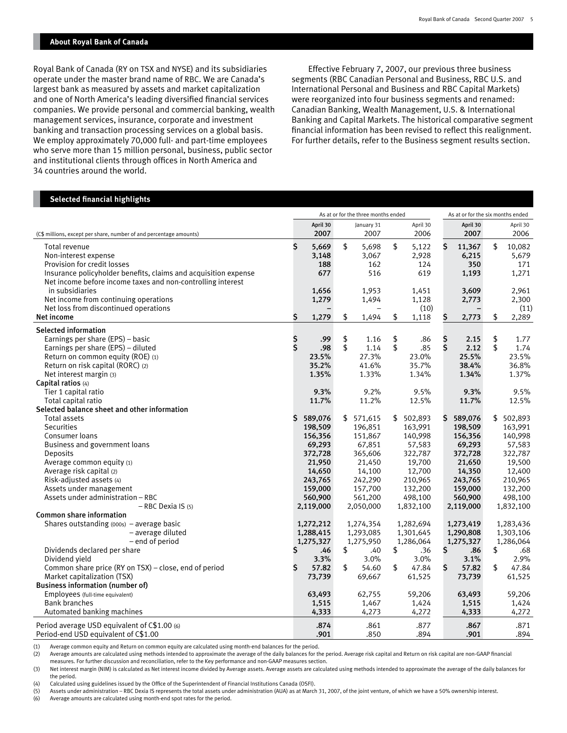## About Royal Bank of Canada

Royal Bank of Canada (RY on TSX and NYSE) and its subsidiaries operate under the master brand name of RBC. We are Canada's largest bank as measured by assets and market capitalization and one of North America's leading diversified financial services companies. We provide personal and commercial banking, wealth management services, insurance, corporate and investment banking and transaction processing services on a global basis. We employ approximately 70,000 full- and part-time employees who serve more than 15 million personal, business, public sector and institutional clients through offices in North America and 34 countries around the world.

Effective February 7, 2007, our previous three business segments (RBC Canadian Personal and Business, RBC U.S. and International Personal and Business and RBC Capital Markets) were reorganized into four business segments and renamed: Canadian Banking, Wealth Management, U.S. & International Banking and Capital Markets. The historical comparative segment financial information has been revised to reflect this realignment. For further details, refer to the Business segment results section.

## Selected financial highlights

| (C$ millions, except per share, number of and percentage amounts) | As at or for the three months ended | | | As at or for the six months ended | |
|---|---|---|---|---|---|
| | April 30 2007 | January 31 2007 | April 30 2006 | April 30 2007 | April 30 2006 |
| Total revenue | $ 5,669 | $ 5,698 | $ 5,122 | $ 11,367 | $ 10,082 |
| Non-interest expense | 3,148 | 3,067 | 2,928 | 6,215 | 5,679 |
| Provision for credit losses | 188 | 162 | 124 | 350 | 171 |
| Insurance policyholder benefits, claims and acquisition expense | 677 | 516 | 619 | 1,193 | 1,271 |
| Net income before income taxes and non-controlling interest in subsidiaries | 1,656 | 1,953 | 1,451 | 3,609 | 2,961 |
| Net income from continuing operations | 1,279 | 1,494 | 1,128 | 2,773 | 2,300 |
| Net loss from discontinued operations | – | – | (10) | – | (11) |
| **Net income** | $ 1,279 | $ 1,494 | $ 1,118 | $ 2,773 | $ 2,289 |
| **Selected information** | | | | | |
| Earnings per share (EPS) – basic | $ .99 | $ 1.16 | $ .86 | $ 2.15 | $ 1.77 |
| Earnings per share (EPS) – diluted | $ .98 | $ 1.14 | $ .85 | $ 2.12 | $ 1.74 |
| Return on common equity (ROE) (1) | 23.5% | 27.3% | 23.0% | 25.5% | 23.5% |
| Return on risk capital (RORC) (2) | 35.2% | 41.6% | 35.7% | 38.4% | 36.8% |
| Net interest margin (3) | 1.35% | 1.33% | 1.34% | 1.34% | 1.37% |
| **Capital ratios** (4) | | | | | |
| Tier 1 capital ratio | 9.3% | 9.2% | 9.5% | 9.3% | 9.5% |
| Total capital ratio | 11.7% | 11.2% | 12.5% | 11.7% | 12.5% |
| **Selected balance sheet and other information** | | | | | |
| Total assets | $ 589,076 | $ 571,615 | $ 502,893 | $ 589,076 | $ 502,893 |
| Securities | 198,509 | 196,851 | 163,991 | 198,509 | 163,991 |
| Consumer loans | 156,356 | 151,867 | 140,998 | 156,356 | 140,998 |
| Business and government loans | 69,293 | 67,851 | 57,583 | 69,293 | 57,583 |
| Deposits | 372,728 | 365,606 | 322,787 | 372,728 | 322,787 |
| Average common equity (1) | 21,950 | 21,450 | 19,700 | 21,650 | 19,500 |
| Average risk capital (2) | 14,650 | 14,100 | 12,700 | 14,350 | 12,400 |
| Risk-adjusted assets (4) | 243,765 | 242,290 | 210,965 | 243,765 | 210,965 |
| Assets under management | 159,000 | 157,700 | 132,200 | 159,000 | 132,200 |
| Assets under administration – RBC | 560,900 | 561,200 | 498,100 | 560,900 | 498,100 |
| – RBC Dexia IS (5) | 2,119,000 | 2,050,000 | 1,832,100 | 2,119,000 | 1,832,100 |
| **Common share information** | | | | | |
| Shares outstanding (000s) – average basic | 1,272,212 | 1,274,354 | 1,282,694 | 1,273,419 | 1,283,436 |
| – average diluted | 1,288,415 | 1,293,085 | 1,301,645 | 1,290,808 | 1,303,106 |
| – end of period | 1,275,327 | 1,275,950 | 1,286,064 | 1,275,327 | 1,286,064 |
| Dividends declared per share | $ .46 | $ .40 | $ .36 | $ .86 | $ .68 |
| Dividend yield | 3.3% | 3.0% | 3.0% | 3.1% | 2.9% |
| Common share price (RY on TSX) – close, end of period | $ 57.82 | $ 54.60 | $ 47.84 | $ 57.82 | $ 47.84 |
| Market capitalization (TSX) | 73,739 | 69,667 | 61,525 | 73,739 | 61,525 |
| **Business information (number of)** | | | | | |
| Employees (full-time equivalent) | 63,493 | 62,755 | 59,206 | 63,493 | 59,206 |
| Bank branches | 1,515 | 1,467 | 1,424 | 1,515 | 1,424 |
| Automated banking machines | 4,333 | 4,273 | 4,272 | 4,333 | 4,272 |
| Period average USD equivalent of C$1.00 (6) | .874 | .861 | .877 | .867 | .871 |
| Period-end USD equivalent of C$1.00 | .901 | .850 | .894 | .901 | .894 |

(1) Average common equity and Return on common equity are calculated using month-end balances for the period.
(2) Average amounts are calculated using methods intended to approximate the average of the daily balances for the period. Average risk capital and Return on risk capital are non-GAAP financial measures. For further discussion and reconciliation, refer to the Key performance and non-GAAP measures section.
(3) Net interest margin (NIM) is calculated as Net interest income divided by Average assets. Average assets are calculated using methods intended to approximate the average of the daily balances for the period.
(4) Calculated using guidelines issued by the Office of the Superintendent of Financial Institutions Canada (OSFI).
(5) Assets under administration – RBC Dexia IS represents the total assets under administration (AUA) as at March 31, 2007, of the joint venture, of which we have a 50% ownership interest.
(6) Average amounts are calculated using month-end spot rates for the period.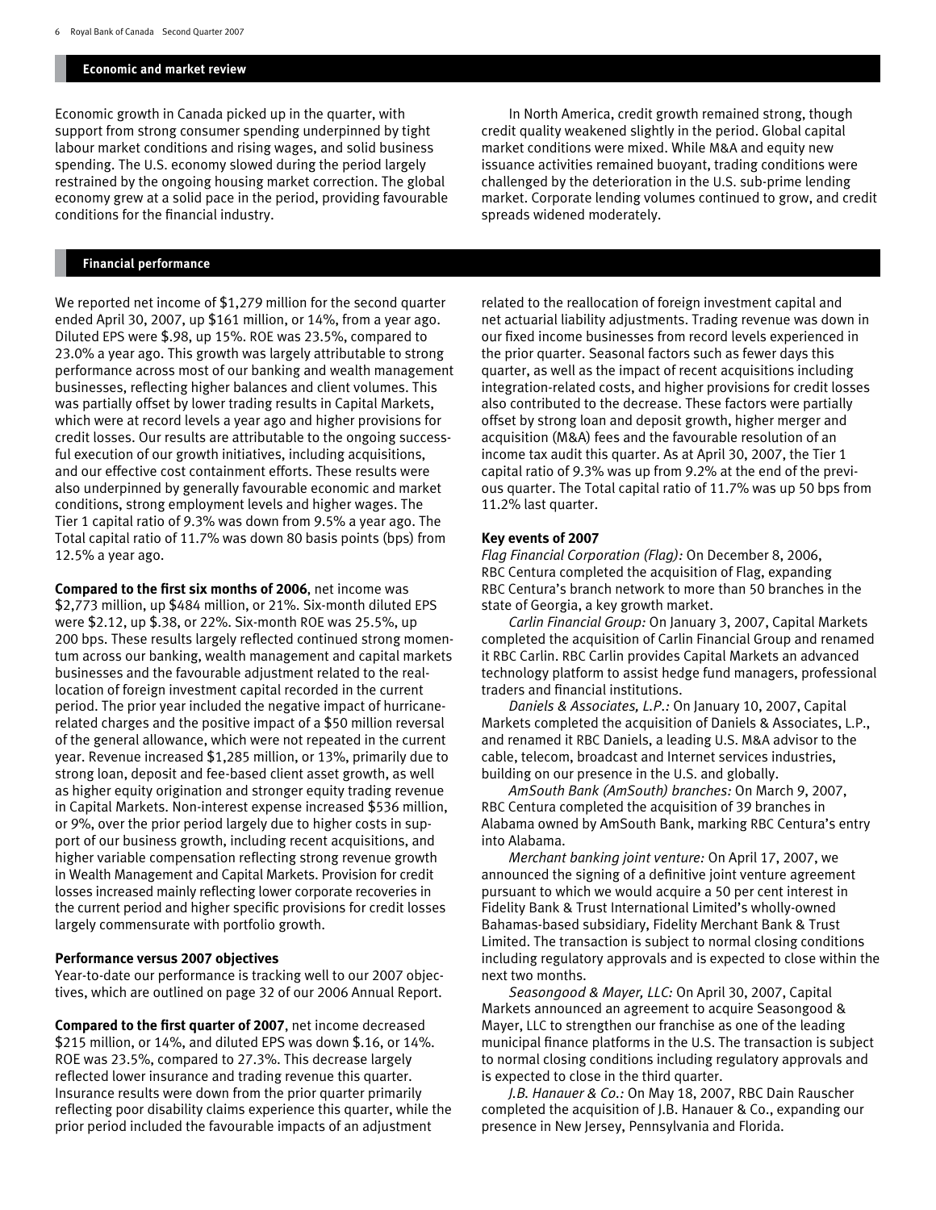## Economic and market review

Economic growth in Canada picked up in the quarter, with support from strong consumer spending underpinned by tight labour market conditions and rising wages, and solid business spending. The U.S. economy slowed during the period largely restrained by the ongoing housing market correction. The global economy grew at a solid pace in the period, providing favourable conditions for the financial industry.

In North America, credit growth remained strong, though credit quality weakened slightly in the period. Global capital market conditions were mixed. While M&A and equity new issuance activities remained buoyant, trading conditions were challenged by the deterioration in the U.S. sub-prime lending market. Corporate lending volumes continued to grow, and credit spreads widened moderately.

## Financial performance

We reported net income of $1,279 million for the second quarter ended April 30, 2007, up $161 million, or 14%, from a year ago. Diluted EPS were $.98, up 15%. ROE was 23.5%, compared to 23.0% a year ago. This growth was largely attributable to strong performance across most of our banking and wealth management businesses, reflecting higher balances and client volumes. This was partially offset by lower trading results in Capital Markets, which were at record levels a year ago and higher provisions for credit losses. Our results are attributable to the ongoing successful execution of our growth initiatives, including acquisitions, and our effective cost containment efforts. These results were also underpinned by generally favourable economic and market conditions, strong employment levels and higher wages. The Tier 1 capital ratio of 9.3% was down from 9.5% a year ago. The Total capital ratio of 11.7% was down 80 basis points (bps) from 12.5% a year ago.

**Compared to the first six months of 2006**, net income was $2,773 million, up $484 million, or 21%. Six-month diluted EPS were $2.12, up $.38, or 22%. Six-month ROE was 25.5%, up 200 bps. These results largely reflected continued strong momentum across our banking, wealth management and capital markets businesses and the favourable adjustment related to the reallocation of foreign investment capital recorded in the current period. The prior year included the negative impact of hurricane-related charges and the positive impact of a $50 million reversal of the general allowance, which were not repeated in the current year. Revenue increased $1,285 million, or 13%, primarily due to strong loan, deposit and fee-based client asset growth, as well as higher equity origination and stronger equity trading revenue in Capital Markets. Non-interest expense increased $536 million, or 9%, over the prior period largely due to higher costs in support of our business growth, including recent acquisitions, and higher variable compensation reflecting strong revenue growth in Wealth Management and Capital Markets. Provision for credit losses increased mainly reflecting lower corporate recoveries in the current period and higher specific provisions for credit losses largely commensurate with portfolio growth.

### Performance versus 2007 objectives

Year-to-date our performance is tracking well to our 2007 objectives, which are outlined on page 32 of our 2006 Annual Report.

**Compared to the first quarter of 2007**, net income decreased $215 million, or 14%, and diluted EPS was down $.16, or 14%. ROE was 23.5%, compared to 27.3%. This decrease largely reflected lower insurance and trading revenue this quarter. Insurance results were down from the prior quarter primarily reflecting poor disability claims experience this quarter, while the prior period included the favourable impacts of an adjustment related to the reallocation of foreign investment capital and net actuarial liability adjustments. Trading revenue was down in our fixed income businesses from record levels experienced in the prior quarter. Seasonal factors such as fewer days this quarter, as well as the impact of recent acquisitions including integration-related costs, and higher provisions for credit losses also contributed to the decrease. These factors were partially offset by strong loan and deposit growth, higher merger and acquisition (M&A) fees and the favourable resolution of an income tax audit this quarter. As at April 30, 2007, the Tier 1 capital ratio of 9.3% was up from 9.2% at the end of the previous quarter. The Total capital ratio of 11.7% was up 50 bps from 11.2% last quarter.

### Key events of 2007

*Flag Financial Corporation (Flag):* On December 8, 2006, RBC Centura completed the acquisition of Flag, expanding RBC Centura's branch network to more than 50 branches in the state of Georgia, a key growth market.

*Carlin Financial Group:* On January 3, 2007, Capital Markets completed the acquisition of Carlin Financial Group and renamed it RBC Carlin. RBC Carlin provides Capital Markets an advanced technology platform to assist hedge fund managers, professional traders and financial institutions.

*Daniels & Associates, L.P.:* On January 10, 2007, Capital Markets completed the acquisition of Daniels & Associates, L.P., and renamed it RBC Daniels, a leading U.S. M&A advisor to the cable, telecom, broadcast and Internet services industries, building on our presence in the U.S. and globally.

*AmSouth Bank (AmSouth) branches:* On March 9, 2007, RBC Centura completed the acquisition of 39 branches in Alabama owned by AmSouth Bank, marking RBC Centura's entry into Alabama.

*Merchant banking joint venture:* On April 17, 2007, we announced the signing of a definitive joint venture agreement pursuant to which we would acquire a 50 per cent interest in Fidelity Bank & Trust International Limited's wholly-owned Bahamas-based subsidiary, Fidelity Merchant Bank & Trust Limited. The transaction is subject to normal closing conditions including regulatory approvals and is expected to close within the next two months.

*Seasongood & Mayer, LLC:* On April 30, 2007, Capital Markets announced an agreement to acquire Seasongood & Mayer, LLC to strengthen our franchise as one of the leading municipal finance platforms in the U.S. The transaction is subject to normal closing conditions including regulatory approvals and is expected to close in the third quarter.

*J.B. Hanauer & Co.:* On May 18, 2007, RBC Dain Rauscher completed the acquisition of J.B. Hanauer & Co., expanding our presence in New Jersey, Pennsylvania and Florida.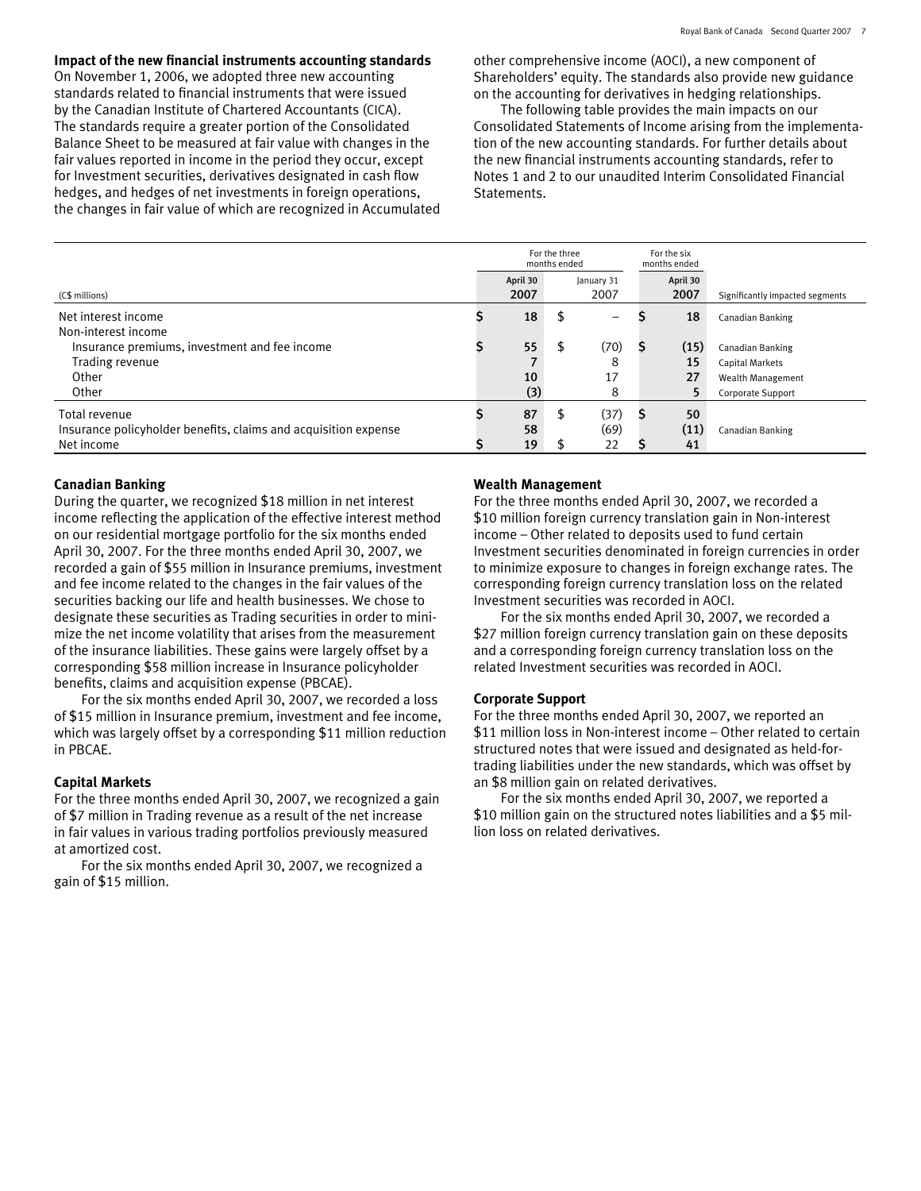**Impact of the new financial instruments accounting standards**

On November 1, 2006, we adopted three new accounting standards related to financial instruments that were issued by the Canadian Institute of Chartered Accountants (CICA). The standards require a greater portion of the Consolidated Balance Sheet to be measured at fair value with changes in the fair values reported in income in the period they occur, except for Investment securities, derivatives designated in cash flow hedges, and hedges of net investments in foreign operations, the changes in fair value of which are recognized in Accumulated other comprehensive income (AOCI), a new component of Shareholders' equity. The standards also provide new guidance on the accounting for derivatives in hedging relationships.

The following table provides the main impacts on our Consolidated Statements of Income arising from the implementation of the new accounting standards. For further details about the new financial instruments accounting standards, refer to Notes 1 and 2 to our unaudited Interim Consolidated Financial Statements.

| (C$ millions) | For the three months ended April 30 2007 | For the three months ended January 31 2007 | For the six months ended April 30 2007 | Significantly impacted segments |
|---|---|---|---|---|
| Net interest income | $ 18 | $ – | $ 18 | Canadian Banking |
| Non-interest income | | | | |
| Insurance premiums, investment and fee income | $ 55 | $ (70) | $ (15) | Canadian Banking |
| Trading revenue | 7 | 8 | 15 | Capital Markets |
| Other | 10 | 17 | 27 | Wealth Management |
| Other | (3) | 8 | 5 | Corporate Support |
| Total revenue | $ 87 | $ (37) | $ 50 | |
| Insurance policyholder benefits, claims and acquisition expense | 58 | (69) | (11) | Canadian Banking |
| Net income | $ 19 | $ 22 | $ 41 | |

**Canadian Banking**

During the quarter, we recognized $18 million in net interest income reflecting the application of the effective interest method on our residential mortgage portfolio for the six months ended April 30, 2007. For the three months ended April 30, 2007, we recorded a gain of $55 million in Insurance premiums, investment and fee income related to the changes in the fair values of the securities backing our life and health businesses. We chose to designate these securities as Trading securities in order to minimize the net income volatility that arises from the measurement of the insurance liabilities. These gains were largely offset by a corresponding $58 million increase in Insurance policyholder benefits, claims and acquisition expense (PBCAE).

For the six months ended April 30, 2007, we recorded a loss of $15 million in Insurance premium, investment and fee income, which was largely offset by a corresponding $11 million reduction in PBCAE.

**Capital Markets**

For the three months ended April 30, 2007, we recognized a gain of $7 million in Trading revenue as a result of the net increase in fair values in various trading portfolios previously measured at amortized cost.

For the six months ended April 30, 2007, we recognized a gain of $15 million.

**Wealth Management**

For the three months ended April 30, 2007, we recorded a $10 million foreign currency translation gain in Non-interest income – Other related to deposits used to fund certain Investment securities denominated in foreign currencies in order to minimize exposure to changes in foreign exchange rates. The corresponding foreign currency translation loss on the related Investment securities was recorded in AOCI.

For the six months ended April 30, 2007, we recorded a $27 million foreign currency translation gain on these deposits and a corresponding foreign currency translation loss on the related Investment securities was recorded in AOCI.

**Corporate Support**

For the three months ended April 30, 2007, we reported an $11 million loss in Non-interest income – Other related to certain structured notes that were issued and designated as held-for-trading liabilities under the new standards, which was offset by an $8 million gain on related derivatives.

For the six months ended April 30, 2007, we reported a $10 million gain on the structured notes liabilities and a $5 million loss on related derivatives.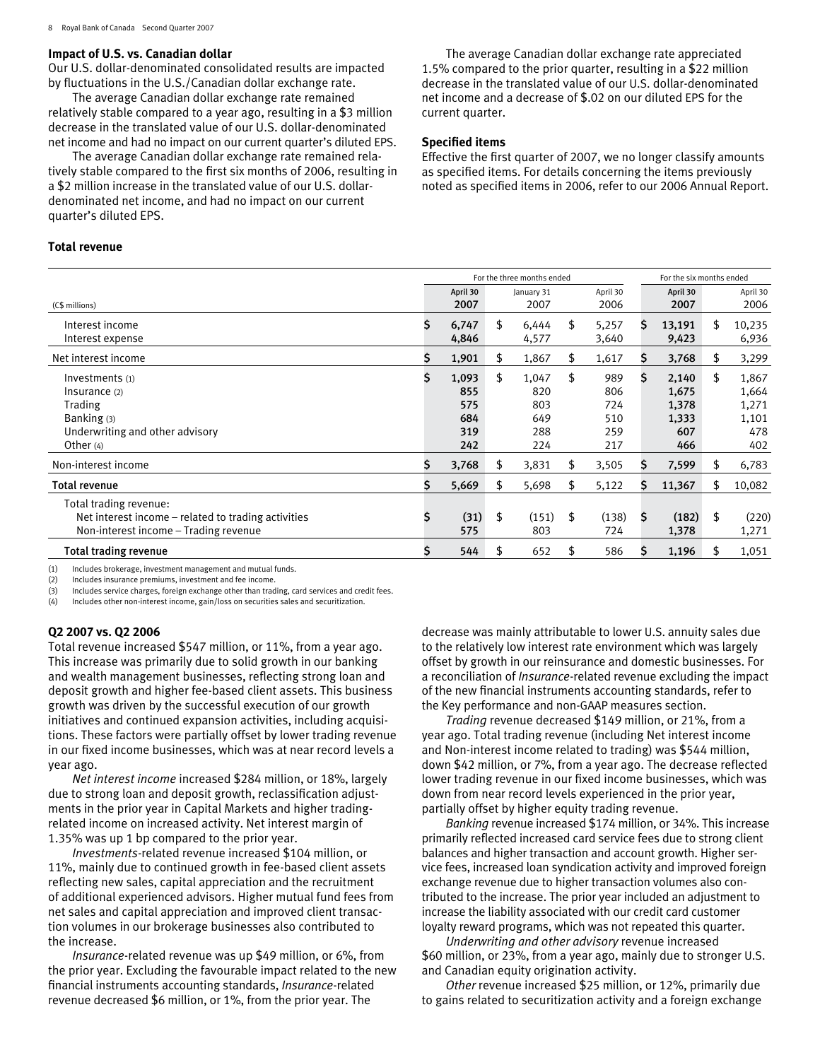### Impact of U.S. vs. Canadian dollar

Our U.S. dollar-denominated consolidated results are impacted by fluctuations in the U.S./Canadian dollar exchange rate.

The average Canadian dollar exchange rate remained relatively stable compared to a year ago, resulting in a $3 million decrease in the translated value of our U.S. dollar-denominated net income and had no impact on our current quarter's diluted EPS.

The average Canadian dollar exchange rate remained relatively stable compared to the first six months of 2006, resulting in a $2 million increase in the translated value of our U.S. dollar-denominated net income, and had no impact on our current quarter's diluted EPS.

The average Canadian dollar exchange rate appreciated 1.5% compared to the prior quarter, resulting in a $22 million decrease in the translated value of our U.S. dollar-denominated net income and a decrease of $.02 on our diluted EPS for the current quarter.

### Specified items

Effective the first quarter of 2007, we no longer classify amounts as specified items. For details concerning the items previously noted as specified items in 2006, refer to our 2006 Annual Report.

### Total revenue

| (C$ millions) | For the three months ended | | | For the six months ended | |
|---|---|---|---|---|---|
| | **April 30 2007** | January 31 2007 | April 30 2006 | **April 30 2007** | April 30 2006 |
| Interest income | **$ 6,747** | $ 6,444 | $ 5,257 | **$ 13,191** | $ 10,235 |
| Interest expense | **4,846** | 4,577 | 3,640 | **9,423** | 6,936 |
| Net interest income | **$ 1,901** | $ 1,867 | $ 1,617 | **$ 3,768** | $ 3,299 |
| Investments (1) | **$ 1,093** | $ 1,047 | $ 989 | **$ 2,140** | $ 1,867 |
| Insurance (2) | **855** | 820 | 806 | **1,675** | 1,664 |
| Trading | **575** | 803 | 724 | **1,378** | 1,271 |
| Banking (3) | **684** | 649 | 510 | **1,333** | 1,101 |
| Underwriting and other advisory | **319** | 288 | 259 | **607** | 478 |
| Other (4) | **242** | 224 | 217 | **466** | 402 |
| Non-interest income | **$ 3,768** | $ 3,831 | $ 3,505 | **$ 7,599** | $ 6,783 |
| **Total revenue** | **$ 5,669** | $ 5,698 | $ 5,122 | **$ 11,367** | $ 10,082 |
| Total trading revenue: | | | | | |
| Net interest income – related to trading activities | **$ (31)** | $ (151) | $ (138) | **$ (182)** | $ (220) |
| Non-interest income – Trading revenue | **575** | 803 | 724 | **1,378** | 1,271 |
| **Total trading revenue** | **$ 544** | $ 652 | $ 586 | **$ 1,196** | $ 1,051 |

(1) Includes brokerage, investment management and mutual funds.
(2) Includes insurance premiums, investment and fee income.
(3) Includes service charges, foreign exchange other than trading, card services and credit fees.
(4) Includes other non-interest income, gain/loss on securities sales and securitization.

### Q2 2007 vs. Q2 2006

Total revenue increased $547 million, or 11%, from a year ago. This increase was primarily due to solid growth in our banking and wealth management businesses, reflecting strong loan and deposit growth and higher fee-based client assets. This business growth was driven by the successful execution of our growth initiatives and continued expansion activities, including acquisitions. These factors were partially offset by lower trading revenue in our fixed income businesses, which was at near record levels a year ago.

*Net interest income* increased $284 million, or 18%, largely due to strong loan and deposit growth, reclassification adjustments in the prior year in Capital Markets and higher trading-related income on increased activity. Net interest margin of 1.35% was up 1 bp compared to the prior year.

*Investments*-related revenue increased $104 million, or 11%, mainly due to continued growth in fee-based client assets reflecting new sales, capital appreciation and the recruitment of additional experienced advisors. Higher mutual fund fees from net sales and capital appreciation and improved client transaction volumes in our brokerage businesses also contributed to the increase.

*Insurance*-related revenue was up $49 million, or 6%, from the prior year. Excluding the favourable impact related to the new financial instruments accounting standards, *Insurance*-related revenue decreased $6 million, or 1%, from the prior year. The decrease was mainly attributable to lower U.S. annuity sales due to the relatively low interest rate environment which was largely offset by growth in our reinsurance and domestic businesses. For a reconciliation of *Insurance*-related revenue excluding the impact of the new financial instruments accounting standards, refer to the Key performance and non-GAAP measures section.

*Trading* revenue decreased $149 million, or 21%, from a year ago. Total trading revenue (including Net interest income and Non-interest income related to trading) was $544 million, down $42 million, or 7%, from a year ago. The decrease reflected lower trading revenue in our fixed income businesses, which was down from near record levels experienced in the prior year, partially offset by higher equity trading revenue.

*Banking* revenue increased $174 million, or 34%. This increase primarily reflected increased card service fees due to strong client balances and higher transaction and account growth. Higher service fees, increased loan syndication activity and improved foreign exchange revenue due to higher transaction volumes also contributed to the increase. The prior year included an adjustment to increase the liability associated with our credit card customer loyalty reward programs, which was not repeated this quarter.

*Underwriting and other advisory* revenue increased $60 million, or 23%, from a year ago, mainly due to stronger U.S. and Canadian equity origination activity.

*Other* revenue increased $25 million, or 12%, primarily due to gains related to securitization activity and a foreign exchange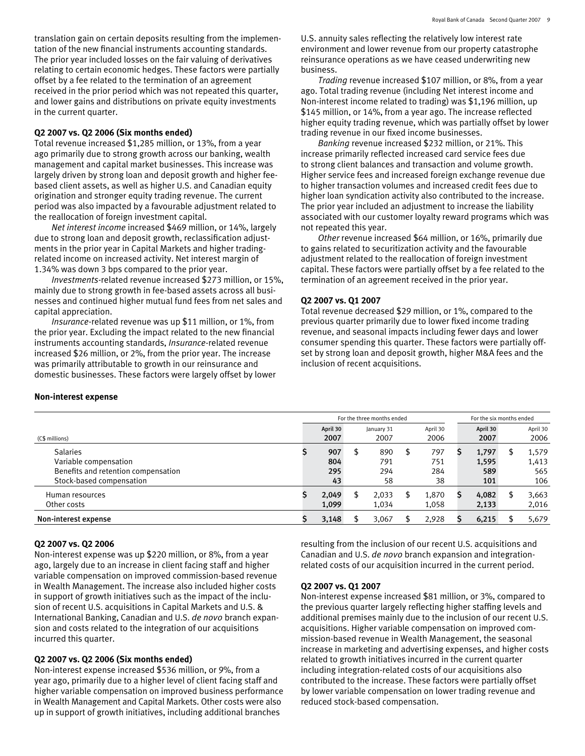translation gain on certain deposits resulting from the implementation of the new financial instruments accounting standards. The prior year included losses on the fair valuing of derivatives relating to certain economic hedges. These factors were partially offset by a fee related to the termination of an agreement received in the prior period which was not repeated this quarter, and lower gains and distributions on private equity investments in the current quarter.

**Q2 2007 vs. Q2 2006 (Six months ended)**

Total revenue increased $1,285 million, or 13%, from a year ago primarily due to strong growth across our banking, wealth management and capital market businesses. This increase was largely driven by strong loan and deposit growth and higher fee-based client assets, as well as higher U.S. and Canadian equity origination and stronger equity trading revenue. The current period was also impacted by a favourable adjustment related to the reallocation of foreign investment capital.

*Net interest income* increased $469 million, or 14%, largely due to strong loan and deposit growth, reclassification adjustments in the prior year in Capital Markets and higher trading-related income on increased activity. Net interest margin of 1.34% was down 3 bps compared to the prior year.

*Investments*-related revenue increased $273 million, or 15%, mainly due to strong growth in fee-based assets across all businesses and continued higher mutual fund fees from net sales and capital appreciation.

*Insurance*-related revenue was up $11 million, or 1%, from the prior year. Excluding the impact related to the new financial instruments accounting standards, *Insurance*-related revenue increased $26 million, or 2%, from the prior year. The increase was primarily attributable to growth in our reinsurance and domestic businesses. These factors were largely offset by lower U.S. annuity sales reflecting the relatively low interest rate environment and lower revenue from our property catastrophe reinsurance operations as we have ceased underwriting new business.

*Trading* revenue increased $107 million, or 8%, from a year ago. Total trading revenue (including Net interest income and Non-interest income related to trading) was $1,196 million, up $145 million, or 14%, from a year ago. The increase reflected higher equity trading revenue, which was partially offset by lower trading revenue in our fixed income businesses.

*Banking* revenue increased $232 million, or 21%. This increase primarily reflected increased card service fees due to strong client balances and transaction and volume growth. Higher service fees and increased foreign exchange revenue due to higher transaction volumes and increased credit fees due to higher loan syndication activity also contributed to the increase. The prior year included an adjustment to increase the liability associated with our customer loyalty reward programs which was not repeated this year.

*Other* revenue increased $64 million, or 16%, primarily due to gains related to securitization activity and the favourable adjustment related to the reallocation of foreign investment capital. These factors were partially offset by a fee related to the termination of an agreement received in the prior year.

**Q2 2007 vs. Q1 2007**

Total revenue decreased $29 million, or 1%, compared to the previous quarter primarily due to lower fixed income trading revenue, and seasonal impacts including fewer days and lower consumer spending this quarter. These factors were partially offset by strong loan and deposit growth, higher M&A fees and the inclusion of recent acquisitions.

**Non-interest expense**

| | For the three months ended | | | For the six months ended | |
|---|---|---|---|---|---|
| (C$ millions) | April 30 2007 | January 31 2007 | April 30 2006 | April 30 2007 | April 30 2006 |
| Salaries | $ 907 | $ 890 | $ 797 | $ 1,797 | $ 1,579 |
| Variable compensation | 804 | 791 | 751 | 1,595 | 1,413 |
| Benefits and retention compensation | 295 | 294 | 284 | 589 | 565 |
| Stock-based compensation | 43 | 58 | 38 | 101 | 106 |
| Human resources | $ 2,049 | $ 2,033 | $ 1,870 | $ 4,082 | $ 3,663 |
| Other costs | 1,099 | 1,034 | 1,058 | 2,133 | 2,016 |
| **Non-interest expense** | $ 3,148 | $ 3,067 | $ 2,928 | $ 6,215 | $ 5,679 |

**Q2 2007 vs. Q2 2006**

Non-interest expense was up $220 million, or 8%, from a year ago, largely due to an increase in client facing staff and higher variable compensation on improved commission-based revenue in Wealth Management. The increase also included higher costs in support of growth initiatives such as the impact of the inclusion of recent U.S. acquisitions in Capital Markets and U.S. & International Banking, Canadian and U.S. *de novo* branch expansion and costs related to the integration of our acquisitions incurred this quarter.

**Q2 2007 vs. Q2 2006 (Six months ended)**

Non-interest expense increased $536 million, or 9%, from a year ago, primarily due to a higher level of client facing staff and higher variable compensation on improved business performance in Wealth Management and Capital Markets. Other costs were also up in support of growth initiatives, including additional branches resulting from the inclusion of our recent U.S. acquisitions and Canadian and U.S. *de novo* branch expansion and integration-related costs of our acquisition incurred in the current period.

**Q2 2007 vs. Q1 2007**

Non-interest expense increased $81 million, or 3%, compared to the previous quarter largely reflecting higher staffing levels and additional premises mainly due to the inclusion of our recent U.S. acquisitions. Higher variable compensation on improved commission-based revenue in Wealth Management, the seasonal increase in marketing and advertising expenses, and higher costs related to growth initiatives incurred in the current quarter including integration-related costs of our acquisitions also contributed to the increase. These factors were partially offset by lower variable compensation on lower trading revenue and reduced stock-based compensation.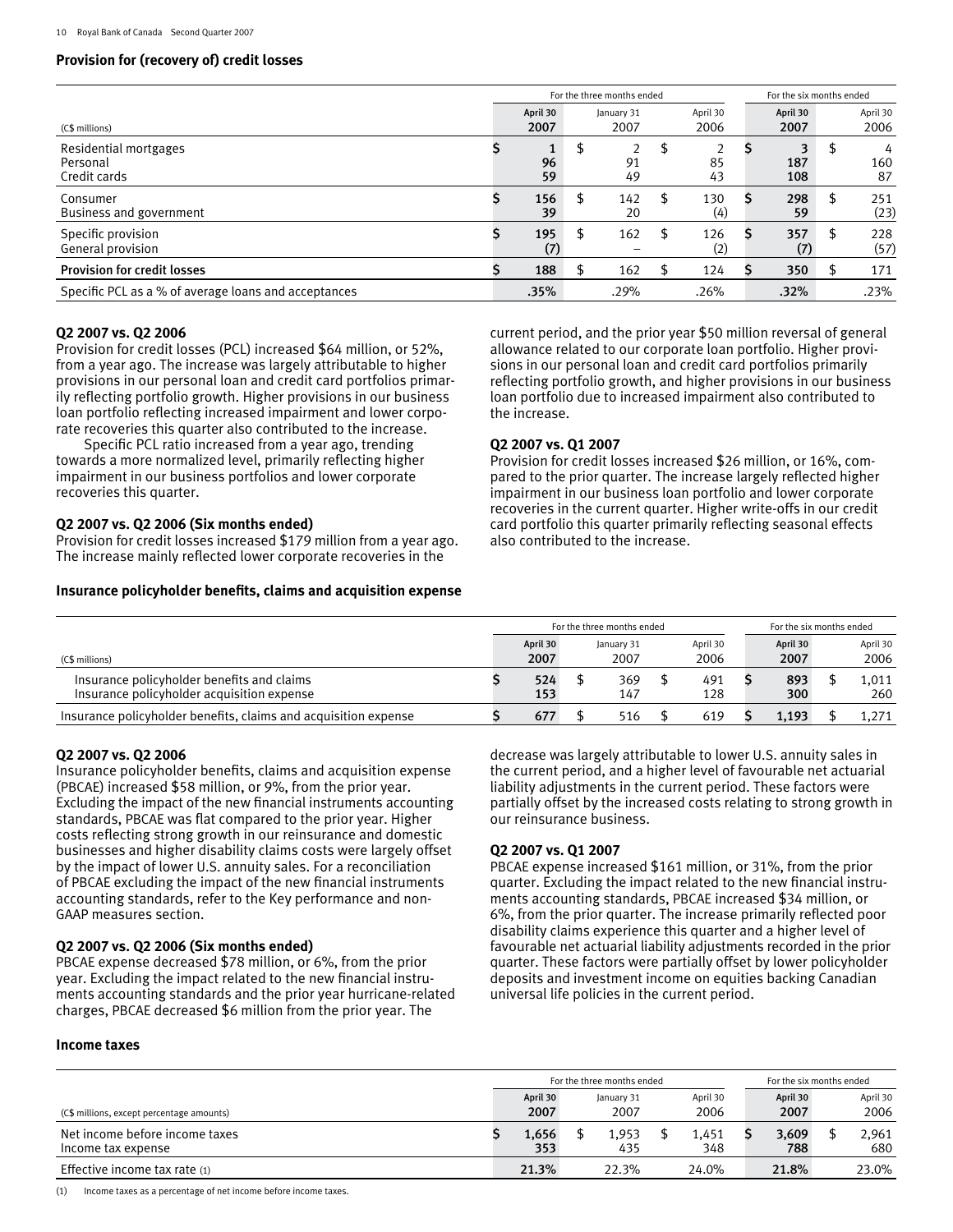### Provision for (recovery of) credit losses

| (C$ millions) | For the three months ended April 30 2007 | January 31 2007 | April 30 2006 | For the six months ended April 30 2007 | April 30 2006 |
|---|---|---|---|---|---|
| Residential mortgages | $ 1 | $ 2 | $ 2 | $ 3 | $ 4 |
| Personal | 96 | 91 | 85 | 187 | 160 |
| Credit cards | 59 | 49 | 43 | 108 | 87 |
| Consumer | $ 156 | $ 142 | $ 130 | $ 298 | $ 251 |
| Business and government | 39 | 20 | (4) | 59 | (23) |
| Specific provision | $ 195 | $ 162 | $ 126 | $ 357 | $ 228 |
| General provision | (7) | – | (2) | (7) | (57) |
| **Provision for credit losses** | $ 188 | $ 162 | $ 124 | $ 350 | $ 171 |
| Specific PCL as a % of average loans and acceptances | .35% | .29% | .26% | .32% | .23% |

**Q2 2007 vs. Q2 2006**
Provision for credit losses (PCL) increased $64 million, or 52%, from a year ago. The increase was largely attributable to higher provisions in our personal loan and credit card portfolios primarily reflecting portfolio growth. Higher provisions in our business loan portfolio reflecting increased impairment and lower corporate recoveries this quarter also contributed to the increase.

Specific PCL ratio increased from a year ago, trending towards a more normalized level, primarily reflecting higher impairment in our business portfolios and lower corporate recoveries this quarter.

**Q2 2007 vs. Q2 2006 (Six months ended)**
Provision for credit losses increased $179 million from a year ago. The increase mainly reflected lower corporate recoveries in the current period, and the prior year $50 million reversal of general allowance related to our corporate loan portfolio. Higher provisions in our personal loan and credit portfolios primarily reflecting portfolio growth, and higher provisions in our business loan portfolio due to increased impairment also contributed to the increase.

**Q2 2007 vs. Q1 2007**
Provision for credit losses increased $26 million, or 16%, compared to the prior quarter. The increase largely reflected higher impairment in our business loan portfolio and lower corporate recoveries in the current quarter. Higher write-offs in our credit card portfolio this quarter primarily reflecting seasonal effects also contributed to the increase.

### Insurance policyholder benefits, claims and acquisition expense

| (C$ millions) | For the three months ended April 30 2007 | January 31 2007 | April 30 2006 | For the six months ended April 30 2007 | April 30 2006 |
|---|---|---|---|---|---|
| Insurance policyholder benefits and claims | $ 524 | $ 369 | $ 491 | $ 893 | $ 1,011 |
| Insurance policyholder acquisition expense | 153 | 147 | 128 | 300 | 260 |
| Insurance policyholder benefits, claims and acquisition expense | $ 677 | $ 516 | $ 619 | $ 1,193 | $ 1,271 |

**Q2 2007 vs. Q2 2006**
Insurance policyholder benefits, claims and acquisition expense (PBCAE) increased $58 million, or 9%, from the prior year. Excluding the impact of the new financial instruments accounting standards, PBCAE was flat compared to the prior year. Higher costs reflecting strong growth in our reinsurance and domestic businesses and higher disability claims costs were largely offset by the impact of lower U.S. annuity sales. For a reconciliation of PBCAE excluding the impact of the new financial instruments accounting standards, refer to the Key performance and non-GAAP measures section.

**Q2 2007 vs. Q2 2006 (Six months ended)**
PBCAE expense decreased $78 million, or 6%, from the prior year. Excluding the impact related to the new financial instruments accounting standards and the prior year hurricane-related charges, PBCAE decreased $6 million from the prior year. The decrease was largely attributable to lower U.S. annuity sales in the current period, and a higher level of favourable net actuarial liability adjustments in the current period. These factors were partially offset by the increased costs relating to strong growth in our reinsurance business.

**Q2 2007 vs. Q1 2007**
PBCAE expense increased $161 million, or 31%, from the prior quarter. Excluding the impact related to the new financial instruments accounting standards, PBCAE increased $34 million, or 6%, from the prior quarter. The increase primarily reflected poor disability claims experience this quarter and a higher level of favourable net actuarial liability adjustments recorded in the prior quarter. These factors were partially offset by lower policyholder deposits and investment income on equities backing Canadian universal life policies in the current period.

### Income taxes

| (C$ millions, except percentage amounts) | For the three months ended April 30 2007 | January 31 2007 | April 30 2006 | For the six months ended April 30 2007 | April 30 2006 |
|---|---|---|---|---|---|
| Net income before income taxes | $ 1,656 | $ 1,953 | $ 1,451 | $ 3,609 | $ 2,961 |
| Income tax expense | 353 | 435 | 348 | 788 | 680 |
| Effective income tax rate (1) | 21.3% | 22.3% | 24.0% | 21.8% | 23.0% |

(1) Income taxes as a percentage of net income before income taxes.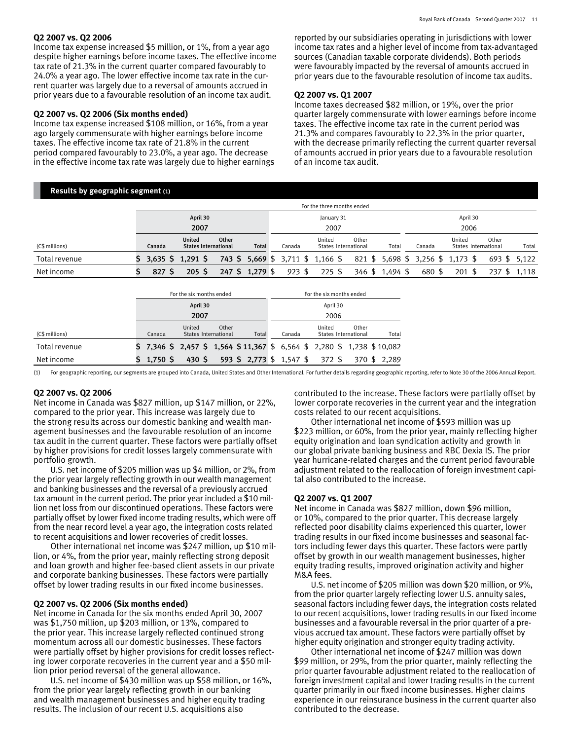### Q2 2007 vs. Q2 2006

Income tax expense increased $5 million, or 1%, from a year ago despite higher earnings before income taxes. The effective income tax rate of 21.3% in the current quarter compared favourably to 24.0% a year ago. The lower effective income tax rate in the current quarter was largely due to a reversal of amounts accrued in prior years due to a favourable resolution of an income tax audit.

### Q2 2007 vs. Q2 2006 (Six months ended)

Income tax expense increased $108 million, or 16%, from a year ago largely commensurate with higher earnings before income taxes. The effective income tax rate of 21.8% in the current period compared favourably to 23.0%, a year ago. The decrease in the effective income tax rate was largely due to higher earnings reported by our subsidiaries operating in jurisdictions with lower income tax rates and a higher level of income from tax-advantaged sources (Canadian taxable corporate dividends). Both periods were favourably impacted by the reversal of amounts accrued in prior years due to the favourable resolution of income tax audits.

### Q2 2007 vs. Q1 2007

Income taxes decreased $82 million, or 19%, over the prior quarter largely commensurate with lower earnings before income taxes. The effective income tax rate in the current period was 21.3% and compares favourably to 22.3% in the prior quarter, with the decrease primarily reflecting the current quarter reversal of amounts accrued in prior years due to a favourable resolution of an income tax audit.

## Results by geographic segment (1)

| | For the three months ended | | | | | | | | | | | |
|---|---|---|---|---|---|---|---|---|---|---|---|---|
| | April 30 2007 | | | | January 31 2007 | | | | April 30 2006 | | | |
| (C$ millions) | Canada | United States | Other International | Total | Canada | United States | Other International | Total | Canada | United States | Other International | Total |
| Total revenue | $ 3,635 | $ 1,291 | $ 743 | $ 5,669 | $ 3,711 | $ 1,166 | $ 821 | $ 5,698 | $ 3,256 | $ 1,173 | $ 693 | $ 5,122 |
| Net income | $ 827 | $ 205 | $ 247 | $ 1,279 | $ 923 | $ 225 | $ 346 | $ 1,494 | $ 680 | $ 201 | $ 237 | $ 1,118 |

| | For the six months ended | | | | For the six months ended | | | |
|---|---|---|---|---|---|---|---|---|
| | April 30 2007 | | | | April 30 2006 | | | |
| (C$ millions) | Canada | United States | Other International | Total | Canada | United States | Other International | Total |
| Total revenue | $ 7,346 | $ 2,457 | $ 1,564 | $ 11,367 | $ 6,564 | $ 2,280 | $ 1,238 | $ 10,082 |
| Net income | $ 1,750 | $ 430 | $ 593 | $ 2,773 | $ 1,547 | $ 372 | $ 370 | $ 2,289 |

(1) For geographic reporting, our segments are grouped into Canada, United States and Other International. For further details regarding geographic reporting, refer to Note 30 of the 2006 Annual Report.

### Q2 2007 vs. Q2 2006

Net income in Canada was $827 million, up $147 million, or 22%, compared to the prior year. This increase was largely due to the strong results across our domestic banking and wealth management businesses and the favourable resolution of an income tax audit in the current quarter. These factors were partially offset by higher provisions for credit losses largely commensurate with portfolio growth.

U.S. net income of $205 million was up $4 million, or 2%, from the prior year largely reflecting growth in our wealth management and banking businesses and the reversal of a previously accrued tax amount in the current period. The prior year included a $10 million net loss from our discontinued operations. These factors were partially offset by lower fixed income trading results, which were off from the near record level a year ago, the integration costs related to recent acquisitions and lower recoveries of credit losses.

Other international net income was $247 million, up $10 million, or 4%, from the prior year, mainly reflecting strong deposit and loan growth and higher fee-based client assets in our private and corporate banking businesses. These factors were partially offset by lower trading results in our fixed income businesses.

### Q2 2007 vs. Q2 2006 (Six months ended)

Net income in Canada for the six months ended April 30, 2007 was $1,750 million, up $203 million, or 13%, compared to the prior year. This increase largely reflected continued strong momentum across all our domestic businesses. These factors were partially offset by higher provisions for credit losses reflecting lower corporate recoveries in the current year and a $50 million prior period reversal of the general allowance.

U.S. net income of $430 million was up $58 million, or 16%, from the prior year largely reflecting growth in our banking and wealth management businesses and higher equity trading results. The inclusion of our recent U.S. acquisitions also contributed to the increase. These factors were partially offset by lower corporate recoveries in the current year and the integration costs related to our recent acquisitions.

Other international net income of $593 million was up $223 million, or 60%, from the prior year, mainly reflecting higher equity origination and loan syndication activity and growth in our global private banking business and RBC Dexia IS. The prior year hurricane-related charges and the current period favourable adjustment related to the reallocation of foreign investment capital also contributed to the increase.

### Q2 2007 vs. Q1 2007

Net income in Canada was $827 million, down $96 million, or 10%, compared to the prior quarter. This decrease largely reflected poor disability claims experienced this quarter, lower trading results in our fixed income businesses and seasonal factors including fewer days this quarter. These factors were partly offset by growth in our wealth management businesses, higher equity trading results, improved origination activity and higher M&A fees.

U.S. net income of $205 million was down $20 million, or 9%, from the prior quarter largely reflecting lower U.S. annuity sales, seasonal factors including fewer days, the integration costs related to our recent acquisitions, lower trading results in our fixed income businesses and a favourable reversal in the prior quarter of a previous accrued tax amount. These factors were partially offset by higher equity origination and stronger equity trading activity.

Other international net income of $247 million was down $99 million, or 29%, from the prior quarter, mainly reflecting the prior quarter favourable adjustment related to the reallocation of foreign investment capital and lower trading results in the current quarter primarily in our fixed income businesses. Higher claims experience in our reinsurance business in the current quarter also contributed to the decrease.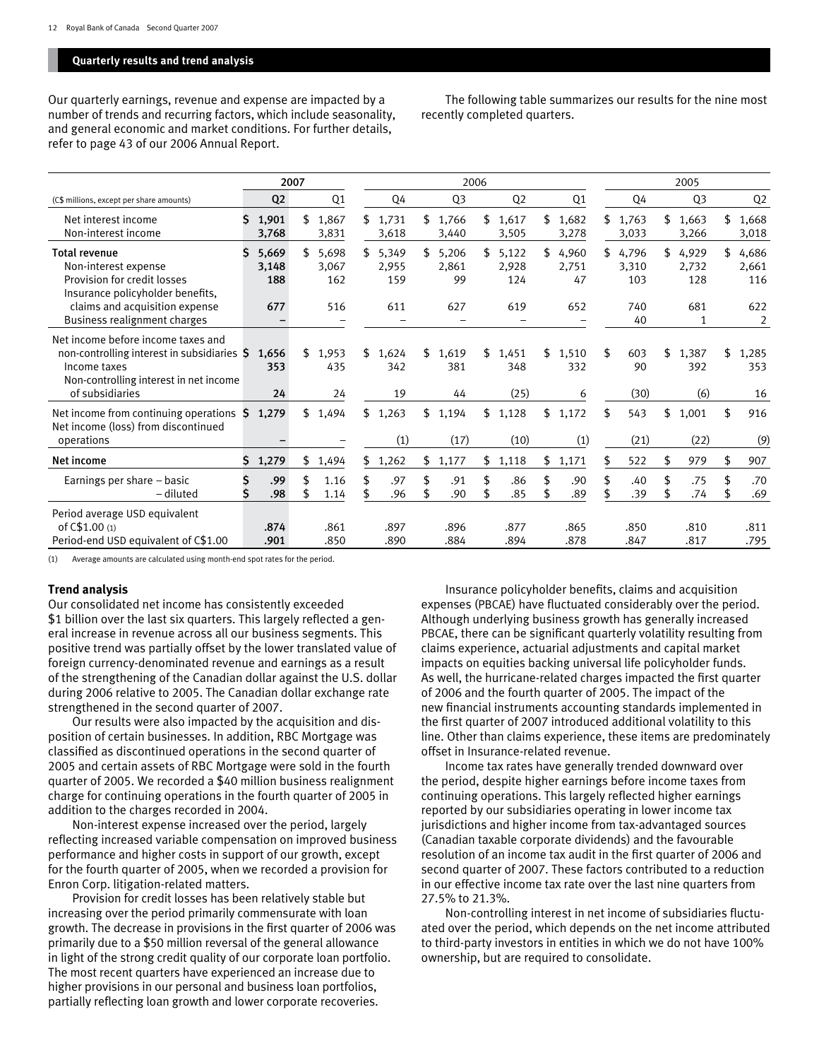## Quarterly results and trend analysis

Our quarterly earnings, revenue and expense are impacted by a number of trends and recurring factors, which include seasonality, and general economic and market conditions. For further details, refer to page 43 of our 2006 Annual Report.

The following table summarizes our results for the nine most recently completed quarters.

| | 2007 | | 2006 | | | | 2005 | | |
|---|---|---|---|---|---|---|---|---|---|
| (C$ millions, except per share amounts) | Q2 | Q1 | Q4 | Q3 | Q2 | Q1 | Q4 | Q3 | Q2 |
| Net interest income | $ 1,901 | $ 1,867 | $ 1,731 | $ 1,766 | $ 1,617 | $ 1,682 | $ 1,763 | $ 1,663 | $ 1,668 |
| Non-interest income | 3,768 | 3,831 | 3,618 | 3,440 | 3,505 | 3,278 | 3,033 | 3,266 | 3,018 |
| **Total revenue** | $ 5,669 | $ 5,698 | $ 5,349 | $ 5,206 | $ 5,122 | $ 4,960 | $ 4,796 | $ 4,929 | $ 4,686 |
| Non-interest expense | 3,148 | 3,067 | 2,955 | 2,861 | 2,928 | 2,751 | 3,310 | 2,732 | 2,661 |
| Provision for credit losses | 188 | 162 | 159 | 99 | 124 | 47 | 103 | 128 | 116 |
| Insurance policyholder benefits, claims and acquisition expense | 677 | 516 | 611 | 627 | 619 | 652 | 740 | 681 | 622 |
| Business realignment charges | – | – | – | – | – | – | 40 | 1 | 2 |
| Net income before income taxes and non-controlling interest in subsidiaries | $ 1,656 | $ 1,953 | $ 1,624 | $ 1,619 | $ 1,451 | $ 1,510 | $ 603 | $ 1,387 | $ 1,285 |
| Income taxes | 353 | 435 | 342 | 381 | 348 | 332 | 90 | 392 | 353 |
| Non-controlling interest in net income of subsidiaries | 24 | 24 | 19 | 44 | (25) | 6 | (30) | (6) | 16 |
| Net income from continuing operations | $ 1,279 | $ 1,494 | $ 1,263 | $ 1,194 | $ 1,128 | $ 1,172 | $ 543 | $ 1,001 | $ 916 |
| Net income (loss) from discontinued operations | – | – | (1) | (17) | (10) | (1) | (21) | (22) | (9) |
| **Net income** | $ 1,279 | $ 1,494 | $ 1,262 | $ 1,177 | $ 1,118 | $ 1,171 | $ 522 | $ 979 | $ 907 |
| Earnings per share – basic | $ .99 | $ 1.16 | $ .97 | $ .91 | $ .86 | $ .90 | $ .40 | $ .75 | $ .70 |
| – diluted | $ .98 | $ 1.14 | $ .96 | $ .90 | $ .85 | $ .89 | $ .39 | $ .74 | $ .69 |
| Period average USD equivalent of C$1.00 (1) | .874 | .861 | .897 | .896 | .877 | .865 | .850 | .810 | .811 |
| Period-end USD equivalent of C$1.00 | .901 | .850 | .890 | .884 | .894 | .878 | .847 | .817 | .795 |

(1) Average amounts are calculated using month-end spot rates for the period.

**Trend analysis**

Our consolidated net income has consistently exceeded $1 billion over the last six quarters. This largely reflected a general increase in revenue across all our business segments. This positive trend was partially offset by the lower translated value of foreign currency-denominated revenue and earnings as a result of the strengthening of the Canadian dollar against the U.S. dollar during 2006 relative to 2005. The Canadian dollar exchange rate strengthened in the second quarter of 2007.

Our results were also impacted by the acquisition and disposition of certain businesses. In addition, RBC Mortgage was classified as discontinued operations in the second quarter of 2005 and certain assets of RBC Mortgage were sold in the fourth quarter of 2005. We recorded a $40 million business realignment charge for continuing operations in the fourth quarter of 2005 in addition to the charges recorded in 2004.

Non-interest expense increased over the period, largely reflecting increased variable compensation on improved business performance and higher costs in support of our growth, except for the fourth quarter of 2005, when we recorded a provision for Enron Corp. litigation-related matters.

Provision for credit losses has been relatively stable but increasing over the period primarily commensurate with loan growth. The decrease in provisions in the first quarter of 2006 was primarily due to a $50 million reversal of the general allowance in light of the strong credit quality of our corporate loan portfolio. The most recent quarters have experienced an increase due to higher provisions in our personal and business loan portfolios, partially reflecting loan growth and lower corporate recoveries.

Insurance policyholder benefits, claims and acquisition expenses (PBCAE) have fluctuated considerably over the period. Although underlying business growth has generally increased PBCAE, there can be significant quarterly volatility resulting from claims experience, actuarial adjustments and capital market impacts on equities backing universal life policyholder funds. As well, the hurricane-related charges impacted the first quarter of 2006 and the fourth quarter of 2005. The impact of the new financial instruments accounting standards implemented in the first quarter of 2007 introduced additional volatility to this line. Other than claims experience, these items are predominately offset in Insurance-related revenue.

Income tax rates have generally trended downward over the period, despite higher earnings before income taxes from continuing operations. This largely reflected higher earnings reported by our subsidiaries operating in lower income tax jurisdictions and higher income from tax-advantaged sources (Canadian taxable corporate dividends) and the favourable resolution of an income tax audit in the first quarter of 2006 and second quarter of 2007. These factors contributed to a reduction in our effective income tax rate over the last nine quarters from 27.5% to 21.3%.

Non-controlling interest in net income of subsidiaries fluctuated over the period, which depends on the net income attributed to third-party investors in entities in which we do not have 100% ownership, but are required to consolidate.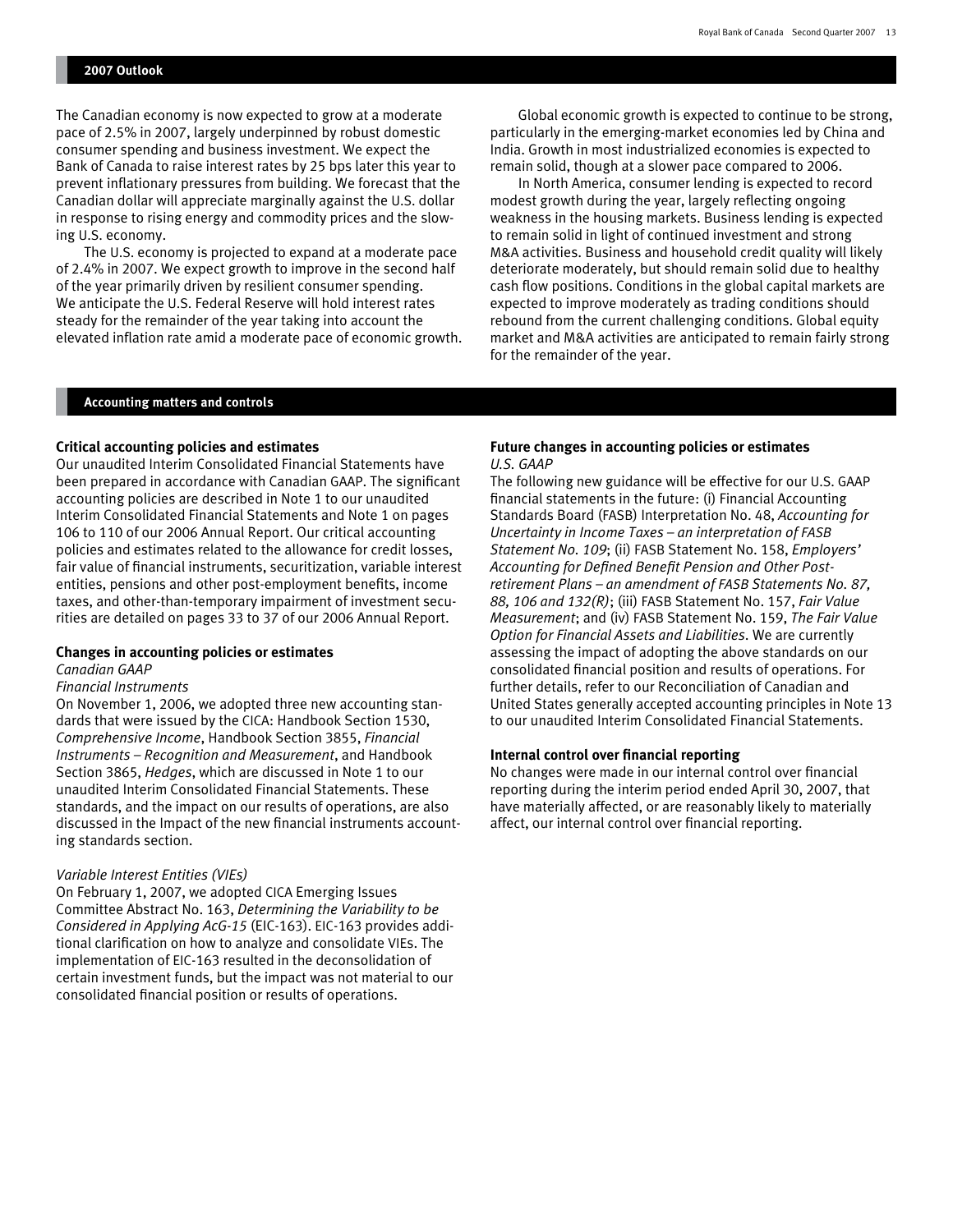## 2007 Outlook

The Canadian economy is now expected to grow at a moderate pace of 2.5% in 2007, largely underpinned by robust domestic consumer spending and business investment. We expect the Bank of Canada to raise interest rates by 25 bps later this year to prevent inflationary pressures from building. We forecast that the Canadian dollar will appreciate marginally against the U.S. dollar in response to rising energy and commodity prices and the slowing U.S. economy.

The U.S. economy is projected to expand at a moderate pace of 2.4% in 2007. We expect growth to improve in the second half of the year primarily driven by resilient consumer spending. We anticipate the U.S. Federal Reserve will hold interest rates steady for the remainder of the year taking into account the elevated inflation rate amid a moderate pace of economic growth.

Global economic growth is expected to continue to be strong, particularly in the emerging-market economies led by China and India. Growth in most industrialized economies is expected to remain solid, though at a slower pace compared to 2006.

In North America, consumer lending is expected to record modest growth during the year, largely reflecting ongoing weakness in the housing markets. Business lending is expected to remain solid in light of continued investment and strong M&A activities. Business and household credit quality will likely deteriorate moderately, but should remain solid due to healthy cash flow positions. Conditions in the global capital markets are expected to improve moderately as trading conditions should rebound from the current challenging conditions. Global equity market and M&A activities are anticipated to remain fairly strong for the remainder of the year.

## Accounting matters and controls

### Critical accounting policies and estimates

Our unaudited Interim Consolidated Financial Statements have been prepared in accordance with Canadian GAAP. The significant accounting policies are described in Note 1 to our unaudited Interim Consolidated Financial Statements and Note 1 on pages 106 to 110 of our 2006 Annual Report. Our critical accounting policies and estimates related to the allowance for credit losses, fair value of financial instruments, securitization, variable interest entities, pensions and other post-employment benefits, income taxes, and other-than-temporary impairment of investment securities are detailed on pages 33 to 37 of our 2006 Annual Report.

### Changes in accounting policies or estimates

*Canadian GAAP*

*Financial Instruments*

On November 1, 2006, we adopted three new accounting standards that were issued by the CICA: Handbook Section 1530, *Comprehensive Income*, Handbook Section 3855, *Financial Instruments – Recognition and Measurement*, and Handbook Section 3865, *Hedges*, which are discussed in Note 1 to our unaudited Interim Consolidated Financial Statements. These standards, and the impact on our results of operations, are also discussed in the Impact of the new financial instruments accounting standards section.

*Variable Interest Entities (VIEs)*

On February 1, 2007, we adopted CICA Emerging Issues Committee Abstract No. 163, *Determining the Variability to be Considered in Applying AcG-15* (EIC-163). EIC-163 provides additional clarification on how to analyze and consolidate VIEs. The implementation of EIC-163 resulted in the deconsolidation of certain investment funds, but the impact was not material to our consolidated financial position or results of operations.

### Future changes in accounting policies or estimates

*U.S. GAAP*

The following new guidance will be effective for our U.S. GAAP financial statements in the future: (i) Financial Accounting Standards Board (FASB) Interpretation No. 48, *Accounting for Uncertainty in Income Taxes – an interpretation of FASB Statement No. 109*; (ii) FASB Statement No. 158, *Employers' Accounting for Defined Benefit Pension and Other Post-retirement Plans – an amendment of FASB Statements No. 87, 88, 106 and 132(R)*; (iii) FASB Statement No. 157, *Fair Value Measurement*; and (iv) FASB Statement No. 159, *The Fair Value Option for Financial Assets and Liabilities*. We are currently assessing the impact of adopting the above standards on our consolidated financial position and results of operations. For further details, refer to our Reconciliation of Canadian and United States generally accepted accounting principles in Note 13 to our unaudited Interim Consolidated Financial Statements.

### Internal control over financial reporting

No changes were made in our internal control over financial reporting during the interim period ended April 30, 2007, that have materially affected, or are reasonably likely to materially affect, our internal control over financial reporting.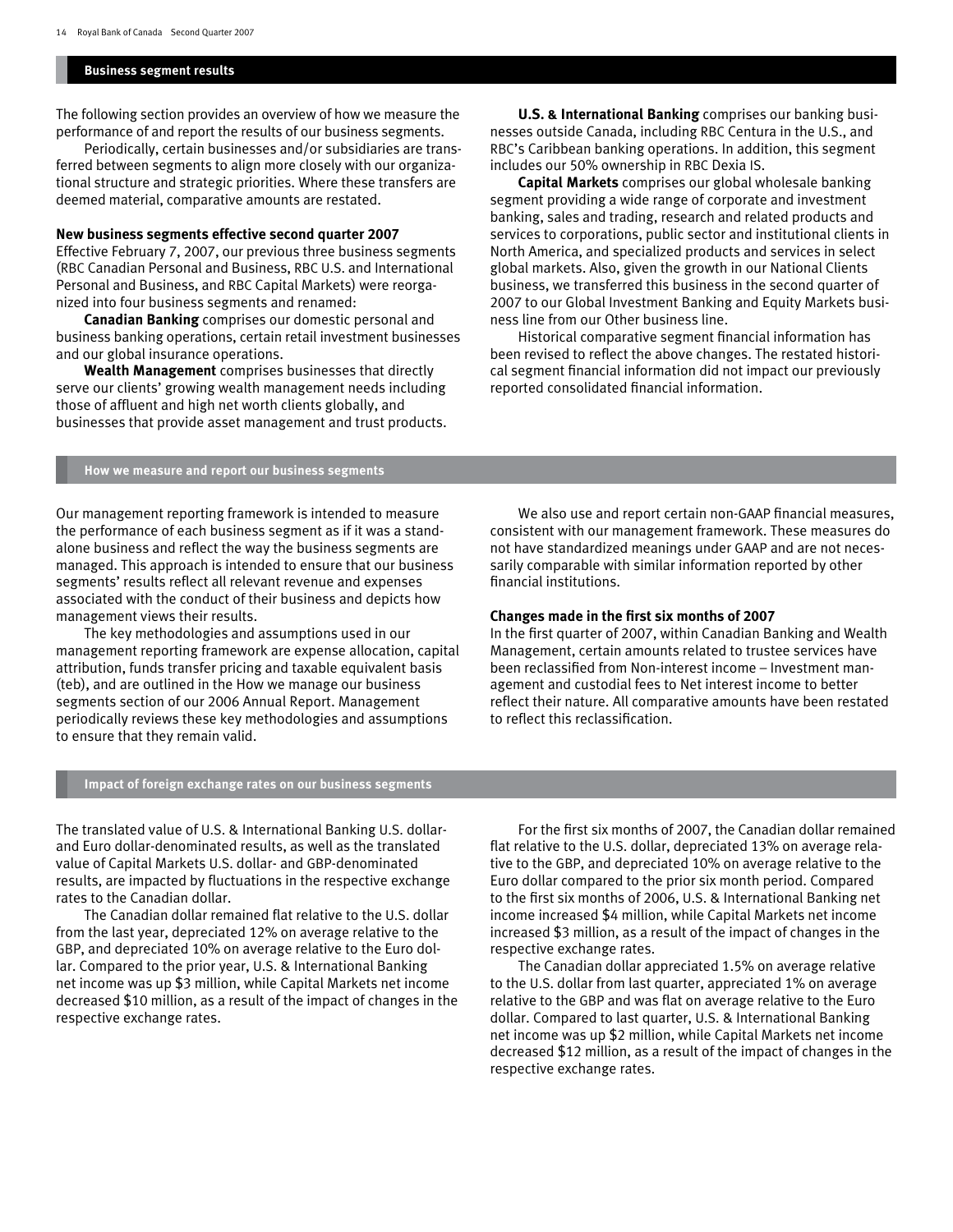## Business segment results

The following section provides an overview of how we measure the performance of and report the results of our business segments.

Periodically, certain businesses and/or subsidiaries are transferred between segments to align more closely with our organizational structure and strategic priorities. Where these transfers are deemed material, comparative amounts are restated.

**New business segments effective second quarter 2007**

Effective February 7, 2007, our previous three business segments (RBC Canadian Personal and Business, RBC U.S. and International Personal and Business, and RBC Capital Markets) were reorganized into four business segments and renamed:

**Canadian Banking** comprises our domestic personal and business banking operations, certain retail investment businesses and our global insurance operations.

**Wealth Management** comprises businesses that directly serve our clients' growing wealth management needs including those of affluent and high net worth clients globally, and businesses that provide asset management and trust products.

**U.S. & International Banking** comprises our banking businesses outside Canada, including RBC Centura in the U.S., and RBC's Caribbean banking operations. In addition, this segment includes our 50% ownership in RBC Dexia IS.

**Capital Markets** comprises our global wholesale banking segment providing a wide range of corporate and investment banking, sales and trading, research and related products and services to corporations, public sector and institutional clients in North America, and specialized products and services in select global markets. Also, given the growth in our National Clients business, we transferred this business in the second quarter of 2007 to our Global Investment Banking and Equity Markets business line from our Other business line.

Historical comparative segment financial information has been revised to reflect the above changes. The restated historical segment financial information did not impact our previously reported consolidated financial information.

## How we measure and report our business segments

Our management reporting framework is intended to measure the performance of each business segment as if it was a standalone business and reflect the way the business segments are managed. This approach is intended to ensure that our business segments' results reflect all relevant revenue and expenses associated with the conduct of their business and depicts how management views their results.

The key methodologies and assumptions used in our management reporting framework are expense allocation, capital attribution, funds transfer pricing and taxable equivalent basis (teb), and are outlined in the How we manage our business segments section of our 2006 Annual Report. Management periodically reviews these key methodologies and assumptions to ensure that they remain valid.

We also use and report certain non-GAAP financial measures, consistent with our management framework. These measures do not have standardized meanings under GAAP and are not necessarily comparable with similar information reported by other financial institutions.

**Changes made in the first six months of 2007**

In the first quarter of 2007, within Canadian Banking and Wealth Management, certain amounts related to trustee services have been reclassified from Non-interest income – Investment management and custodial fees to Net interest income to better reflect their nature. All comparative amounts have been restated to reflect this reclassification.

## Impact of foreign exchange rates on our business segments

The translated value of U.S. & International Banking U.S. dollar- and Euro dollar-denominated results, as well as the translated value of Capital Markets U.S. dollar- and GBP-denominated results, are impacted by fluctuations in the respective exchange rates to the Canadian dollar.

The Canadian dollar remained flat relative to the U.S. dollar from the last year, depreciated 12% on average relative to the GBP, and depreciated 10% on average relative to the Euro dollar. Compared to the prior year, U.S. & International Banking net income was up $3 million, while Capital Markets net income decreased $10 million, as a result of the impact of changes in the respective exchange rates.

For the first six months of 2007, the Canadian dollar remained flat relative to the U.S. dollar, depreciated 13% on average relative to the GBP, and depreciated 10% on average relative to the Euro dollar compared to the prior six month period. Compared to the first six months of 2006, U.S. & International Banking net income increased $4 million, while Capital Markets net income increased $3 million, as a result of the impact of changes in the respective exchange rates.

The Canadian dollar appreciated 1.5% on average relative to the U.S. dollar from last quarter, appreciated 1% on average relative to the GBP and was flat on average relative to the Euro dollar. Compared to last quarter, U.S. & International Banking net income was up $2 million, while Capital Markets net income decreased $12 million, as a result of the impact of changes in the respective exchange rates.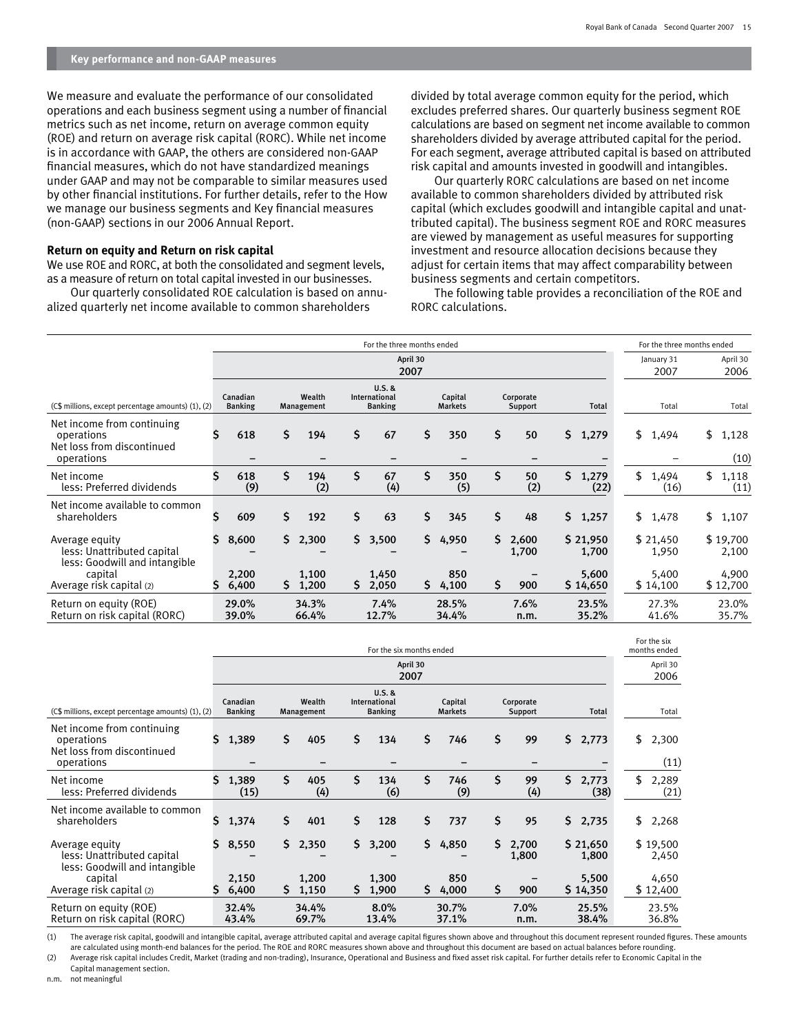## Key performance and non-GAAP measures

We measure and evaluate the performance of our consolidated operations and each business segment using a number of financial metrics such as net income, return on average common equity (ROE) and return on average risk capital (RORC). While net income is in accordance with GAAP, the others are considered non-GAAP financial measures, which do not have standardized meanings under GAAP and may not be comparable to similar measures used by other financial institutions. For further details, refer to the How we manage our business segments and Key financial measures (non-GAAP) sections in our 2006 Annual Report.

### Return on equity and Return on risk capital

We use ROE and RORC, at both the consolidated and segment levels, as a measure of return on total capital invested in our businesses.

Our quarterly consolidated ROE calculation is based on annualized quarterly net income available to common shareholders divided by total average common equity for the period, which excludes preferred shares. Our quarterly business segment ROE calculations are based on segment net income available to common shareholders divided by average attributed capital for the period. For each segment, average attributed capital is based on attributed risk capital and amounts invested in goodwill and intangibles.

Our quarterly RORC calculations are based on net income available to common shareholders divided by attributed risk capital (which excludes goodwill and intangible capital and unattributed capital). The business segment ROE and RORC measures are viewed by management as useful measures for supporting investment and resource allocation decisions because they adjust for certain items that may affect comparability between business segments and certain competitors.

The following table provides a reconciliation of the ROE and RORC calculations.

| | For the three months ended | | | | | | For the three months ended | |
|---|---|---|---|---|---|---|---|---|
| | April 30 2007 | | | | | | January 31 2007 | April 30 2006 |
| (C$ millions, except percentage amounts) (1), (2) | Canadian Banking | Wealth Management | U.S. & International Banking | Capital Markets | Corporate Support | Total | Total | Total |
| Net income from continuing operations | $ 618 | $ 194 | $ 67 | $ 350 | $ 50 | $ 1,279 | $ 1,494 | $ 1,128 |
| Net loss from discontinued operations | – | – | – | – | – | – | – | (10) |
| Net income | $ 618 | $ 194 | $ 67 | $ 350 | $ 50 | $ 1,279 | $ 1,494 | $ 1,118 |
| less: Preferred dividends | (9) | (2) | (4) | (5) | (2) | (22) | (16) | (11) |
| Net income available to common shareholders | $ 609 | $ 192 | $ 63 | $ 345 | $ 48 | $ 1,257 | $ 1,478 | $ 1,107 |
| Average equity | $ 8,600 | $ 2,300 | $ 3,500 | $ 4,950 | $ 2,600 | $ 21,950 | $ 21,450 | $ 19,700 |
| less: Unattributed capital | – | – | – | – | 1,700 | 1,700 | 1,950 | 2,100 |
| less: Goodwill and intangible capital | 2,200 | 1,100 | 1,450 | 850 | – | 5,600 | 5,400 | 4,900 |
| Average risk capital (2) | $ 6,400 | $ 1,200 | $ 2,050 | $ 4,100 | $ 900 | $ 14,650 | $ 14,100 | $ 12,700 |
| Return on equity (ROE) | 29.0% | 34.3% | 7.4% | 28.5% | 7.6% | 23.5% | 27.3% | 23.0% |
| Return on risk capital (RORC) | 39.0% | 66.4% | 12.7% | 34.4% | n.m. | 35.2% | 41.6% | 35.7% |

| | For the six months ended | | | | | | For the six months ended |
|---|---|---|---|---|---|---|---|
| | April 30 2007 | | | | | | April 30 2006 |
| (C$ millions, except percentage amounts) (1), (2) | Canadian Banking | Wealth Management | U.S. & International Banking | Capital Markets | Corporate Support | Total | Total |
| Net income from continuing operations | $ 1,389 | $ 405 | $ 134 | $ 746 | $ 99 | $ 2,773 | $ 2,300 |
| Net loss from discontinued operations | – | – | – | – | – | – | (11) |
| Net income | $ 1,389 | $ 405 | $ 134 | $ 746 | $ 99 | $ 2,773 | $ 2,289 |
| less: Preferred dividends | (15) | (4) | (6) | (9) | (4) | (38) | (21) |
| Net income available to common shareholders | $ 1,374 | $ 401 | $ 128 | $ 737 | $ 95 | $ 2,735 | $ 2,268 |
| Average equity | $ 8,550 | $ 2,350 | $ 3,200 | $ 4,850 | $ 2,700 | $ 21,650 | $ 19,500 |
| less: Unattributed capital | – | – | – | – | 1,800 | 1,800 | 2,450 |
| less: Goodwill and intangible capital | 2,150 | 1,200 | 1,300 | 850 | – | 5,500 | 4,650 |
| Average risk capital (2) | $ 6,400 | $ 1,150 | $ 1,900 | $ 4,000 | $ 900 | $ 14,350 | $ 12,400 |
| Return on equity (ROE) | 32.4% | 34.4% | 8.0% | 30.7% | 7.0% | 25.5% | 23.5% |
| Return on risk capital (RORC) | 43.4% | 69.7% | 13.4% | 37.1% | n.m. | 38.4% | 36.8% |

(1) The average risk capital, goodwill and intangible capital, average attributed capital and average capital figures shown above and throughout this document represent rounded figures. These amounts are calculated using month-end balances for the period. The ROE and RORC measures shown above and throughout this document are based on actual balances before rounding.

(2) Average risk capital includes Credit, Market (trading and non-trading), Insurance, Operational and Business and fixed asset risk capital. For further details refer to Economic Capital in the Capital management section.

n.m. not meaningful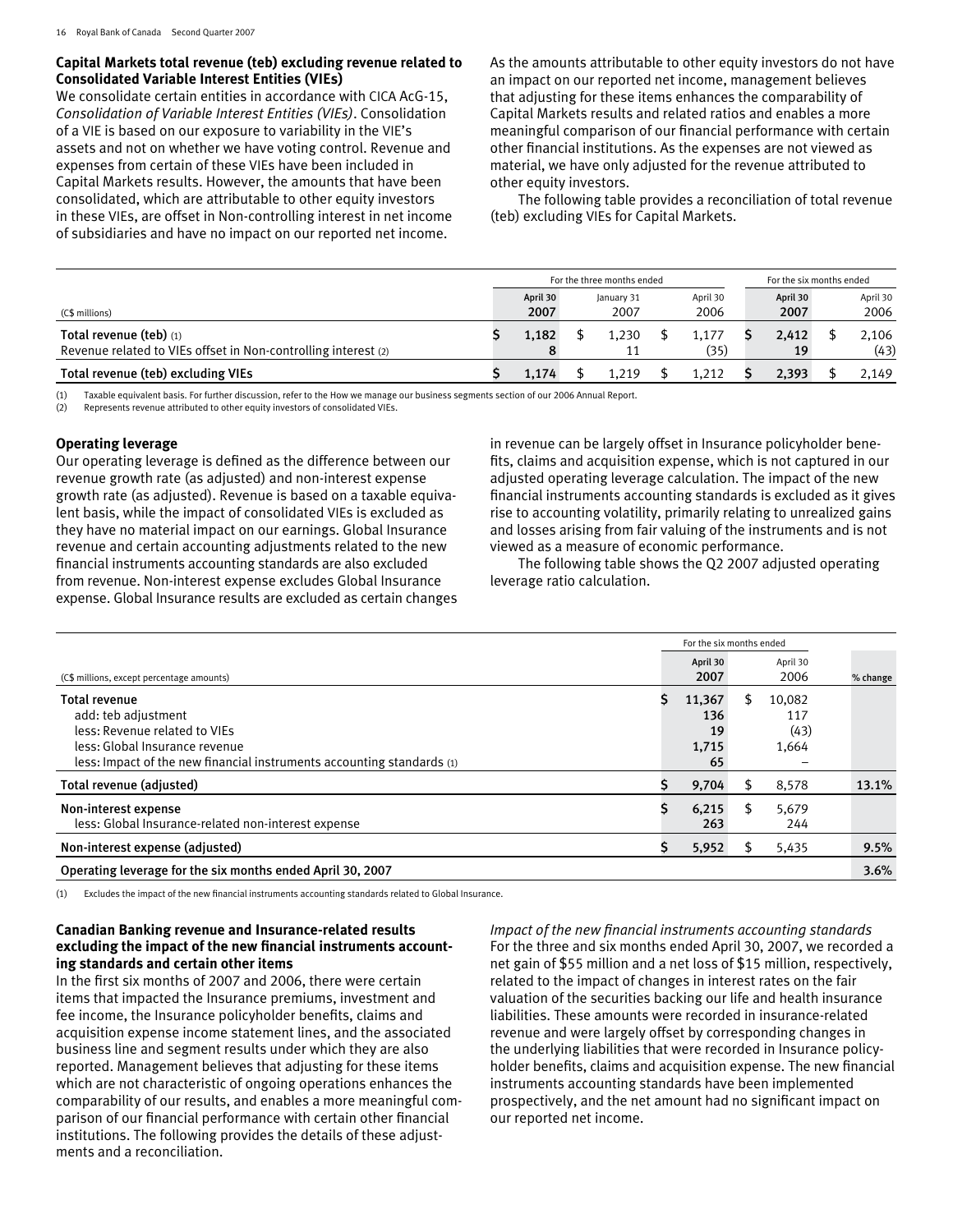### Capital Markets total revenue (teb) excluding revenue related to Consolidated Variable Interest Entities (VIEs)

We consolidate certain entities in accordance with CICA AcG-15, *Consolidation of Variable Interest Entities (VIEs)*. Consolidation of a VIE is based on our exposure to variability in the VIE's assets and not on whether we have voting control. Revenue and expenses from certain of these VIEs have been included in Capital Markets results. However, the amounts that have been consolidated, which are attributable to other equity investors in these VIEs, are offset in Non-controlling interest in net income of subsidiaries and have no impact on our reported net income.

As the amounts attributable to other equity investors do not have an impact on our reported net income, management believes that adjusting for these items enhances the comparability of Capital Markets results and related ratios and enables a more meaningful comparison of our financial performance with certain other financial institutions. As the expenses are not viewed as material, we have only adjusted for the revenue attributed to other equity investors.

The following table provides a reconciliation of total revenue (teb) excluding VIEs for Capital Markets.

| | For the three months ended | | | For the six months ended | |
|---|---|---|---|---|---|
| (C$ millions) | April 30 2007 | January 31 2007 | April 30 2006 | April 30 2007 | April 30 2006 |
| **Total revenue (teb)** (1) | $ 1,182 | $ 1,230 | $ 1,177 | $ 2,412 | $ 2,106 |
| Revenue related to VIEs offset in Non-controlling interest (2) | 8 | 11 | (35) | 19 | (43) |
| **Total revenue (teb) excluding VIEs** | $ 1,174 | $ 1,219 | $ 1,212 | $ 2,393 | $ 2,149 |

(1) Taxable equivalent basis. For further discussion, refer to the How we manage our business segments section of our 2006 Annual Report.
(2) Represents revenue attributed to other equity investors of consolidated VIEs.

### Operating leverage

Our operating leverage is defined as the difference between our revenue growth rate (as adjusted) and non-interest expense growth rate (as adjusted). Revenue is based on a taxable equivalent basis, while the impact of consolidated VIEs is excluded as they have no material impact on our earnings. Global Insurance revenue and certain accounting adjustments related to the new financial instruments accounting standards are also excluded from revenue. Non-interest expense excludes Global Insurance expense. Global Insurance results are excluded as certain changes in revenue can be largely offset in Insurance policyholder benefits, claims and acquisition expense, which is not captured in our adjusted operating leverage calculation. The impact of the new financial instruments accounting standards is excluded as it gives rise to accounting volatility, primarily relating to unrealized gains and losses arising from fair valuing of the instruments and is not viewed as a measure of economic performance.

The following table shows the Q2 2007 adjusted operating leverage ratio calculation.

| | For the six months ended | | |
|---|---|---|---|
| (C$ millions, except percentage amounts) | April 30 2007 | April 30 2006 | % change |
| **Total revenue** | $ 11,367 | $ 10,082 | |
| add: teb adjustment | 136 | 117 | |
| less: Revenue related to VIEs | 19 | (43) | |
| less: Global Insurance revenue | 1,715 | 1,664 | |
| less: Impact of the new financial instruments accounting standards (1) | 65 | – | |
| **Total revenue (adjusted)** | $ 9,704 | $ 8,578 | 13.1% |
| **Non-interest expense** | $ 6,215 | $ 5,679 | |
| less: Global Insurance-related non-interest expense | 263 | 244 | |
| **Non-interest expense (adjusted)** | $ 5,952 | $ 5,435 | 9.5% |
| **Operating leverage for the six months ended April 30, 2007** | | | 3.6% |

(1) Excludes the impact of the new financial instruments accounting standards related to Global Insurance.

### Canadian Banking revenue and Insurance-related results excluding the impact of the new financial instruments accounting standards and certain other items

In the first six months of 2007 and 2006, there were certain items that impacted the Insurance premiums, investment and fee income, the Insurance policyholder benefits, claims and acquisition expense income statement lines, and the associated business line and segment results under which they are also reported. Management believes that adjusting for these items which are not characteristic of ongoing operations enhances the comparability of our results, and enables a more meaningful comparison of our financial performance with certain other financial institutions. The following provides the details of these adjustments and a reconciliation.

*Impact of the new financial instruments accounting standards*
For the three and six months ended April 30, 2007, we recorded a net gain of $55 million and a net loss of $15 million, respectively, related to the impact of changes in interest rates on the fair valuation of the securities backing our life and health insurance liabilities. These amounts were recorded in insurance-related revenue and were largely offset by corresponding changes in the underlying liabilities that were recorded in Insurance policyholder benefits, claims and acquisition expense. The new financial instruments accounting standards have been implemented prospectively, and the net amount had no significant impact on our reported net income.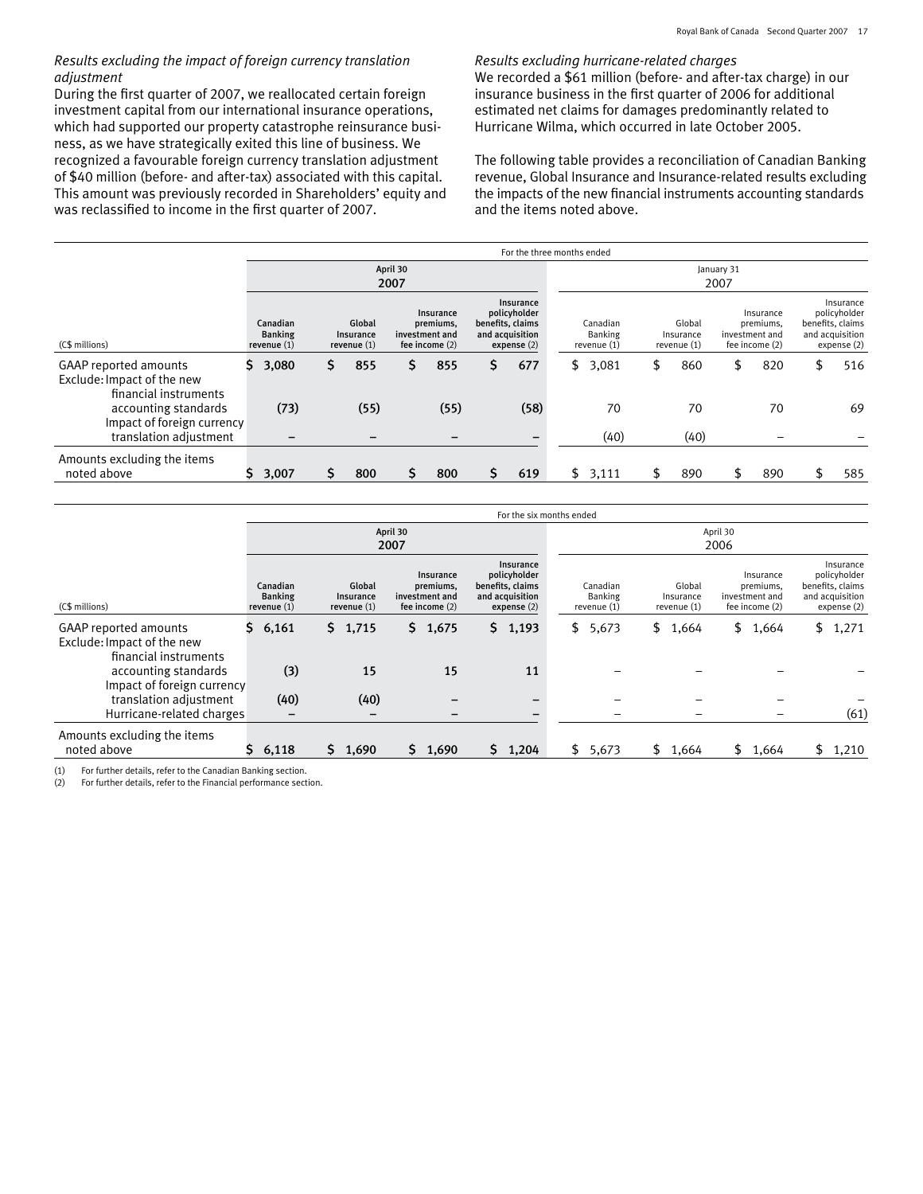*Results excluding the impact of foreign currency translation adjustment*

During the first quarter of 2007, we reallocated certain foreign investment capital from our international insurance operations, which had supported our property catastrophe reinsurance business, as we have strategically exited this line of business. We recognized a favourable foreign currency translation adjustment of $40 million (before- and after-tax) associated with this capital. This amount was previously recorded in Shareholders' equity and was reclassified to income in the first quarter of 2007.

*Results excluding hurricane-related charges*

We recorded a $61 million (before- and after-tax charge) in our insurance business in the first quarter of 2006 for additional estimated net claims for damages predominantly related to Hurricane Wilma, which occurred in late October 2005.

The following table provides a reconciliation of Canadian Banking revenue, Global Insurance and Insurance-related results excluding the impacts of the new financial instruments accounting standards and the items noted above.

| | For the three months ended | | | | | | | |
|---|---|---|---|---|---|---|---|---|
| | April 30 2007 | | | | January 31 2007 | | | |
| (C$ millions) | Canadian Banking revenue (1) | Global Insurance revenue (1) | Insurance premiums, investment and fee income (2) | Insurance policyholder benefits, claims and acquisition expense (2) | Canadian Banking revenue (1) | Global Insurance revenue (1) | Insurance premiums, investment and fee income (2) | Insurance policyholder benefits, claims and acquisition expense (2) |
| GAAP reported amounts | $ 3,080 | $ 855 | $ 855 | $ 677 | $ 3,081 | $ 860 | $ 820 | $ 516 |
| Exclude: Impact of the new financial instruments accounting standards | (73) | (55) | (55) | (58) | 70 | 70 | 70 | 69 |
| Impact of foreign currency translation adjustment | – | – | – | – | (40) | (40) | – | – |
| Amounts excluding the items noted above | $ 3,007 | $ 800 | $ 800 | $ 619 | $ 3,111 | $ 890 | $ 890 | $ 585 |

| | For the six months ended | | | | | | | |
|---|---|---|---|---|---|---|---|---|
| | April 30 2007 | | | | April 30 2006 | | | |
| (C$ millions) | Canadian Banking revenue (1) | Global Insurance revenue (1) | Insurance premiums, investment and fee income (2) | Insurance policyholder benefits, claims and acquisition expense (2) | Canadian Banking revenue (1) | Global Insurance revenue (1) | Insurance premiums, investment and fee income (2) | Insurance policyholder benefits, claims and acquisition expense (2) |
| GAAP reported amounts | $ 6,161 | $ 1,715 | $ 1,675 | $ 1,193 | $ 5,673 | $ 1,664 | $ 1,664 | $ 1,271 |
| Exclude: Impact of the new financial instruments accounting standards | (3) | 15 | 15 | 11 | – | – | – | – |
| Impact of foreign currency translation adjustment | (40) | (40) | – | – | – | – | – | – |
| Hurricane-related charges | – | – | – | – | – | – | – | (61) |
| Amounts excluding the items noted above | $ 6,118 | $ 1,690 | $ 1,690 | $ 1,204 | $ 5,673 | $ 1,664 | $ 1,664 | $ 1,210 |

(1) For further details, refer to the Canadian Banking section.
(2) For further details, refer to the Financial performance section.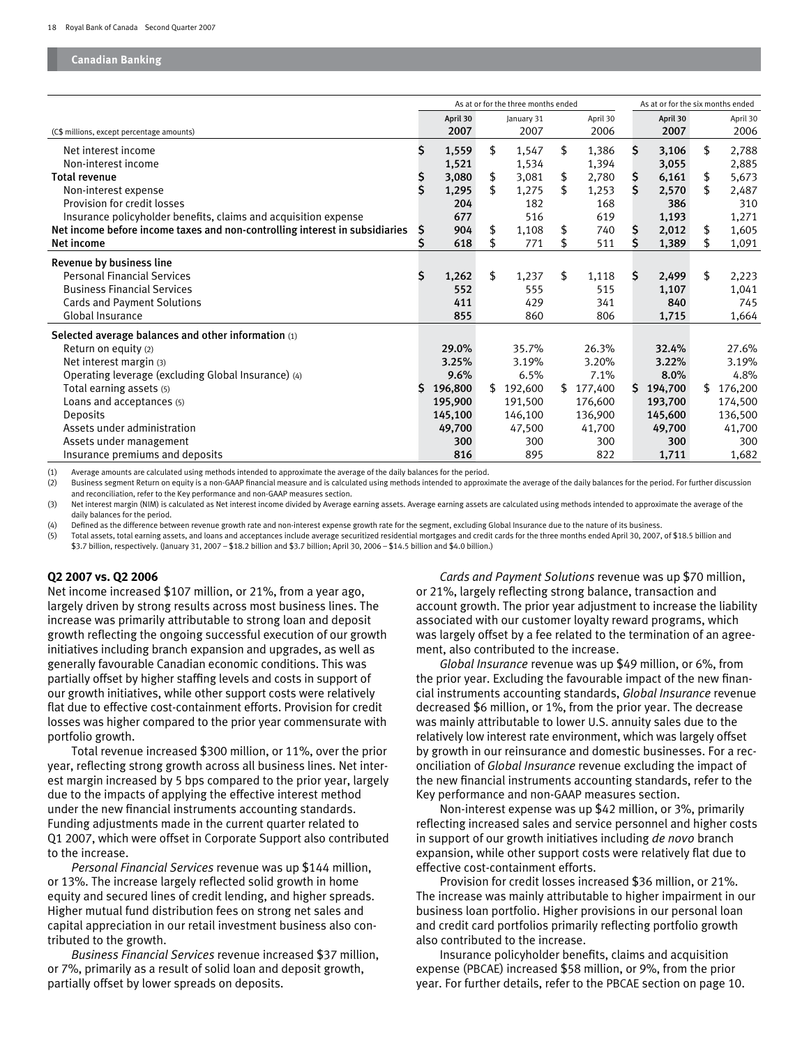## Canadian Banking

| (C$ millions, except percentage amounts) | As at or for the three months ended | | | As at or for the six months ended | |
|---|---|---|---|---|---|
| | April 30 2007 | January 31 2007 | April 30 2006 | April 30 2007 | April 30 2006 |
| Net interest income | $ 1,559 | $ 1,547 | $ 1,386 | $ 3,106 | $ 2,788 |
| Non-interest income | 1,521 | 1,534 | 1,394 | 3,055 | 2,885 |
| **Total revenue** | $ 3,080 | $ 3,081 | $ 2,780 | $ 6,161 | $ 5,673 |
| Non-interest expense | $ 1,295 | $ 1,275 | $ 1,253 | $ 2,570 | $ 2,487 |
| Provision for credit losses | 204 | 182 | 168 | 386 | 310 |
| Insurance policyholder benefits, claims and acquisition expense | 677 | 516 | 619 | 1,193 | 1,271 |
| **Net income before income taxes and non-controlling interest in subsidiaries** | $ 904 | $ 1,108 | $ 740 | $ 2,012 | $ 1,605 |
| **Net income** | $ 618 | $ 771 | $ 511 | $ 1,389 | $ 1,091 |
| **Revenue by business line** | | | | | |
| Personal Financial Services | $ 1,262 | $ 1,237 | $ 1,118 | $ 2,499 | $ 2,223 |
| Business Financial Services | 552 | 555 | 515 | 1,107 | 1,041 |
| Cards and Payment Solutions | 411 | 429 | 341 | 840 | 745 |
| Global Insurance | 855 | 860 | 806 | 1,715 | 1,664 |
| **Selected average balances and other information** (1) | | | | | |
| Return on equity (2) | 29.0% | 35.7% | 26.3% | 32.4% | 27.6% |
| Net interest margin (3) | 3.25% | 3.19% | 3.20% | 3.22% | 3.19% |
| Operating leverage (excluding Global Insurance) (4) | 9.6% | 6.5% | 7.1% | 8.0% | 4.8% |
| Total earning assets (5) | $ 196,800 | $ 192,600 | $ 177,400 | $ 194,700 | $ 176,200 |
| Loans and acceptances (5) | 195,900 | 191,500 | 176,600 | 193,700 | 174,500 |
| Deposits | 145,100 | 146,100 | 136,900 | 145,600 | 136,500 |
| Assets under administration | 49,700 | 47,500 | 41,700 | 49,700 | 41,700 |
| Assets under management | 300 | 300 | 300 | 300 | 300 |
| Insurance premiums and deposits | 816 | 895 | 822 | 1,711 | 1,682 |

(1) Average amounts are calculated using methods intended to approximate the average of the daily balances for the period.
(2) Business segment Return on equity is a non-GAAP financial measure and is calculated using methods intended to approximate the average of the daily balances for the period. For further discussion and reconciliation, refer to the Key performance and non-GAAP measures section.
(3) Net interest margin (NIM) is calculated as Net interest income divided by Average earning assets. Average earning assets are calculated using methods intended to approximate the average of the daily balances for the period.
(4) Defined as the difference between revenue growth rate and non-interest expense growth rate for the segment, excluding Global Insurance due to the nature of its business.
(5) Total assets, total earning assets, and loans and acceptances include average securitized residential mortgages and credit cards for the three months ended April 30, 2007, of $18.5 billion and $3.7 billion, respectively. (January 31, 2007 – $18.2 billion and $3.7 billion; April 30, 2006 – $14.5 billion and $4.0 billion.)

### Q2 2007 vs. Q2 2006

Net income increased $107 million, or 21%, from a year ago, largely driven by strong results across most business lines. The increase was primarily attributable to strong loan and deposit growth reflecting the ongoing successful execution of our growth initiatives including branch expansion and upgrades, as well as generally favourable Canadian economic conditions. This was partially offset by higher staffing levels and costs in support of our growth initiatives, while other support costs were relatively flat due to effective cost-containment efforts. Provision for credit losses was higher compared to the prior year commensurate with portfolio growth.

Total revenue increased $300 million, or 11%, over the prior year, reflecting strong growth across all business lines. Net interest margin increased by 5 bps compared to the prior year, largely due to the impacts of applying the effective interest method under the new financial instruments accounting standards. Funding adjustments made in the current quarter related to Q1 2007, which were offset in Corporate Support also contributed to the increase.

*Personal Financial Services* revenue was up $144 million, or 13%. The increase largely reflected solid growth in home equity and secured lines of credit lending, and higher spreads. Higher mutual fund distribution fees on strong net sales and capital appreciation in our retail investment business also contributed to the growth.

*Business Financial Services* revenue increased $37 million, or 7%, primarily as a result of solid loan and deposit growth, partially offset by lower spreads on deposits.

*Cards and Payment Solutions* revenue was up $70 million, or 21%, largely reflecting strong balance, transaction and account growth. The prior year adjustment to increase the liability associated with our customer loyalty reward programs, which was largely offset by a fee related to the termination of an agreement, also contributed to the increase.

*Global Insurance* revenue was up $49 million, or 6%, from the prior year. Excluding the favourable impact of the new financial instruments accounting standards, *Global Insurance* revenue decreased $6 million, or 1%, from the prior year. The decrease was mainly attributable to lower U.S. annuity sales due to the relatively low interest rate environment, which was largely offset by growth in our reinsurance and domestic businesses. For a reconciliation of *Global Insurance* revenue excluding the impact of the new financial instruments accounting standards, refer to the Key performance and non-GAAP measures section.

Non-interest expense was up $42 million, or 3%, primarily reflecting increased sales and service personnel and higher costs in support of our growth initiatives including *de novo* branch expansion, while other support costs were relatively flat due to effective cost-containment efforts.

Provision for credit losses increased $36 million, or 21%. The increase was mainly attributable to higher impairment in our business loan portfolio. Higher provisions in our personal loan and credit card portfolios primarily reflecting portfolio growth also contributed to the increase.

Insurance policyholder benefits, claims and acquisition expense (PBCAE) increased $58 million, or 9%, from the prior year. For further details, refer to the PBCAE section on page 10.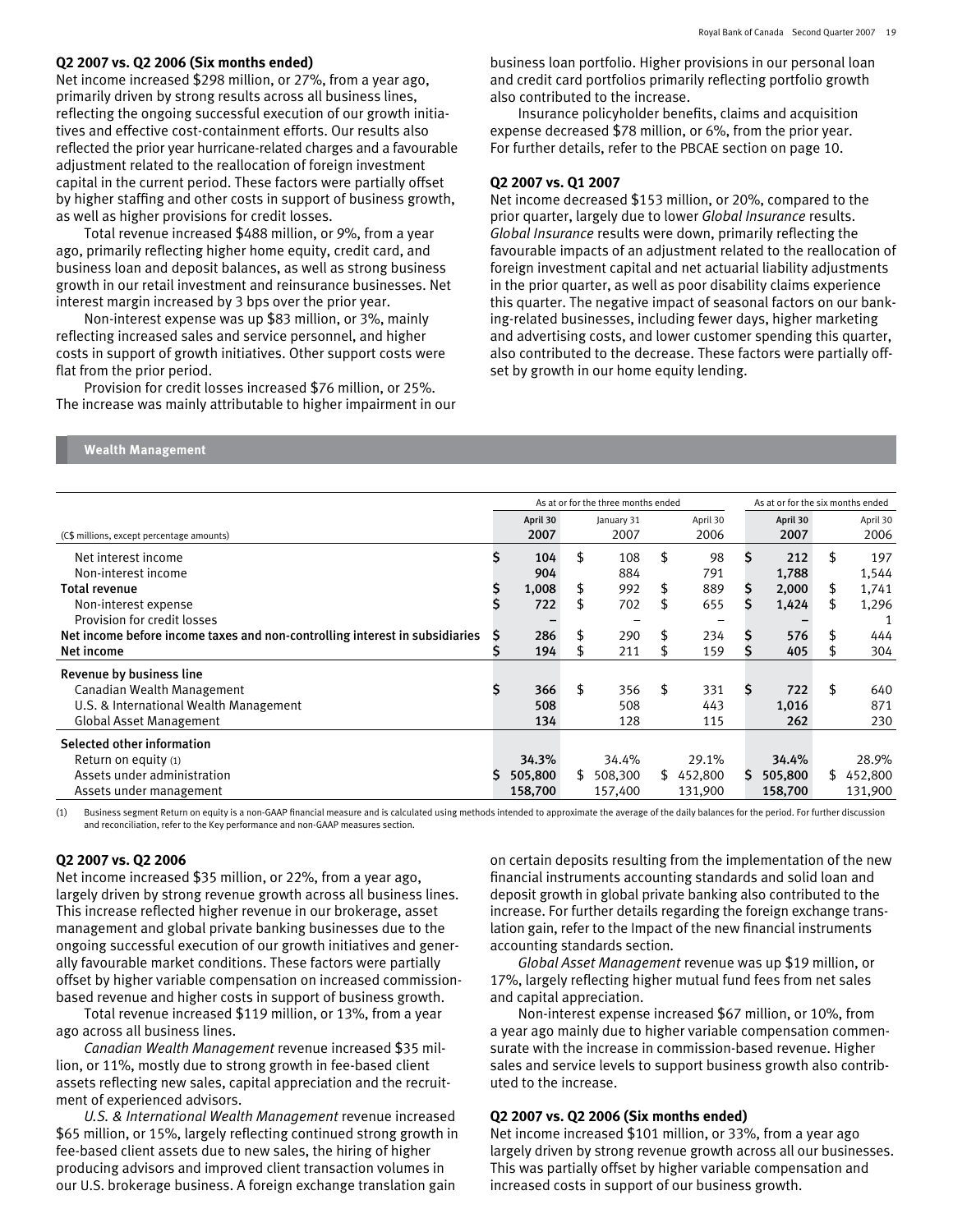### Q2 2007 vs. Q2 2006 (Six months ended)

Net income increased $298 million, or 27%, from a year ago, primarily driven by strong results across all business lines, reflecting the ongoing successful execution of our growth initiatives and effective cost-containment efforts. Our results also reflected the prior year hurricane-related charges and a favourable adjustment related to the reallocation of foreign investment capital in the current period. These factors were partially offset by higher staffing and other costs in support of business growth, as well as higher provisions for credit losses.

Total revenue increased $488 million, or 9%, from a year ago, primarily reflecting higher home equity, credit card, and business loan and deposit balances, as well as strong business growth in our retail investment and reinsurance businesses. Net interest margin increased by 3 bps over the prior year.

Non-interest expense was up $83 million, or 3%, mainly reflecting increased sales and service personnel, and higher costs in support of growth initiatives. Other support costs were flat from the prior period.

Provision for credit losses increased $76 million, or 25%. The increase was mainly attributable to higher impairment in our business loan portfolio. Higher provisions in our personal loan and credit card portfolios primarily reflecting portfolio growth also contributed to the increase.

Insurance policyholder benefits, claims and acquisition expense decreased $78 million, or 6%, from the prior year. For further details, refer to the PBCAE section on page 10.

### Q2 2007 vs. Q1 2007

Net income decreased $153 million, or 20%, compared to the prior quarter, largely due to lower *Global Insurance* results. *Global Insurance* results were down, primarily reflecting the favourable impacts of an adjustment related to the reallocation of foreign investment capital and net actuarial liability adjustments in the prior quarter, as well as poor disability claims experience this quarter. The negative impact of seasonal factors on our banking-related businesses, including fewer days, higher marketing and advertising costs, and lower customer spending this quarter, also contributed to the decrease. These factors were partially offset by growth in our home equity lending.

## Wealth Management

| | As at or for the three months ended | | | As at or for the six months ended | |
|---|---|---|---|---|---|
| (C$ millions, except percentage amounts) | April 30 2007 | January 31 2007 | April 30 2006 | April 30 2007 | April 30 2006 |
| Net interest income | $ 104 | $ 108 | $ 98 | $ 212 | $ 197 |
| Non-interest income | 904 | 884 | 791 | 1,788 | 1,544 |
| **Total revenue** | $ 1,008 | $ 992 | $ 889 | $ 2,000 | $ 1,741 |
| Non-interest expense | $ 722 | $ 702 | $ 655 | $ 1,424 | $ 1,296 |
| Provision for credit losses | – | – | – | – | 1 |
| **Net income before income taxes and non-controlling interest in subsidiaries** | $ 286 | $ 290 | $ 234 | $ 576 | $ 444 |
| **Net income** | $ 194 | $ 211 | $ 159 | $ 405 | $ 304 |
| **Revenue by business line** | | | | | |
| Canadian Wealth Management | $ 366 | $ 356 | $ 331 | $ 722 | $ 640 |
| U.S. & International Wealth Management | 508 | 508 | 443 | 1,016 | 871 |
| Global Asset Management | 134 | 128 | 115 | 262 | 230 |
| **Selected other information** | | | | | |
| Return on equity (1) | 34.3% | 34.4% | 29.1% | 34.4% | 28.9% |
| Assets under administration | $ 505,800 | $ 508,300 | $ 452,800 | $ 505,800 | $ 452,800 |
| Assets under management | 158,700 | 157,400 | 131,900 | 158,700 | 131,900 |

(1) Business segment Return on equity is a non-GAAP financial measure and is calculated using methods intended to approximate the average of the daily balances for the period. For further discussion and reconciliation, refer to the Key performance and non-GAAP measures section.

### Q2 2007 vs. Q2 2006

Net income increased $35 million, or 22%, from a year ago, largely driven by strong revenue growth across all business lines. This increase reflected higher revenue in our brokerage, asset management and global private banking businesses due to the ongoing successful execution of our growth initiatives and generally favourable market conditions. These factors were partially offset by higher variable compensation on increased commission-based revenue and higher costs in support of business growth.

Total revenue increased $119 million, or 13%, from a year ago across all business lines.

*Canadian Wealth Management* revenue increased $35 million, or 11%, mostly due to strong growth in fee-based client assets reflecting new sales, capital appreciation and the recruitment of experienced advisors.

*U.S. & International Wealth Management* revenue increased $65 million, or 15%, largely reflecting continued strong growth in fee-based client assets due to new sales, the hiring of higher producing advisors and improved client transaction volumes in our U.S. brokerage business. A foreign exchange translation gain on certain deposits resulting from the implementation of the new financial instruments accounting standards and solid loan and deposit growth in global private banking also contributed to the increase. For further details regarding the foreign exchange translation gain, refer to the Impact of the new financial instruments accounting standards section.

*Global Asset Management* revenue was up $19 million, or 17%, largely reflecting higher mutual fund fees from net sales and capital appreciation.

Non-interest expense increased $67 million, or 10%, from a year ago mainly due to higher variable compensation commensurate with the increase in commission-based revenue. Higher sales and service levels to support business growth also contributed to the increase.

### Q2 2007 vs. Q2 2006 (Six months ended)

Net income increased $101 million, or 33%, from a year ago largely driven by strong revenue growth across all our businesses. This was partially offset by higher variable compensation and increased costs in support of our business growth.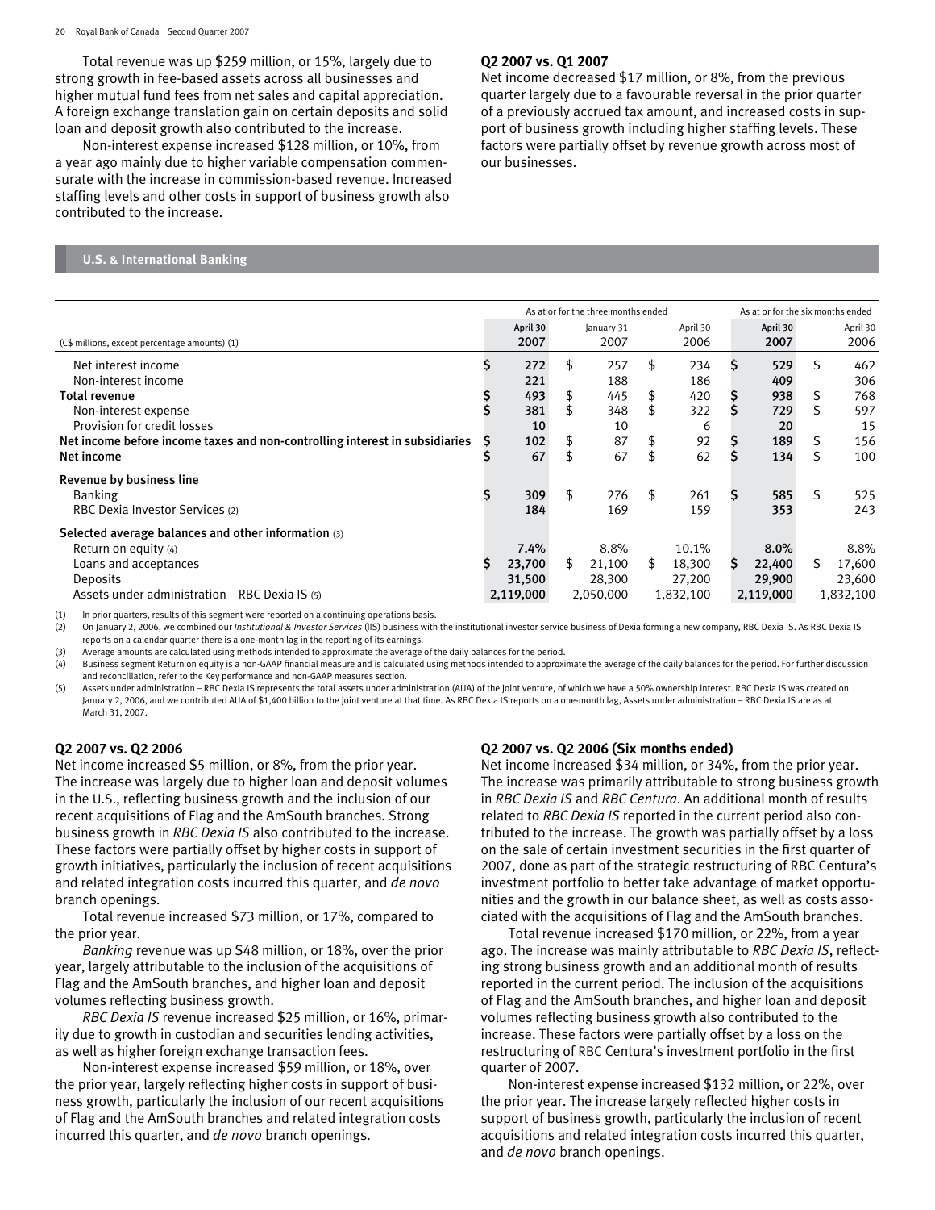Total revenue was up $259 million, or 15%, largely due to strong growth in fee-based assets across all businesses and higher mutual fund fees from net sales and capital appreciation. A foreign exchange translation gain on certain deposits and solid loan and deposit growth also contributed to the increase.

Non-interest expense increased $128 million, or 10%, from a year ago mainly due to higher variable compensation commensurate with the increase in commission-based revenue. Increased staffing levels and other costs in support of business growth also contributed to the increase.

### Q2 2007 vs. Q1 2007

Net income decreased $17 million, or 8%, from the previous quarter largely due to a favourable reversal in the prior quarter of a previously accrued tax amount, and increased costs in support of business growth including higher staffing levels. These factors were partially offset by revenue growth across most of our businesses.

## U.S. & International Banking

| (C$ millions, except percentage amounts) (1) | As at or for the three months ended | | | As at or for the six months ended | |
|---|---|---|---|---|---|
| | April 30 2007 | January 31 2007 | April 30 2006 | April 30 2007 | April 30 2006 |
| Net interest income | $ 272 | $ 257 | $ 234 | $ 529 | $ 462 |
| Non-interest income | 221 | 188 | 186 | 409 | 306 |
| **Total revenue** | $ 493 | $ 445 | $ 420 | $ 938 | $ 768 |
| Non-interest expense | $ 381 | $ 348 | $ 322 | $ 729 | $ 597 |
| Provision for credit losses | 10 | 10 | 6 | 20 | 15 |
| **Net income before income taxes and non-controlling interest in subsidiaries** | $ 102 | $ 87 | $ 92 | $ 189 | $ 156 |
| **Net income** | $ 67 | $ 67 | $ 62 | $ 134 | $ 100 |
| **Revenue by business line** | | | | | |
| Banking | $ 309 | $ 276 | $ 261 | $ 585 | $ 525 |
| RBC Dexia Investor Services (2) | 184 | 169 | 159 | 353 | 243 |
| **Selected average balances and other information** (3) | | | | | |
| Return on equity (4) | 7.4% | 8.8% | 10.1% | 8.0% | 8.8% |
| Loans and acceptances | $ 23,700 | $ 21,100 | $ 18,300 | $ 22,400 | $ 17,600 |
| Deposits | 31,500 | 28,300 | 27,200 | 29,900 | 23,600 |
| Assets under administration – RBC Dexia IS (5) | 2,119,000 | 2,050,000 | 1,832,100 | 2,119,000 | 1,832,100 |

(1) In prior quarters, results of this segment were reported on a continuing operations basis.
(2) On January 2, 2006, we combined our *Institutional & Investor Services* (IIS) business with the institutional investor service business of Dexia forming a new company, RBC Dexia IS. As RBC Dexia IS reports on a calendar quarter there is a one-month lag in the reporting of its earnings.
(3) Average amounts are calculated using methods intended to approximate the average of the daily balances for the period.
(4) Business segment Return on equity is a non-GAAP financial measure and is calculated using methods intended to approximate the average of the daily balances for the period. For further discussion and reconciliation, refer to the Key performance and non-GAAP measures section.
(5) Assets under administration – RBC Dexia IS represents the total assets under administration (AUA) of the joint venture, of which we have a 50% ownership interest. RBC Dexia IS was created on January 2, 2006, and we contributed AUA of $1,400 billion to the joint venture at that time. As RBC Dexia IS reports on a one-month lag, Assets under administration – RBC Dexia IS are as at March 31, 2007.

### Q2 2007 vs. Q2 2006

Net income increased $5 million, or 8%, from the prior year. The increase was largely due to higher loan and deposit volumes in the U.S., reflecting business growth and the inclusion of our recent acquisitions of Flag and the AmSouth branches. Strong business growth in *RBC Dexia IS* also contributed to the increase. These factors were partially offset by higher costs in support of growth initiatives, particularly the inclusion of recent acquisitions and related integration costs incurred this quarter, and *de novo* branch openings.

Total revenue increased $73 million, or 17%, compared to the prior year.

*Banking* revenue was up $48 million, or 18%, over the prior year, largely attributable to the inclusion of the acquisitions of Flag and the AmSouth branches, and higher loan and deposit volumes reflecting business growth.

*RBC Dexia IS* revenue increased $25 million, or 16%, primarily due to growth in custodian and securities lending activities, as well as higher foreign exchange transaction fees.

Non-interest expense increased $59 million, or 18%, over the prior year, largely reflecting higher costs in support of business growth, particularly the inclusion of our recent acquisitions of Flag and the AmSouth branches and related integration costs incurred this quarter, and *de novo* branch openings.

### Q2 2007 vs. Q2 2006 (Six months ended)

Net income increased $34 million, or 34%, from the prior year. The increase was primarily attributable to strong business growth in *RBC Dexia IS* and *RBC Centura*. An additional month of results related to *RBC Dexia IS* reported in the current period also contributed to the increase. The growth was partially offset by a loss on the sale of certain investment securities in the first quarter of 2007, done as part of the strategic restructuring of RBC Centura's investment portfolio to better take advantage of market opportunities and the growth in our balance sheet, as well as costs associated with the acquisitions of Flag and the AmSouth branches.

Total revenue increased $170 million, or 22%, from a year ago. The increase was mainly attributable to *RBC Dexia IS*, reflecting strong business growth and an additional month of results reported in the current period. The inclusion of the acquisitions of Flag and the AmSouth branches, and higher loan and deposit volumes reflecting business growth also contributed to the increase. These factors were partially offset by a loss on the restructuring of RBC Centura's investment portfolio in the first quarter of 2007.

Non-interest expense increased $132 million, or 22%, over the prior year. The increase largely reflected higher costs in support of business growth, particularly the inclusion of recent acquisitions and related integration costs incurred this quarter, and *de novo* branch openings.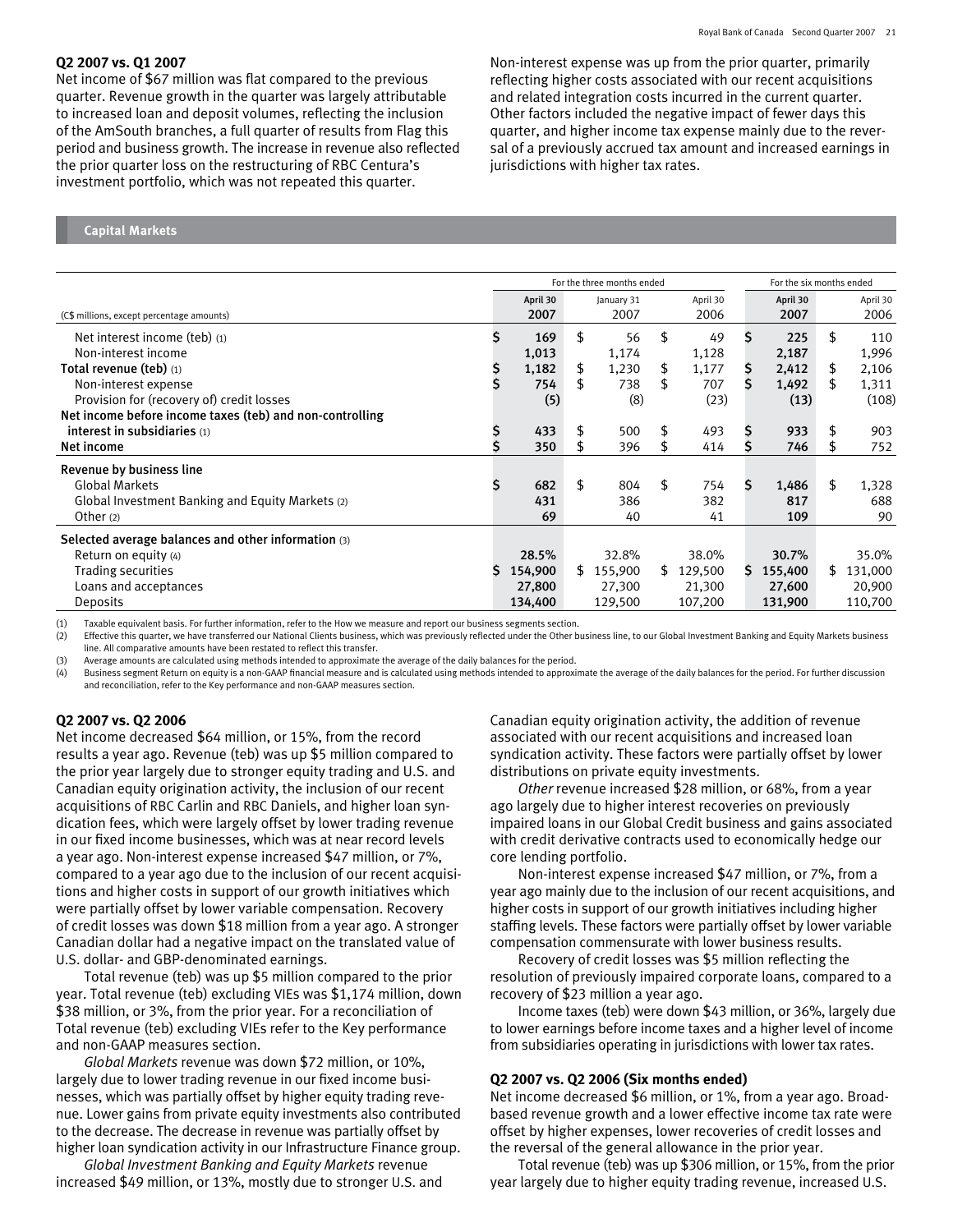### Q2 2007 vs. Q1 2007

Net income of $67 million was flat compared to the previous quarter. Revenue growth in the quarter was largely attributable to increased loan and deposit volumes, reflecting the inclusion of the AmSouth branches, a full quarter of results from Flag this period and business growth. The increase in revenue also reflected the prior quarter loss on the restructuring of RBC Centura's investment portfolio, which was not repeated this quarter.

Non-interest expense was up from the prior quarter, primarily reflecting higher costs associated with our recent acquisitions and related integration costs incurred in the current quarter. Other factors included the negative impact of fewer days this quarter, and higher income tax expense mainly due to the reversal of a previously accrued tax amount and increased earnings in jurisdictions with higher tax rates.

## Capital Markets

| (C$ millions, except percentage amounts) | For the three months ended | | | For the six months ended | |
|---|---|---|---|---|---|
| | April 30 2007 | January 31 2007 | April 30 2006 | April 30 2007 | April 30 2006 |
| Net interest income (teb) (1) | $ 169 | $ 56 | $ 49 | $ 225 | $ 110 |
| Non-interest income | 1,013 | 1,174 | 1,128 | 2,187 | 1,996 |
| **Total revenue (teb)** (1) | $ 1,182 | $ 1,230 | $ 1,177 | $ 2,412 | $ 2,106 |
| Non-interest expense | $ 754 | $ 738 | $ 707 | $ 1,492 | $ 1,311 |
| Provision for (recovery of) credit losses | (5) | (8) | (23) | (13) | (108) |
| **Net income before income taxes (teb) and non-controlling interest in subsidiaries** (1) | $ 433 | $ 500 | $ 493 | $ 933 | $ 903 |
| **Net income** | $ 350 | $ 396 | $ 414 | $ 746 | $ 752 |
| **Revenue by business line** | | | | | |
| Global Markets | $ 682 | $ 804 | $ 754 | $ 1,486 | $ 1,328 |
| Global Investment Banking and Equity Markets (2) | 431 | 386 | 382 | 817 | 688 |
| Other (2) | 69 | 40 | 41 | 109 | 90 |
| **Selected average balances and other information** (3) | | | | | |
| Return on equity (4) | 28.5% | 32.8% | 38.0% | 30.7% | 35.0% |
| Trading securities | $ 154,900 | $ 155,900 | $ 129,500 | $ 155,400 | $ 131,000 |
| Loans and acceptances | 27,800 | 27,300 | 21,300 | 27,600 | 20,900 |
| Deposits | 134,400 | 129,500 | 107,200 | 131,900 | 110,700 |

(1) Taxable equivalent basis. For further information, refer to the How we measure and report our business segments section.
(2) Effective this quarter, we have transferred our National Clients business, which was previously reflected under the Other business line, to our Global Investment Banking and Equity Markets business line. All comparative amounts have been restated to reflect this transfer.
(3) Average amounts are calculated using methods intended to approximate the average of the daily balances for the period.
(4) Business segment Return on equity is a non-GAAP financial measure and is calculated using methods intended to approximate the average of the daily balances for the period. For further discussion and reconciliation, refer to the Key performance and non-GAAP measures section.

### Q2 2007 vs. Q2 2006

Net income decreased $64 million, or 15%, from the record results a year ago. Revenue (teb) was up $5 million compared to the prior year largely due to stronger equity trading and U.S. and Canadian equity origination activity, the inclusion of our recent acquisitions of RBC Carlin and RBC Daniels, and higher loan syndication fees, which were largely offset by lower trading revenue in our fixed income businesses, which was at near record levels a year ago. Non-interest expense increased $47 million, or 7%, compared to a year ago due to the inclusion of our recent acquisitions and higher costs in support of our growth initiatives which were partially offset by lower variable compensation. Recovery of credit losses was down $18 million from a year ago. A stronger Canadian dollar had a negative impact on the translated value of U.S. dollar- and GBP-denominated earnings.

Total revenue (teb) was up $5 million compared to the prior year. Total revenue (teb) excluding VIEs was $1,174 million, down $38 million, or 3%, from the prior year. For a reconciliation of Total revenue (teb) excluding VIEs refer to the Key performance and non-GAAP measures section.

*Global Markets* revenue was down $72 million, or 10%, largely due to lower trading revenue in our fixed income businesses, which was partially offset by higher equity trading revenue. Lower gains from private equity investments also contributed to the decrease. The decrease in revenue was partially offset by higher loan syndication activity in our Infrastructure Finance group.

*Global Investment Banking and Equity Markets* revenue increased $49 million, or 13%, mostly due to stronger U.S. and Canadian equity origination activity, the addition of revenue associated with our recent acquisitions and increased loan syndication activity. These factors were partially offset by lower distributions on private equity investments.

*Other* revenue increased $28 million, or 68%, from a year ago largely due to higher interest recoveries on previously impaired loans in our Global Credit business and gains associated with credit derivative contracts used to economically hedge our core lending portfolio.

Non-interest expense increased $47 million, or 7%, from a year ago mainly due to the inclusion of our recent acquisitions, and higher costs in support of our growth initiatives including higher staffing levels. These factors were partially offset by lower variable compensation commensurate with lower business results.

Recovery of credit losses was $5 million reflecting the resolution of previously impaired corporate loans, compared to a recovery of $23 million a year ago.

Income taxes (teb) were down $43 million, or 36%, largely due to lower earnings before income taxes and a higher level of income from subsidiaries operating in jurisdictions with lower tax rates.

### Q2 2007 vs. Q2 2006 (Six months ended)

Net income decreased $6 million, or 1%, from a year ago. Broad-based revenue growth and a lower effective income tax rate were offset by higher expenses, lower recoveries of credit losses and the reversal of the general allowance in the prior year.

Total revenue (teb) was up $306 million, or 15%, from the prior year largely due to higher equity trading revenue, increased U.S.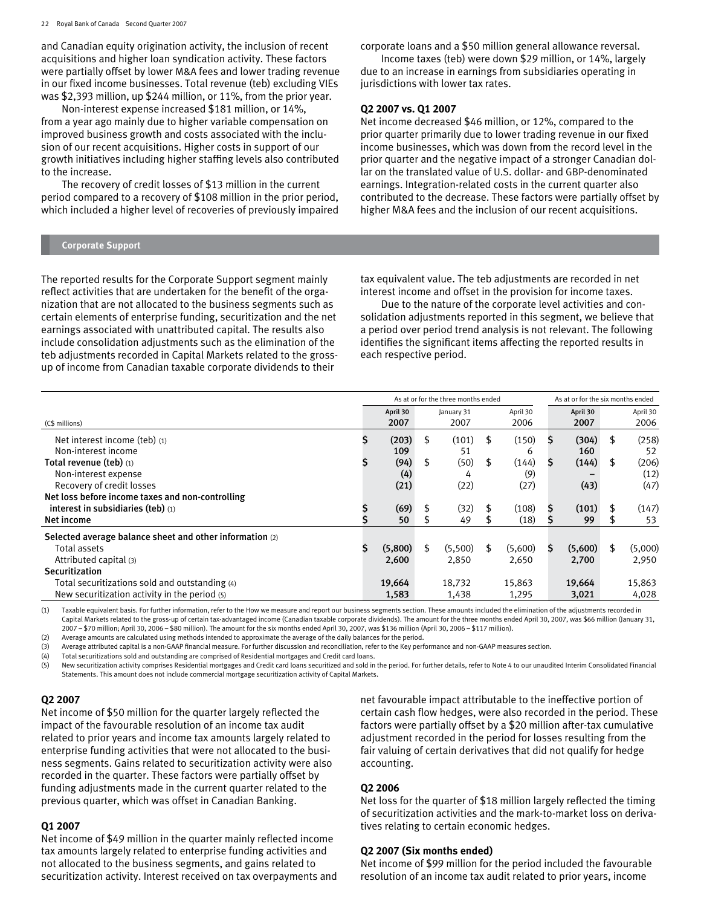and Canadian equity origination activity, the inclusion of recent acquisitions and higher loan syndication activity. These factors were partially offset by lower M&A fees and lower trading revenue in our fixed income businesses. Total revenue (teb) excluding VIEs was $2,393 million, up $244 million, or 11%, from the prior year.

Non-interest expense increased $181 million, or 14%, from a year ago mainly due to higher variable compensation on improved business growth and costs associated with the inclusion of our recent acquisitions. Higher costs in support of our growth initiatives including higher staffing levels also contributed to the increase.

The recovery of credit losses of $13 million in the current period compared to a recovery of $108 million in the prior period, which included a higher level of recoveries of previously impaired corporate loans and a $50 million general allowance reversal.

Income taxes (teb) were down $29 million, or 14%, largely due to an increase in earnings from subsidiaries operating in jurisdictions with lower tax rates.

**Q2 2007 vs. Q1 2007**

Net income decreased $46 million, or 12%, compared to the prior quarter primarily due to lower trading revenue in our fixed income businesses, which was down from the record level in the prior quarter and the negative impact of a stronger Canadian dollar on the translated value of U.S. dollar- and GBP-denominated earnings. Integration-related costs in the current quarter also contributed to the decrease. These factors were partially offset by higher M&A fees and the inclusion of our recent acquisitions.

## Corporate Support

The reported results for the Corporate Support segment mainly reflect activities that are undertaken for the benefit of the organization that are not allocated to the business segments such as certain elements of enterprise funding, securitization and the net earnings associated with unattributed capital. The results also include consolidation adjustments such as the elimination of the teb adjustments recorded in Capital Markets related to the gross-up of income from Canadian taxable corporate dividends to their tax equivalent value. The teb adjustments are recorded in net interest income and offset in the provision for income taxes.

Due to the nature of the corporate level activities and consolidation adjustments reported in this segment, we believe that a period over period trend analysis is not relevant. The following identifies the significant items affecting the reported results in each respective period.

| | As at or for the three months ended | | | As at or for the six months ended | |
|---|---|---|---|---|---|
| (C$ millions) | **April 30 2007** | January 31 2007 | April 30 2006 | **April 30 2007** | April 30 2006 |
| Net interest income (teb) (1) | **$ (203)** | $ (101) | $ (150) | **$ (304)** | $ (258) |
| Non-interest income | **109** | 51 | 6 | **160** | 52 |
| **Total revenue (teb)** (1) | **$ (94)** | $ (50) | $ (144) | **$ (144)** | $ (206) |
| Non-interest expense | **(4)** | 4 | (9) | **–** | (12) |
| Recovery of credit losses | **(21)** | (22) | (27) | **(43)** | (47) |
| **Net loss before income taxes and non-controlling interest in subsidiaries (teb)** (1) | **$ (69)** | $ (32) | $ (108) | **$ (101)** | $ (147) |
| **Net income** | **$ 50** | $ 49 | $ (18) | **$ 99** | $ 53 |
| **Selected average balance sheet and other information** (2) | | | | | |
| Total assets | **$ (5,800)** | $ (5,500) | $ (5,600) | **$ (5,600)** | $ (5,000) |
| Attributed capital (3) | **2,600** | 2,850 | 2,650 | **2,700** | 2,950 |
| **Securitization** | | | | | |
| Total securitizations sold and outstanding (4) | **19,664** | 18,732 | 15,863 | **19,664** | 15,863 |
| New securitization activity in the period (5) | **1,583** | 1,438 | 1,295 | **3,021** | 4,028 |

(1) Taxable equivalent basis. For further information, refer to the How we measure and report our business segments section. These amounts included the elimination of the adjustments recorded in Capital Markets related to the gross-up of certain tax-advantaged income (Canadian taxable corporate dividends). The amount for the three months ended April 30, 2007, was $66 million (January 31, 2007 – $70 million; April 30, 2006 – $80 million). The amount for the six months ended April 30, 2007, was $136 million (April 30, 2006 – $117 million).
(2) Average amounts are calculated using methods intended to approximate the average of the daily balances for the period.
(3) Average attributed capital is a non-GAAP financial measure. For further discussion and reconciliation, refer to the Key performance and non-GAAP measures section.
(4) Total securitizations sold and outstanding are comprised of Residential mortgages and Credit card loans.
(5) New securitization activity comprises Residential mortgages and Credit card loans securitized and sold in the period. For further details, refer to Note 4 to our unaudited Interim Consolidated Financial Statements. This amount does not include commercial mortgage securitization activity of Capital Markets.

**Q2 2007**

Net income of $50 million for the quarter largely reflected the impact of the favourable resolution of an income tax audit related to prior years and income tax amounts largely related to enterprise funding activities that were not allocated to the business segments. Gains related to securitization activity were also recorded in the quarter. These factors were partially offset by funding adjustments made in the current quarter related to the previous quarter, which was offset in Canadian Banking.

**Q1 2007**

Net income of $49 million in the quarter mainly reflected income tax amounts largely related to enterprise funding activities and not allocated to the business segments, and gains related to securitization activity. Interest received on tax overpayments and net favourable impact attributable to the ineffective portion of certain cash flow hedges, were also recorded in the period. These factors were partially offset by a $20 million after-tax cumulative adjustment recorded in the period for losses resulting from the fair valuing of certain derivatives that did not qualify for hedge accounting.

**Q2 2006**

Net loss for the quarter of $18 million largely reflected the timing of securitization activities and the mark-to-market loss on derivatives relating to certain economic hedges.

**Q2 2007 (Six months ended)**

Net income of $99 million for the period included the favourable resolution of an income tax audit related to prior years, income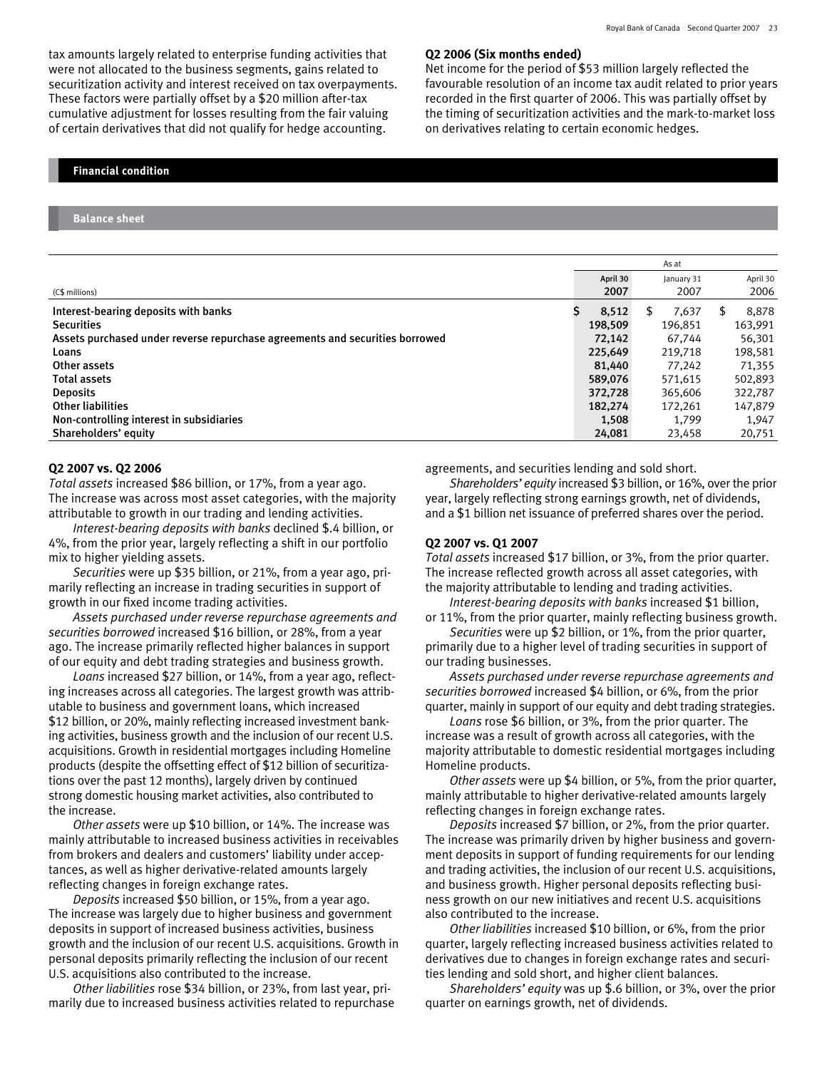tax amounts largely related to enterprise funding activities that were not allocated to the business segments, gains related to securitization activity and interest received on tax overpayments. These factors were partially offset by a $20 million after-tax cumulative adjustment for losses resulting from the fair valuing of certain derivatives that did not qualify for hedge accounting.

**Q2 2006 (Six months ended)**

Net income for the period of $53 million largely reflected the favourable resolution of an income tax audit related to prior years recorded in the first quarter of 2006. This was partially offset by the timing of securitization activities and the mark-to-market loss on derivatives relating to certain economic hedges.

## Financial condition

### Balance sheet

| | As at | | |
|---|---|---|---|
| (C$ millions) | April 30 2007 | January 31 2007 | April 30 2006 |
| Interest-bearing deposits with banks | $ 8,512 | $ 7,637 | $ 8,878 |
| Securities | 198,509 | 196,851 | 163,991 |
| Assets purchased under reverse repurchase agreements and securities borrowed | 72,142 | 67,744 | 56,301 |
| Loans | 225,649 | 219,718 | 198,581 |
| Other assets | 81,440 | 77,242 | 71,355 |
| Total assets | 589,076 | 571,615 | 502,893 |
| Deposits | 372,728 | 365,606 | 322,787 |
| Other liabilities | 182,274 | 172,261 | 147,879 |
| Non-controlling interest in subsidiaries | 1,508 | 1,799 | 1,947 |
| Shareholders' equity | 24,081 | 23,458 | 20,751 |

**Q2 2007 vs. Q2 2006**

*Total assets* increased $86 billion, or 17%, from a year ago. The increase was across most asset categories, with the majority attributable to growth in our trading and lending activities.

*Interest-bearing deposits with banks* declined $.4 billion, or 4%, from the prior year, largely reflecting a shift in our portfolio mix to higher yielding assets.

*Securities* were up $35 billion, or 21%, from a year ago, primarily reflecting an increase in trading securities in support of growth in our fixed income trading activities.

*Assets purchased under reverse repurchase agreements and securities borrowed* increased $16 billion, or 28%, from a year ago. The increase primarily reflected higher balances in support of our equity and debt trading strategies and business growth.

*Loans* increased $27 billion, or 14%, from a year ago, reflecting increases across all categories. The largest growth was attributable to business and government loans, which increased $12 billion, or 20%, mainly reflecting increased investment banking activities, business growth and the inclusion of our recent U.S. acquisitions. Growth in residential mortgages including Homeline products (despite the offsetting effect of $12 billion of securitizations over the past 12 months), largely driven by continued strong domestic housing market activities, also contributed to the increase.

*Other assets* were up $10 billion, or 14%. The increase was mainly attributable to increased business activities in receivables from brokers and dealers and customers' liability under acceptances, as well as higher derivative-related amounts largely reflecting changes in foreign exchange rates.

*Deposits* increased $50 billion, or 15%, from a year ago. The increase was largely due to higher business and government deposits in support of increased business activities, business growth and the inclusion of our recent U.S. acquisitions. Growth in personal deposits primarily reflecting the inclusion of our recent U.S. acquisitions also contributed to the increase.

*Other liabilities* rose $34 billion, or 23%, from last year, primarily due to increased business activities related to repurchase agreements, and securities lending and sold short.

*Shareholders' equity* increased $3 billion, or 16%, over the prior year, largely reflecting strong earnings growth, net of dividends, and a $1 billion net issuance of preferred shares over the period.

**Q2 2007 vs. Q1 2007**

*Total assets* increased $17 billion, or 3%, from the prior quarter. The increase reflected growth across all asset categories, with the majority attributable to lending and trading activities.

*Interest-bearing deposits with banks* increased $1 billion, or 11%, from the prior quarter, mainly reflecting business growth.

*Securities* were up $2 billion, or 1%, from the prior quarter, primarily due to a higher level of trading securities in support of our trading businesses.

*Assets purchased under reverse repurchase agreements and securities borrowed* increased $4 billion, or 6%, from the prior quarter, mainly in support of our equity and debt trading strategies.

*Loans* rose $6 billion, or 3%, from the prior quarter. The increase was a result of growth across all categories, with the majority attributable to domestic residential mortgages including Homeline products.

*Other assets* were up $4 billion, or 5%, from the prior quarter, mainly attributable to higher derivative-related amounts largely reflecting changes in foreign exchange rates.

*Deposits* increased $7 billion, or 2%, from the prior quarter. The increase was primarily driven by higher business and government deposits in support of funding requirements for our lending and trading activities, the inclusion of our recent U.S. acquisitions, and business growth. Higher personal deposits reflecting business growth on our new initiatives and recent U.S. acquisitions also contributed to the increase.

*Other liabilities* increased $10 billion, or 6%, from the prior quarter, largely reflecting increased business activities related to derivatives due to changes in foreign exchange rates and securities lending and sold short, and higher client balances.

*Shareholders' equity* was up $.6 billion, or 3%, over the prior quarter on earnings growth, net of dividends.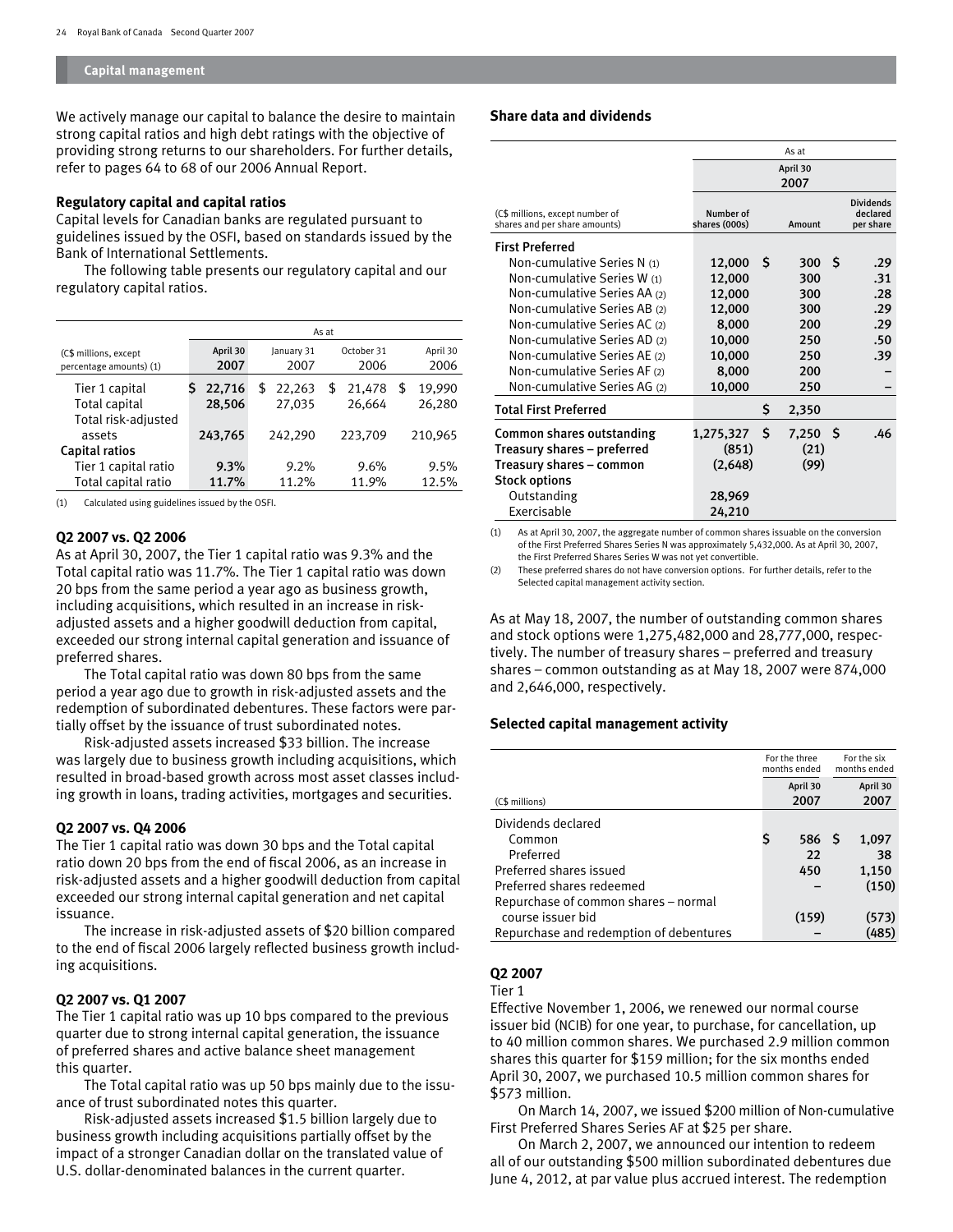## Capital management

We actively manage our capital to balance the desire to maintain strong capital ratios and high debt ratings with the objective of providing strong returns to our shareholders. For further details, refer to pages 64 to 68 of our 2006 Annual Report.

### Regulatory capital and capital ratios

Capital levels for Canadian banks are regulated pursuant to guidelines issued by the OSFI, based on standards issued by the Bank of International Settlements.

The following table presents our regulatory capital and our regulatory capital ratios.

| (C$ millions, except percentage amounts) (1) | As at April 30 2007 | January 31 2007 | October 31 2006 | April 30 2006 |
|---|---|---|---|---|
| Tier 1 capital | $ 22,716 | $ 22,263 | $ 21,478 | $ 19,990 |
| Total capital | 28,506 | 27,035 | 26,664 | 26,280 |
| Total risk-adjusted assets | 243,765 | 242,290 | 223,709 | 210,965 |
| **Capital ratios** | | | | |
| Tier 1 capital ratio | 9.3% | 9.2% | 9.6% | 9.5% |
| Total capital ratio | 11.7% | 11.2% | 11.9% | 12.5% |

(1) Calculated using guidelines issued by the OSFI.

### Q2 2007 vs. Q2 2006

As at April 30, 2007, the Tier 1 capital ratio was 9.3% and the Total capital ratio was 11.7%. The Tier 1 capital ratio was down 20 bps from the same period a year ago as business growth, including acquisitions, which resulted in an increase in risk-adjusted assets and a higher goodwill deduction from capital, exceeded our strong internal capital generation and issuance of preferred shares.

The Total capital ratio was down 80 bps from the same period a year ago due to growth in risk-adjusted assets and the redemption of subordinated debentures. These factors were partially offset by the issuance of trust subordinated notes.

Risk-adjusted assets increased $33 billion. The increase was largely due to business growth including acquisitions, which resulted in broad-based growth across most asset classes including growth in loans, trading activities, mortgages and securities.

### Q2 2007 vs. Q4 2006

The Tier 1 capital ratio was down 30 bps and the Total capital ratio down 20 bps from the end of fiscal 2006, as an increase in risk-adjusted assets and a higher goodwill deduction from capital exceeded our strong internal capital generation and net capital issuance.

The increase in risk-adjusted assets of $20 billion compared to the end of fiscal 2006 largely reflected business growth including acquisitions.

### Q2 2007 vs. Q1 2007

The Tier 1 capital ratio was up 10 bps compared to the previous quarter due to strong internal capital generation, the issuance of preferred shares and active balance sheet management this quarter.

The Total capital ratio was up 50 bps mainly due to the issuance of trust subordinated notes this quarter.

Risk-adjusted assets increased $1.5 billion largely due to business growth including acquisitions partially offset by the impact of a stronger Canadian dollar on the translated value of U.S. dollar-denominated balances in the current quarter.

### Share data and dividends

| (C$ millions, except number of shares and per share amounts) | As at April 30 2007 Number of shares (000s) | Amount | Dividends declared per share |
|---|---|---|---|
| **First Preferred** | | | |
| Non-cumulative Series N (1) | 12,000 | $ 300 | $ .29 |
| Non-cumulative Series W (1) | 12,000 | 300 | .31 |
| Non-cumulative Series AA (2) | 12,000 | 300 | .28 |
| Non-cumulative Series AB (2) | 12,000 | 300 | .29 |
| Non-cumulative Series AC (2) | 8,000 | 200 | .29 |
| Non-cumulative Series AD (2) | 10,000 | 250 | .50 |
| Non-cumulative Series AE (2) | 10,000 | 250 | .39 |
| Non-cumulative Series AF (2) | 8,000 | 200 | – |
| Non-cumulative Series AG (2) | 10,000 | 250 | – |
| **Total First Preferred** | | $ 2,350 | |
| **Common shares outstanding** | 1,275,327 | $ 7,250 | $ .46 |
| **Treasury shares – preferred** | (851) | (21) | |
| **Treasury shares – common** | (2,648) | (99) | |
| **Stock options** | | | |
| Outstanding | 28,969 | | |
| Exercisable | 24,210 | | |

(1) As at April 30, 2007, the aggregate number of common shares issuable on the conversion of the First Preferred Shares Series N was approximately 5,432,000. As at April 30, 2007, the First Preferred Shares Series W was not yet convertible.

(2) These preferred shares do not have conversion options. For further details, refer to the Selected capital management activity section.

As at May 18, 2007, the number of outstanding common shares and stock options were 1,275,482,000 and 28,777,000, respectively. The number of treasury shares – preferred and treasury shares – common outstanding as at May 18, 2007 were 874,000 and 2,646,000, respectively.

### Selected capital management activity

| (C$ millions) | For the three months ended April 30 2007 | For the six months ended April 30 2007 |
|---|---|---|
| Dividends declared | | |
| Common | $ 586 | $ 1,097 |
| Preferred | 22 | 38 |
| Preferred shares issued | 450 | 1,150 |
| Preferred shares redeemed | – | (150) |
| Repurchase of common shares – normal course issuer bid | (159) | (573) |
| Repurchase and redemption of debentures | – | (485) |

### Q2 2007

Tier 1

Effective November 1, 2006, we renewed our normal course issuer bid (NCIB) for one year, to purchase, for cancellation, up to 40 million common shares. We purchased 2.9 million common shares this quarter for $159 million; for the six months ended April 30, 2007, we purchased 10.5 million common shares for $573 million.

On March 14, 2007, we issued $200 million of Non-cumulative First Preferred Shares Series AF at $25 per share.

On March 2, 2007, we announced our intention to redeem all of our outstanding $500 million subordinated debentures due June 4, 2012, at par value plus accrued interest. The redemption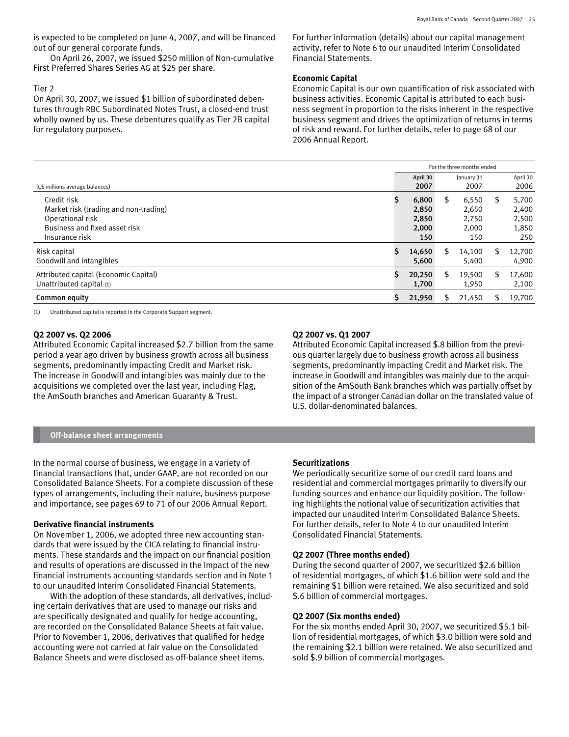is expected to be completed on June 4, 2007, and will be financed out of our general corporate funds.

On April 26, 2007, we issued $250 million of Non-cumulative First Preferred Shares Series AG at $25 per share.

Tier 2

On April 30, 2007, we issued $1 billion of subordinated debentures through RBC Subordinated Notes Trust, a closed-end trust wholly owned by us. These debentures qualify as Tier 2B capital for regulatory purposes.

For further information (details) about our capital management activity, refer to Note 6 to our unaudited Interim Consolidated Financial Statements.

**Economic Capital**

Economic Capital is our own quantification of risk associated with business activities. Economic Capital is attributed to each business segment in proportion to the risks inherent in the respective business segment and drives the optimization of returns in terms of risk and reward. For further details, refer to page 68 of our 2006 Annual Report.

| (C$ millions average balances) | For the three months ended April 30 2007 | January 31 2007 | April 30 2006 |
|---|---|---|---|
| Credit risk | $ 6,800 | $ 6,550 | $ 5,700 |
| Market risk (trading and non-trading) | 2,850 | 2,650 | 2,400 |
| Operational risk | 2,850 | 2,750 | 2,500 |
| Business and fixed asset risk | 2,000 | 2,000 | 1,850 |
| Insurance risk | 150 | 150 | 250 |
| Risk capital | $ 14,650 | $ 14,100 | $ 12,700 |
| Goodwill and intangibles | 5,600 | 5,400 | 4,900 |
| Attributed capital (Economic Capital) | $ 20,250 | $ 19,500 | $ 17,600 |
| Unattributed capital (1) | 1,700 | 1,950 | 2,100 |
| **Common equity** | $ 21,950 | $ 21,450 | $ 19,700 |

(1) Unattributed capital is reported in the Corporate Support segment.

**Q2 2007 vs. Q2 2006**

Attributed Economic Capital increased $2.7 billion from the same period a year ago driven by business growth across all business segments, predominantly impacting Credit and Market risk. The increase in Goodwill and intangibles was mainly due to the acquisitions we completed over the last year, including Flag, the AmSouth branches and American Guaranty & Trust.

**Q2 2007 vs. Q1 2007**

Attributed Economic Capital increased $.8 billion from the previous quarter largely due to business growth across all business segments, predominantly impacting Credit and Market risk. The increase in Goodwill and intangibles was mainly due to the acquisition of the AmSouth Bank branches which was partially offset by the impact of a stronger Canadian dollar on the translated value of U.S. dollar-denominated balances.

## Off-balance sheet arrangements

In the normal course of business, we engage in a variety of financial transactions that, under GAAP, are not recorded on our Consolidated Balance Sheets. For a complete discussion of these types of arrangements, including their nature, business purpose and importance, see pages 69 to 71 of our 2006 Annual Report.

**Derivative financial instruments**

On November 1, 2006, we adopted three new accounting standards that were issued by the CICA relating to financial instruments. These standards and the impact on our financial position and results of operations are discussed in the Impact of the new financial instruments accounting standards section and in Note 1 to our unaudited Interim Consolidated Financial Statements.

With the adoption of these standards, all derivatives, including certain derivatives that are used to manage our risks and are specifically designated and qualify for hedge accounting, are recorded on the Consolidated Balance Sheets at fair value. Prior to November 1, 2006, derivatives that qualified for hedge accounting were not carried at fair value on the Consolidated Balance Sheets and were disclosed as off-balance sheet items.

**Securitizations**

We periodically securitize some of our credit card loans and residential and commercial mortgages primarily to diversify our funding sources and enhance our liquidity position. The following highlights the notional value of securitization activities that impacted our unaudited Interim Consolidated Balance Sheets. For further details, refer to Note 4 to our unaudited Interim Consolidated Financial Statements.

**Q2 2007 (Three months ended)**

During the second quarter of 2007, we securitized $2.6 billion of residential mortgages, of which $1.6 billion were sold and the remaining $1 billion were retained. We also securitized and sold $.6 billion of commercial mortgages.

**Q2 2007 (Six months ended)**

For the six months ended April 30, 2007, we securitized $5.1 billion of residential mortgages, of which $3.0 billion were sold and the remaining $2.1 billion were retained. We also securitized and sold $.9 billion of commercial mortgages.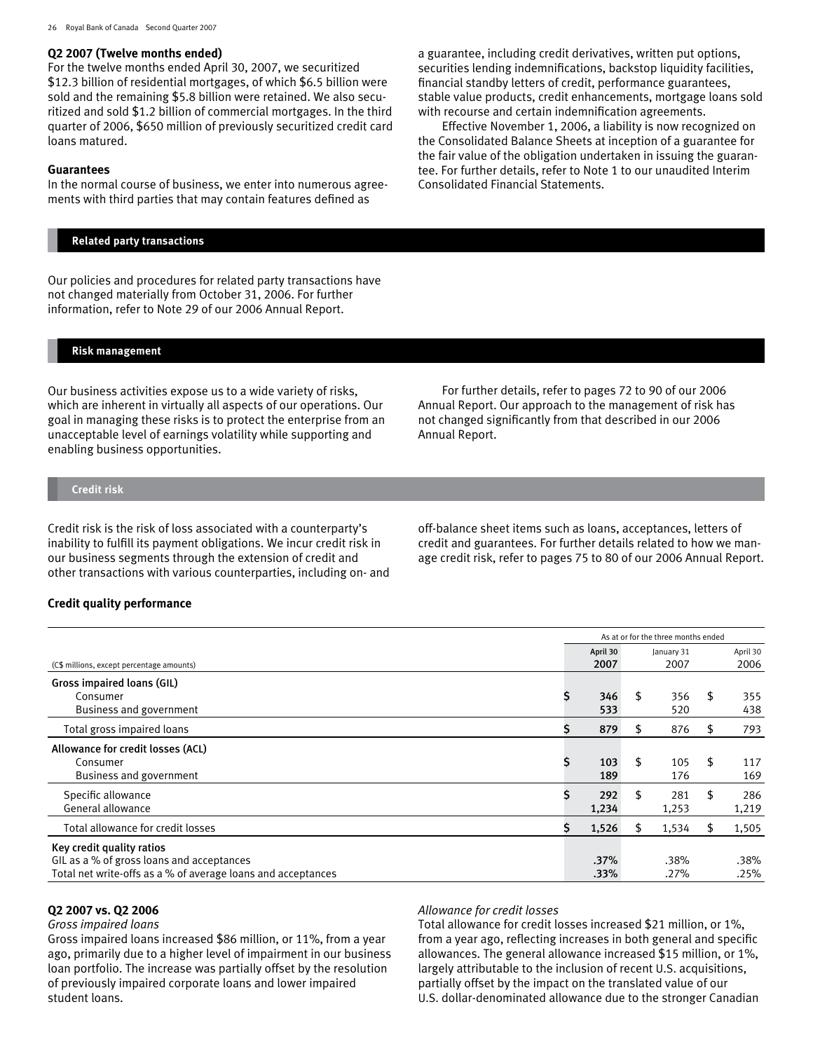**Q2 2007 (Twelve months ended)**

For the twelve months ended April 30, 2007, we securitized $12.3 billion of residential mortgages, of which $6.5 billion were sold and the remaining $5.8 billion were retained. We also securitized and sold $1.2 billion of commercial mortgages. In the third quarter of 2006, $650 million of previously securitized credit card loans matured.

**Guarantees**

In the normal course of business, we enter into numerous agreements with third parties that may contain features defined as a guarantee, including credit derivatives, written put options, securities lending indemnifications, backstop liquidity facilities, financial standby letters of credit, performance guarantees, stable value products, credit enhancements, mortgage loans sold with recourse and certain indemnification agreements.

Effective November 1, 2006, a liability is now recognized on the Consolidated Balance Sheets at inception of a guarantee for the fair value of the obligation undertaken in issuing the guarantee. For further details, refer to Note 1 to our unaudited Interim Consolidated Financial Statements.

## Related party transactions

Our policies and procedures for related party transactions have not changed materially from October 31, 2006. For further information, refer to Note 29 of our 2006 Annual Report.

## Risk management

Our business activities expose us to a wide variety of risks, which are inherent in virtually all aspects of our operations. Our goal in managing these risks is to protect the enterprise from an unacceptable level of earnings volatility while supporting and enabling business opportunities.

For further details, refer to pages 72 to 90 of our 2006 Annual Report. Our approach to the management of risk has not changed significantly from that described in our 2006 Annual Report.

### Credit risk

Credit risk is the risk of loss associated with a counterparty's inability to fulfill its payment obligations. We incur credit risk in our business segments through the extension of credit and other transactions with various counterparties, including on- and off-balance sheet items such as loans, acceptances, letters of credit and guarantees. For further details related to how we manage credit risk, refer to pages 75 to 80 of our 2006 Annual Report.

**Credit quality performance**

| | As at or for the three months ended | | |
|---|---|---|---|
| (C$ millions, except percentage amounts) | April 30 2007 | January 31 2007 | April 30 2006 |
| **Gross impaired loans (GIL)** | | | |
| Consumer | $ 346 | $ 356 | $ 355 |
| Business and government | 533 | 520 | 438 |
| Total gross impaired loans | $ 879 | $ 876 | $ 793 |
| **Allowance for credit losses (ACL)** | | | |
| Consumer | $ 103 | $ 105 | $ 117 |
| Business and government | 189 | 176 | 169 |
| Specific allowance | $ 292 | $ 281 | $ 286 |
| General allowance | 1,234 | 1,253 | 1,219 |
| Total allowance for credit losses | $ 1,526 | $ 1,534 | $ 1,505 |
| **Key credit quality ratios** | | | |
| GIL as a % of gross loans and acceptances | .37% | .38% | .38% |
| Total net write-offs as a % of average loans and acceptances | .33% | .27% | .25% |

**Q2 2007 vs. Q2 2006**

*Gross impaired loans*

Gross impaired loans increased $86 million, or 11%, from a year ago, primarily due to a higher level of impairment in our business loan portfolio. The increase was partially offset by the resolution of previously impaired corporate loans and lower impaired student loans.

*Allowance for credit losses*

Total allowance for credit losses increased $21 million, or 1%, from a year ago, reflecting increases in both general and specific allowances. The general allowance increased $15 million, or 1%, largely attributable to the inclusion of recent U.S. acquisitions, partially offset by the impact on the translated value of our U.S. dollar-denominated allowance due to the stronger Canadian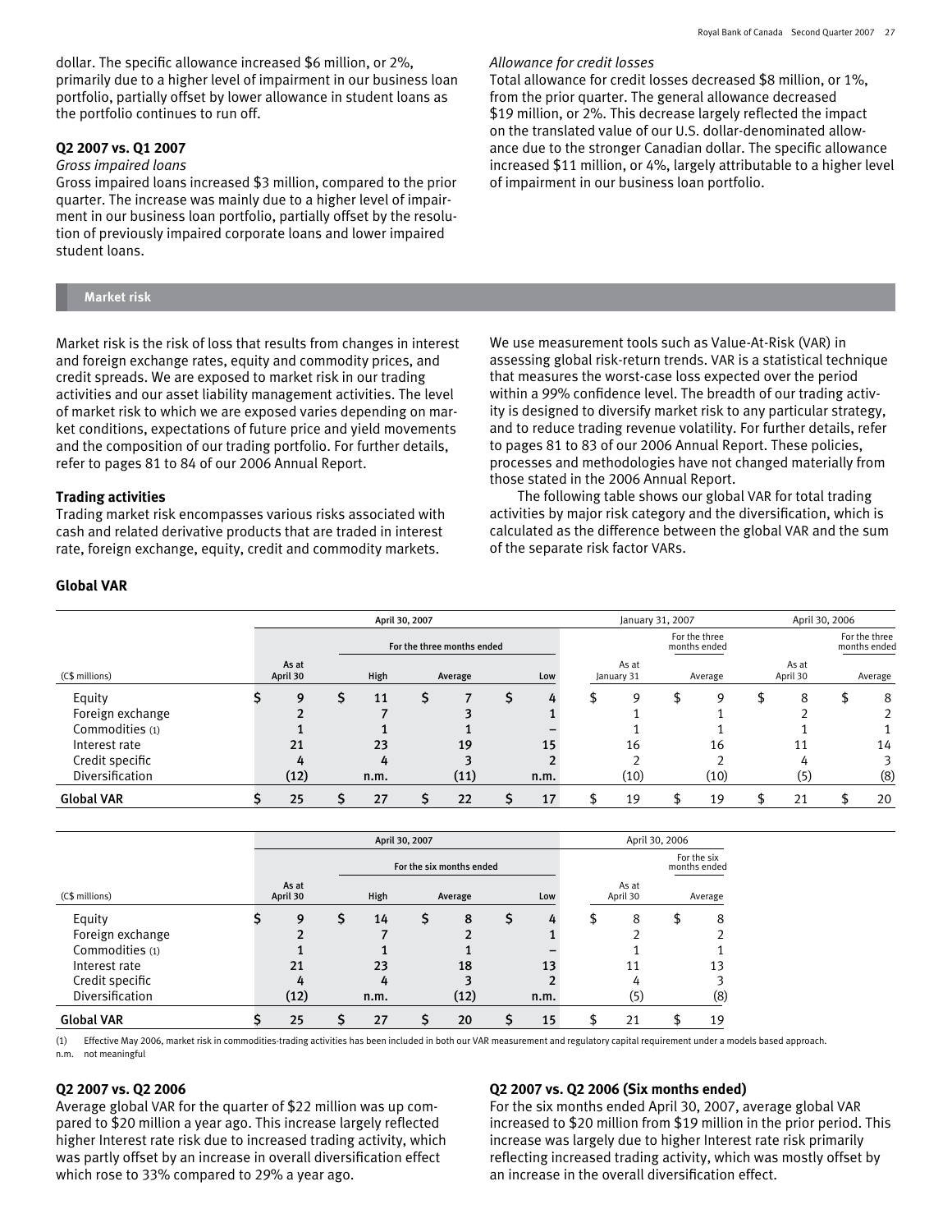dollar. The specific allowance increased $6 million, or 2%, primarily due to a higher level of impairment in our business loan portfolio, partially offset by lower allowance in student loans as the portfolio continues to run off.

**Q2 2007 vs. Q1 2007**

*Gross impaired loans*

Gross impaired loans increased $3 million, compared to the prior quarter. The increase was mainly due to a higher level of impairment in our business loan portfolio, partially offset by the resolution of previously impaired corporate loans and lower impaired student loans.

*Allowance for credit losses*

Total allowance for credit losses decreased $8 million, or 1%, from the prior quarter. The general allowance decreased $19 million, or 2%. This decrease largely reflected the impact on the translated value of our U.S. dollar-denominated allowance due to the stronger Canadian dollar. The specific allowance increased $11 million, or 4%, largely attributable to a higher level of impairment in our business loan portfolio.

## Market risk

Market risk is the risk of loss that results from changes in interest and foreign exchange rates, equity and commodity prices, and credit spreads. We are exposed to market risk in our trading activities and our asset liability management activities. The level of market risk to which we are exposed varies depending on market conditions, expectations of future price and yield movements and the composition of our trading portfolio. For further details, refer to pages 81 to 84 of our 2006 Annual Report.

**Trading activities**

Trading market risk encompasses various risks associated with cash and related derivative products that are traded in interest rate, foreign exchange, equity, credit and commodity markets.

We use measurement tools such as Value-At-Risk (VAR) in assessing global risk-return trends. VAR is a statistical technique that measures the worst-case loss expected over the period within a 99% confidence level. The breadth of our trading activity is designed to diversify market risk to any particular strategy, and to reduce trading revenue volatility. For further details, refer to pages 81 to 83 of our 2006 Annual Report. These policies, processes and methodologies have not changed materially from those stated in the 2006 Annual Report.

The following table shows our global VAR for total trading activities by major risk category and the diversification, which is calculated as the difference between the global VAR and the sum of the separate risk factor VARs.

**Global VAR**

| | April 30, 2007 | | | | January 31, 2007 | | April 30, 2006 | |
|---|---|---|---|---|---|---|---|---|
| | | For the three months ended | | | | For the three months ended | | For the three months ended |
| (C$ millions) | As at April 30 | High | Average | Low | As at January 31 | Average | As at April 30 | Average |
| Equity | $ 9 | $ 11 | $ 7 | $ 4 | $ 9 | $ 9 | $ 8 | $ 8 |
| Foreign exchange | 2 | 7 | 3 | 1 | 1 | 1 | 2 | 2 |
| Commodities (1) | 1 | 1 | 1 | – | 1 | 1 | 1 | 1 |
| Interest rate | 21 | 23 | 19 | 15 | 16 | 16 | 11 | 14 |
| Credit specific | 4 | 4 | 3 | 2 | 2 | 2 | 4 | 3 |
| Diversification | (12) | n.m. | (11) | n.m. | (10) | (10) | (5) | (8) |
| **Global VAR** | $ 25 | $ 27 | $ 22 | $ 17 | $ 19 | $ 19 | $ 21 | $ 20 |

| | April 30, 2007 | | | | April 30, 2006 | |
|---|---|---|---|---|---|---|
| | | For the six months ended | | | | For the six months ended |
| (C$ millions) | As at April 30 | High | Average | Low | As at April 30 | Average |
| Equity | $ 9 | $ 14 | $ 8 | $ 4 | $ 8 | $ 8 |
| Foreign exchange | 2 | 7 | 2 | 1 | 2 | 2 |
| Commodities (1) | 1 | 1 | 1 | – | 1 | 1 |
| Interest rate | 21 | 23 | 18 | 13 | 11 | 13 |
| Credit specific | 4 | 4 | 3 | 2 | 4 | 3 |
| Diversification | (12) | n.m. | (12) | n.m. | (5) | (8) |
| **Global VAR** | $ 25 | $ 27 | $ 20 | $ 15 | $ 21 | $ 19 |

(1) Effective May 2006, market risk in commodities-trading activities has been included in both our VAR measurement and regulatory capital requirement under a models based approach.

n.m. not meaningful

**Q2 2007 vs. Q2 2006**

Average global VAR for the quarter of $22 million was up compared to $20 million a year ago. This increase largely reflected higher Interest rate risk due to increased trading activity, which was partly offset by an increase in overall diversification effect which rose to 33% compared to 29% a year ago.

**Q2 2007 vs. Q2 2006 (Six months ended)**

For the six months ended April 30, 2007, average global VAR increased to $20 million from $19 million in the prior period. This increase was largely due to higher Interest rate risk primarily reflecting increased trading activity, which was mostly offset by an increase in the overall diversification effect.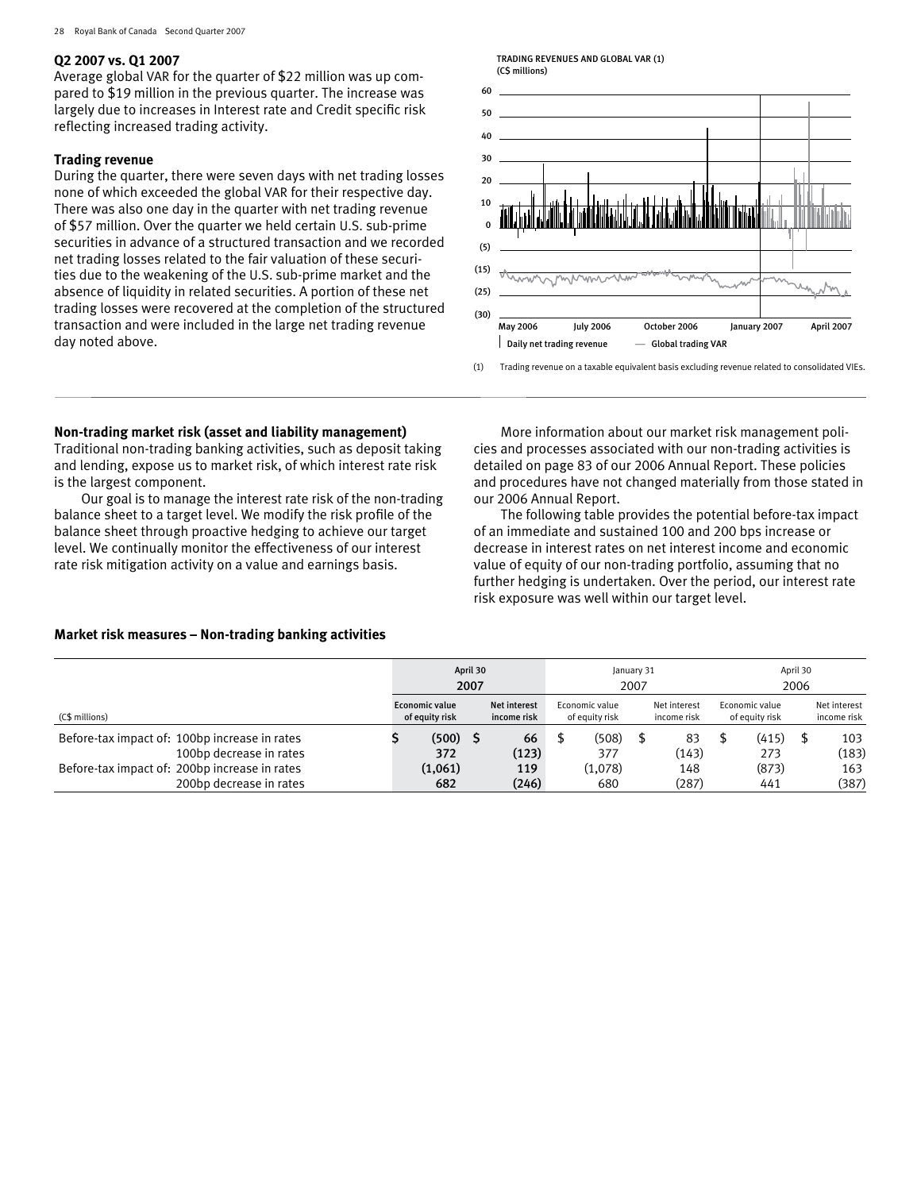### Q2 2007 vs. Q1 2007

Average global VAR for the quarter of $22 million was up compared to $19 million in the previous quarter. The increase was largely due to increases in Interest rate and Credit specific risk reflecting increased trading activity.

### Trading revenue

During the quarter, there were seven days with net trading losses none of which exceeded the global VAR for their respective day. There was also one day in the quarter with net trading revenue of $57 million. Over the quarter we held certain U.S. sub-prime securities in advance of a structured transaction and we recorded net trading losses related to the fair valuation of these securities due to the weakening of the U.S. sub-prime market and the absence of liquidity in related securities. A portion of these net trading losses were recovered at the completion of the structured transaction and were included in the large net trading revenue day noted above.

TRADING REVENUES AND GLOBAL VAR (1)
(C$ millions)

(1) Trading revenue on a taxable equivalent basis excluding revenue related to consolidated VIEs.

### Non-trading market risk (asset and liability management)

Traditional non-trading banking activities, such as deposit taking and lending, expose us to market risk, of which interest rate risk is the largest component.

Our goal is to manage the interest rate risk of the non-trading balance sheet to a target level. We modify the risk profile of the balance sheet through proactive hedging to achieve our target level. We continually monitor the effectiveness of our interest rate risk mitigation activity on a value and earnings basis.

More information about our market risk management policies and processes associated with our non-trading activities is detailed on page 83 of our 2006 Annual Report. These policies and procedures have not changed materially from those stated in our 2006 Annual Report.

The following table provides the potential before-tax impact of an immediate and sustained 100 and 200 bps increase or decrease in interest rates on net interest income and economic value of equity of our non-trading portfolio, assuming that no further hedging is undertaken. Over the period, our interest rate risk exposure was well within our target level.

### Market risk measures – Non-trading banking activities

| | | April 30 2007 | | January 31 2007 | | April 30 2006 | |
|---|---|---|---|---|---|---|---|
| (C$ millions) | | Economic value of equity risk | Net interest income risk | Economic value of equity risk | Net interest income risk | Economic value of equity risk | Net interest income risk |
| Before-tax impact of: | 100bp increase in rates | $ (500) | $ 66 | $ (508) | $ 83 | $ (415) | $ 103 |
| | 100bp decrease in rates | 372 | (123) | 377 | (143) | 273 | (183) |
| Before-tax impact of: | 200bp increase in rates | (1,061) | 119 | (1,078) | 148 | (873) | 163 |
| | 200bp decrease in rates | 682 | (246) | 680 | (287) | 441 | (387) |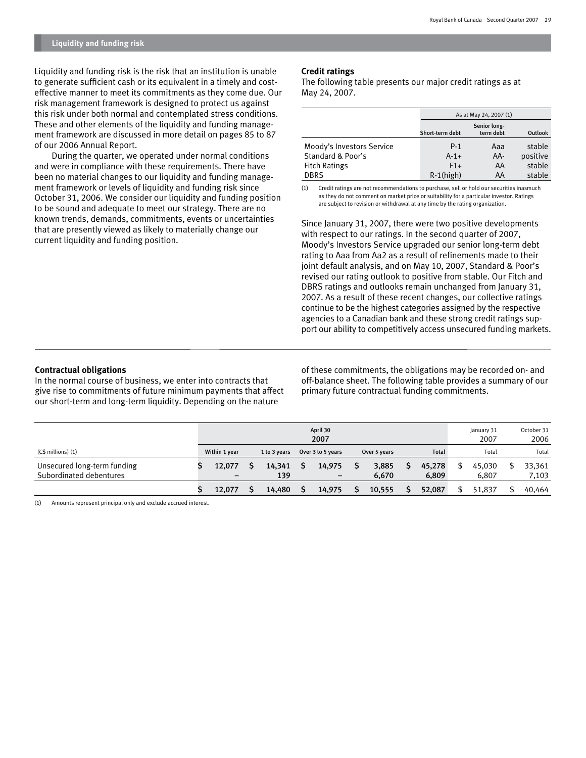## Liquidity and funding risk

Liquidity and funding risk is the risk that an institution is unable to generate sufficient cash or its equivalent in a timely and cost-effective manner to meet its commitments as they come due. Our risk management framework is designed to protect us against this risk under both normal and contemplated stress conditions. These and other elements of the liquidity and funding management framework are discussed in more detail on pages 85 to 87 of our 2006 Annual Report.

During the quarter, we operated under normal conditions and were in compliance with these requirements. There have been no material changes to our liquidity and funding management framework or levels of liquidity and funding risk since October 31, 2006. We consider our liquidity and funding position to be sound and adequate to meet our strategy. There are no known trends, demands, commitments, events or uncertainties that are presently viewed as likely to materially change our current liquidity and funding position.

### Credit ratings

The following table presents our major credit ratings as at May 24, 2007.

| | As at May 24, 2007 (1) | | |
|---|---|---|---|
| | Short-term debt | Senior long-term debt | Outlook |
| Moody's Investors Service | P-1 | Aaa | stable |
| Standard & Poor's | A-1+ | AA- | positive |
| Fitch Ratings | F1+ | AA | stable |
| DBRS | R-1(high) | AA | stable |

(1) Credit ratings are not recommendations to purchase, sell or hold our securities inasmuch as they do not comment on market price or suitability for a particular investor. Ratings are subject to revision or withdrawal at any time by the rating organization.

Since January 31, 2007, there were two positive developments with respect to our ratings. In the second quarter of 2007, Moody's Investors Service upgraded our senior long-term debt rating to Aaa from Aa2 as a result of refinements made to their joint default analysis, and on May 10, 2007, Standard & Poor's revised our rating outlook to positive from stable. Our Fitch and DBRS ratings and outlooks remain unchanged from January 31, 2007. As a result of these recent changes, our collective ratings continue to be the highest categories assigned by the respective agencies to a Canadian bank and these strong credit ratings support our ability to competitively access unsecured funding markets.

### Contractual obligations

In the normal course of business, we enter into contracts that give rise to commitments of future minimum payments that affect our short-term and long-term liquidity. Depending on the nature of these commitments, the obligations may be recorded on- and off-balance sheet. The following table provides a summary of our primary future contractual funding commitments.

| | April 30 2007 | | | | | January 31 2007 | October 31 2006 |
|---|---|---|---|---|---|---|---|
| (C$ millions) (1) | Within 1 year | 1 to 3 years | Over 3 to 5 years | Over 5 years | Total | Total | Total |
| Unsecured long-term funding | $ 12,077 | $ 14,341 | $ 14,975 | $ 3,885 | $ 45,278 | $ 45,030 | $ 33,361 |
| Subordinated debentures | – | 139 | – | 6,670 | 6,809 | 6,807 | 7,103 |
| | $ 12,077 | $ 14,480 | $ 14,975 | $ 10,555 | $ 52,087 | $ 51,837 | $ 40,464 |

(1) Amounts represent principal only and exclude accrued interest.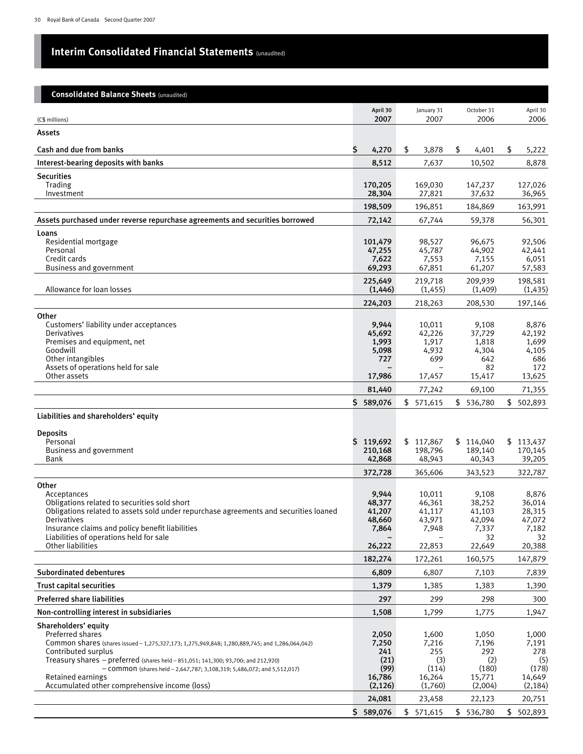# Interim Consolidated Financial Statements (unaudited)

## Consolidated Balance Sheets (unaudited)

| (C$ millions) | April 30 2007 | January 31 2007 | October 31 2006 | April 30 2006 |
|---|---|---|---|---|
| **Assets** | | | | |
| **Cash and due from banks** | $ 4,270 | $ 3,878 | $ 4,401 | $ 5,222 |
| **Interest-bearing deposits with banks** | 8,512 | 7,637 | 10,502 | 8,878 |
| **Securities** | | | | |
| Trading | 170,205 | 169,030 | 147,237 | 127,026 |
| Investment | 28,304 | 27,821 | 37,632 | 36,965 |
| | 198,509 | 196,851 | 184,869 | 163,991 |
| **Assets purchased under reverse repurchase agreements and securities borrowed** | 72,142 | 67,744 | 59,378 | 56,301 |
| **Loans** | | | | |
| Residential mortgage | 101,479 | 98,527 | 96,675 | 92,506 |
| Personal | 47,255 | 45,787 | 44,902 | 42,441 |
| Credit cards | 7,622 | 7,553 | 7,155 | 6,051 |
| Business and government | 69,293 | 67,851 | 61,207 | 57,583 |
| | 225,649 | 219,718 | 209,939 | 198,581 |
| Allowance for loan losses | (1,446) | (1,455) | (1,409) | (1,435) |
| | 224,203 | 218,263 | 208,530 | 197,146 |
| **Other** | | | | |
| Customers' liability under acceptances | 9,944 | 10,011 | 9,108 | 8,876 |
| Derivatives | 45,692 | 42,226 | 37,729 | 42,192 |
| Premises and equipment, net | 1,993 | 1,917 | 1,818 | 1,699 |
| Goodwill | 5,098 | 4,932 | 4,304 | 4,105 |
| Other intangibles | 727 | 699 | 642 | 686 |
| Assets of operations held for sale | – | – | 82 | 172 |
| Other assets | 17,986 | 17,457 | 15,417 | 13,625 |
| | 81,440 | 77,242 | 69,100 | 71,355 |
| | $ 589,076 | $ 571,615 | $ 536,780 | $ 502,893 |
| **Liabilities and shareholders' equity** | | | | |
| **Deposits** | | | | |
| Personal | $ 119,692 | $ 117,867 | $ 114,040 | $ 113,437 |
| Business and government | 210,168 | 198,796 | 189,140 | 170,145 |
| Bank | 42,868 | 48,943 | 40,343 | 39,205 |
| | 372,728 | 365,606 | 343,523 | 322,787 |
| **Other** | | | | |
| Acceptances | 9,944 | 10,011 | 9,108 | 8,876 |
| Obligations related to securities sold short | 48,377 | 46,361 | 38,252 | 36,014 |
| Obligations related to assets sold under repurchase agreements and securities loaned | 41,207 | 41,117 | 41,103 | 28,315 |
| Derivatives | 48,660 | 43,971 | 42,094 | 47,072 |
| Insurance claims and policy benefit liabilities | 7,864 | 7,948 | 7,337 | 7,182 |
| Liabilities of operations held for sale | – | – | 32 | 32 |
| Other liabilities | 26,222 | 22,853 | 22,649 | 20,388 |
| | 182,274 | 172,261 | 160,575 | 147,879 |
| **Subordinated debentures** | 6,809 | 6,807 | 7,103 | 7,839 |
| **Trust capital securities** | 1,379 | 1,385 | 1,383 | 1,390 |
| **Preferred share liabilities** | 297 | 299 | 298 | 300 |
| **Non-controlling interest in subsidiaries** | 1,508 | 1,799 | 1,775 | 1,947 |
| **Shareholders' equity** | | | | |
| Preferred shares | 2,050 | 1,600 | 1,050 | 1,000 |
| Common shares (shares issued – 1,275,327,173; 1,275,949,848; 1,280,889,745; and 1,286,064,042) | 7,250 | 7,216 | 7,196 | 7,191 |
| Contributed surplus | 241 | 255 | 292 | 278 |
| Treasury shares – preferred (shares held – 851,051; 141,300; 93,700; and 212,920) | (21) | (3) | (2) | (5) |
| – common (shares held – 2,647,787; 3,108,319; 5,486,072; and 5,512,017) | (99) | (114) | (180) | (178) |
| Retained earnings | 16,786 | 16,264 | 15,771 | 14,649 |
| Accumulated other comprehensive income (loss) | (2,126) | (1,760) | (2,004) | (2,184) |
| | 24,081 | 23,458 | 22,123 | 20,751 |
| | $ 589,076 | $ 571,615 | $ 536,780 | $ 502,893 |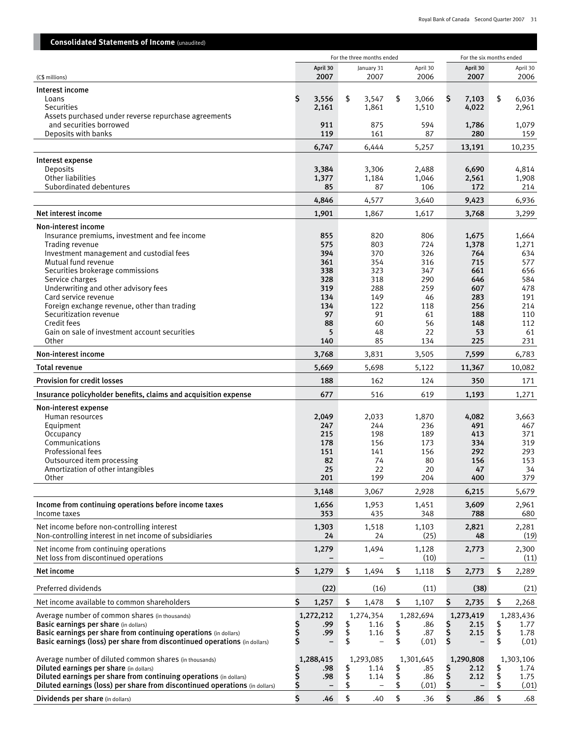## Consolidated Statements of Income (unaudited)

| (C$ millions) | For the three months ended | | | For the six months ended | |
|---|---|---|---|---|---|
| | April 30 2007 | January 31 2007 | April 30 2006 | April 30 2007 | April 30 2006 |
| **Interest income** | | | | | |
| Loans | $ 3,556 | $ 3,547 | $ 3,066 | $ 7,103 | $ 6,036 |
| Securities | 2,161 | 1,861 | 1,510 | 4,022 | 2,961 |
| Assets purchased under reverse repurchase agreements and securities borrowed | 911 | 875 | 594 | 1,786 | 1,079 |
| Deposits with banks | 119 | 161 | 87 | 280 | 159 |
| | 6,747 | 6,444 | 5,257 | 13,191 | 10,235 |
| **Interest expense** | | | | | |
| Deposits | 3,384 | 3,306 | 2,488 | 6,690 | 4,814 |
| Other liabilities | 1,377 | 1,184 | 1,046 | 2,561 | 1,908 |
| Subordinated debentures | 85 | 87 | 106 | 172 | 214 |
| | 4,846 | 4,577 | 3,640 | 9,423 | 6,936 |
| **Net interest income** | 1,901 | 1,867 | 1,617 | 3,768 | 3,299 |
| **Non-interest income** | | | | | |
| Insurance premiums, investment and fee income | 855 | 820 | 806 | 1,675 | 1,664 |
| Trading revenue | 575 | 803 | 724 | 1,378 | 1,271 |
| Investment management and custodial fees | 394 | 370 | 326 | 764 | 634 |
| Mutual fund revenue | 361 | 354 | 316 | 715 | 577 |
| Securities brokerage commissions | 338 | 323 | 347 | 661 | 656 |
| Service charges | 328 | 318 | 290 | 646 | 584 |
| Underwriting and other advisory fees | 319 | 288 | 259 | 607 | 478 |
| Card service revenue | 134 | 149 | 46 | 283 | 191 |
| Foreign exchange revenue, other than trading | 134 | 122 | 118 | 256 | 214 |
| Securitization revenue | 97 | 91 | 61 | 188 | 110 |
| Credit fees | 88 | 60 | 56 | 148 | 112 |
| Gain on sale of investment account securities | 5 | 48 | 22 | 53 | 61 |
| Other | 140 | 85 | 134 | 225 | 231 |
| **Non-interest income** | 3,768 | 3,831 | 3,505 | 7,599 | 6,783 |
| **Total revenue** | 5,669 | 5,698 | 5,122 | 11,367 | 10,082 |
| **Provision for credit losses** | 188 | 162 | 124 | 350 | 171 |
| **Insurance policyholder benefits, claims and acquisition expense** | 677 | 516 | 619 | 1,193 | 1,271 |
| **Non-interest expense** | | | | | |
| Human resources | 2,049 | 2,033 | 1,870 | 4,082 | 3,663 |
| Equipment | 247 | 244 | 236 | 491 | 467 |
| Occupancy | 215 | 198 | 189 | 413 | 371 |
| Communications | 178 | 156 | 173 | 334 | 319 |
| Professional fees | 151 | 141 | 156 | 292 | 293 |
| Outsourced item processing | 82 | 74 | 80 | 156 | 153 |
| Amortization of other intangibles | 25 | 22 | 20 | 47 | 34 |
| Other | 201 | 199 | 204 | 400 | 379 |
| | 3,148 | 3,067 | 2,928 | 6,215 | 5,679 |
| **Income from continuing operations before income taxes** | 1,656 | 1,953 | 1,451 | 3,609 | 2,961 |
| Income taxes | 353 | 435 | 348 | 788 | 680 |
| Net income before non-controlling interest | 1,303 | 1,518 | 1,103 | 2,821 | 2,281 |
| Non-controlling interest in net income of subsidiaries | 24 | 24 | (25) | 48 | (19) |
| Net income from continuing operations | 1,279 | 1,494 | 1,128 | 2,773 | 2,300 |
| Net loss from discontinued operations | – | – | (10) | – | (11) |
| **Net income** | $ 1,279 | $ 1,494 | $ 1,118 | $ 2,773 | $ 2,289 |
| Preferred dividends | (22) | (16) | (11) | (38) | (21) |
| Net income available to common shareholders | $ 1,257 | $ 1,478 | $ 1,107 | $ 2,735 | $ 2,268 |
| Average number of common shares (in thousands) | 1,272,212 | 1,274,354 | 1,282,694 | 1,273,419 | 1,283,436 |
| **Basic earnings per share** (in dollars) | $ .99 | $ 1.16 | $ .86 | $ 2.15 | $ 1.77 |
| **Basic earnings per share from continuing operations** (in dollars) | $ .99 | $ 1.16 | $ .87 | $ 2.15 | $ 1.78 |
| **Basic earnings (loss) per share from discontinued operations** (in dollars) | $ – | $ – | $ (.01) | $ – | $ (.01) |
| Average number of diluted common shares (in thousands) | 1,288,415 | 1,293,085 | 1,301,645 | 1,290,808 | 1,303,106 |
| **Diluted earnings per share** (in dollars) | $ .98 | $ 1.14 | $ .85 | $ 2.12 | $ 1.74 |
| **Diluted earnings per share from continuing operations** (in dollars) | $ .98 | $ 1.14 | $ .86 | $ 2.12 | $ 1.75 |
| **Diluted earnings (loss) per share from discontinued operations** (in dollars) | $ – | $ – | $ (.01) | $ – | $ (.01) |
| **Dividends per share** (in dollars) | $ .46 | $ .40 | $ .36 | $ .86 | $ .68 |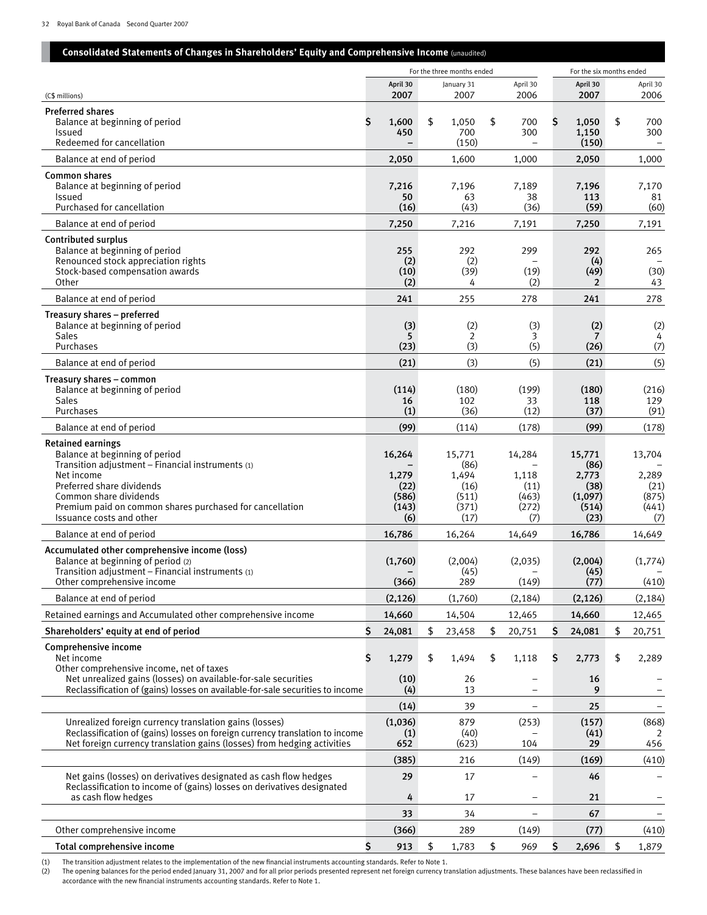## Consolidated Statements of Changes in Shareholders' Equity and Comprehensive Income (unaudited)

| (C$ millions) | For the three months ended April 30 2007 | January 31 2007 | April 30 2006 | For the six months ended April 30 2007 | April 30 2006 |
|---|---|---|---|---|---|
| **Preferred shares** | | | | | |
| Balance at beginning of period | $ 1,600 | $ 1,050 | $ 700 | $ 1,050 | $ 700 |
| Issued | 450 | 700 | 300 | 1,150 | 300 |
| Redeemed for cancellation | – | (150) | – | (150) | – |
| Balance at end of period | 2,050 | 1,600 | 1,000 | 2,050 | 1,000 |
| **Common shares** | | | | | |
| Balance at beginning of period | 7,216 | 7,196 | 7,189 | 7,196 | 7,170 |
| Issued | 50 | 63 | 38 | 113 | 81 |
| Purchased for cancellation | (16) | (43) | (36) | (59) | (60) |
| Balance at end of period | 7,250 | 7,216 | 7,191 | 7,250 | 7,191 |
| **Contributed surplus** | | | | | |
| Balance at beginning of period | 255 | 292 | 299 | 292 | 265 |
| Renounced stock appreciation rights | (2) | (2) | – | (4) | – |
| Stock-based compensation awards | (10) | (39) | (19) | (49) | (30) |
| Other | (2) | 4 | (2) | 2 | 43 |
| Balance at end of period | 241 | 255 | 278 | 241 | 278 |
| **Treasury shares – preferred** | | | | | |
| Balance at beginning of period | (3) | (2) | (3) | (2) | (2) |
| Sales | 5 | 2 | 3 | 7 | 4 |
| Purchases | (23) | (3) | (5) | (26) | (7) |
| Balance at end of period | (21) | (3) | (5) | (21) | (5) |
| **Treasury shares – common** | | | | | |
| Balance at beginning of period | (114) | (180) | (199) | (180) | (216) |
| Sales | 16 | 102 | 33 | 118 | 129 |
| Purchases | (1) | (36) | (12) | (37) | (91) |
| Balance at end of period | (99) | (114) | (178) | (99) | (178) |
| **Retained earnings** | | | | | |
| Balance at beginning of period | 16,264 | 15,771 | 14,284 | 15,771 | 13,704 |
| Transition adjustment – Financial instruments (1) | – | (86) | – | (86) | – |
| Net income | 1,279 | 1,494 | 1,118 | 2,773 | 2,289 |
| Preferred share dividends | (22) | (16) | (11) | (38) | (21) |
| Common share dividends | (586) | (511) | (463) | (1,097) | (875) |
| Premium paid on common shares purchased for cancellation | (143) | (371) | (272) | (514) | (441) |
| Issuance costs and other | (6) | (17) | (7) | (23) | (7) |
| Balance at end of period | 16,786 | 16,264 | 14,649 | 16,786 | 14,649 |
| **Accumulated other comprehensive income (loss)** | | | | | |
| Balance at beginning of period (2) | (1,760) | (2,004) | (2,035) | (2,004) | (1,774) |
| Transition adjustment – Financial instruments (1) | – | (45) | – | (45) | – |
| Other comprehensive income | (366) | 289 | (149) | (77) | (410) |
| Balance at end of period | (2,126) | (1,760) | (2,184) | (2,126) | (2,184) |
| Retained earnings and Accumulated other comprehensive income | 14,660 | 14,504 | 12,465 | 14,660 | 12,465 |
| **Shareholders' equity at end of period** | $ 24,081 | $ 23,458 | $ 20,751 | $ 24,081 | $ 20,751 |
| **Comprehensive income** | | | | | |
| Net income | $ 1,279 | $ 1,494 | $ 1,118 | $ 2,773 | $ 2,289 |
| Other comprehensive income, net of taxes | | | | | |
| Net unrealized gains (losses) on available-for-sale securities | (10) | 26 | – | 16 | – |
| Reclassification of (gains) losses on available-for-sale securities to income | (4) | 13 | – | 9 | – |
| | (14) | 39 | – | 25 | – |
| Unrealized foreign currency translation gains (losses) | (1,036) | 879 | (253) | (157) | (868) |
| Reclassification of (gains) losses on foreign currency translation to income | (1) | (40) | – | (41) | 2 |
| Net foreign currency translation gains (losses) from hedging activities | 652 | (623) | 104 | 29 | 456 |
| | (385) | 216 | (149) | (169) | (410) |
| Net gains (losses) on derivatives designated as cash flow hedges | 29 | 17 | – | 46 | – |
| Reclassification to income of (gains) losses on derivatives designated as cash flow hedges | 4 | 17 | – | 21 | – |
| | 33 | 34 | – | 67 | – |
| Other comprehensive income | (366) | 289 | (149) | (77) | (410) |
| **Total comprehensive income** | $ 913 | $ 1,783 | $ 969 | $ 2,696 | $ 1,879 |

(1) The transition adjustment relates to the implementation of the new financial instruments accounting standards. Refer to Note 1.
(2) The opening balances for the period ended January 31, 2007 and for all prior periods presented represent net foreign currency translation adjustments. These balances have been reclassified in accordance with the new financial instruments accounting standards. Refer to Note 1.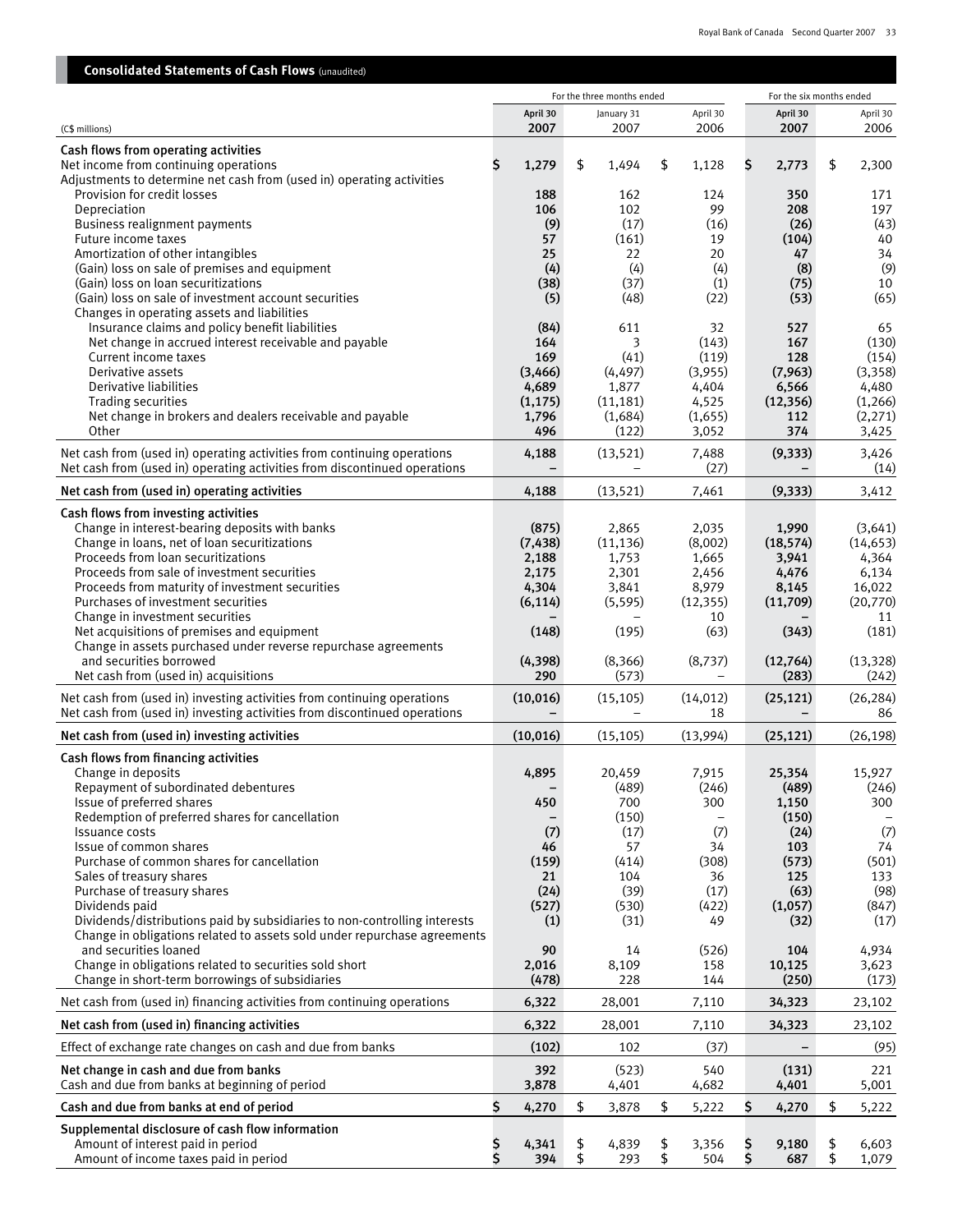## Consolidated Statements of Cash Flows (unaudited)

| (C$ millions) | For the three months ended April 30 2007 | January 31 2007 | April 30 2006 | For the six months ended April 30 2007 | April 30 2006 |
|---|---|---|---|---|---|
| **Cash flows from operating activities** | | | | | |
| Net income from continuing operations | $ 1,279 | $ 1,494 | $ 1,128 | $ 2,773 | $ 2,300 |
| Adjustments to determine net cash from (used in) operating activities | | | | | |
| Provision for credit losses | 188 | 162 | 124 | 350 | 171 |
| Depreciation | 106 | 102 | 99 | 208 | 197 |
| Business realignment payments | (9) | (17) | (16) | (26) | (43) |
| Future income taxes | 57 | (161) | 19 | (104) | 40 |
| Amortization of other intangibles | 25 | 22 | 20 | 47 | 34 |
| (Gain) loss on sale of premises and equipment | (4) | (4) | (4) | (8) | (9) |
| (Gain) loss on loan securitizations | (38) | (37) | (1) | (75) | 10 |
| (Gain) loss on sale of investment account securities | (5) | (48) | (22) | (53) | (65) |
| Changes in operating assets and liabilities | | | | | |
| Insurance claims and policy benefit liabilities | (84) | 611 | 32 | 527 | 65 |
| Net change in accrued interest receivable and payable | 164 | 3 | (143) | 167 | (130) |
| Current income taxes | 169 | (41) | (119) | 128 | (154) |
| Derivative assets | (3,466) | (4,497) | (3,955) | (7,963) | (3,358) |
| Derivative liabilities | 4,689 | 1,877 | 4,404 | 6,566 | 4,480 |
| Trading securities | (1,175) | (11,181) | 4,525 | (12,356) | (1,266) |
| Net change in brokers and dealers receivable and payable | 1,796 | (1,684) | (1,655) | 112 | (2,271) |
| Other | 496 | (122) | 3,052 | 374 | 3,425 |
| Net cash from (used in) operating activities from continuing operations | 4,188 | (13,521) | 7,488 | (9,333) | 3,426 |
| Net cash from (used in) operating activities from discontinued operations | – | – | (27) | – | (14) |
| **Net cash from (used in) operating activities** | 4,188 | (13,521) | 7,461 | (9,333) | 3,412 |
| **Cash flows from investing activities** | | | | | |
| Change in interest-bearing deposits with banks | (875) | 2,865 | 2,035 | 1,990 | (3,641) |
| Change in loans, net of loan securitizations | (7,438) | (11,136) | (8,002) | (18,574) | (14,653) |
| Proceeds from loan securitizations | 2,188 | 1,753 | 1,665 | 3,941 | 4,364 |
| Proceeds from sale of investment securities | 2,175 | 2,301 | 2,456 | 4,476 | 6,134 |
| Proceeds from maturity of investment securities | 4,304 | 3,841 | 8,979 | 8,145 | 16,022 |
| Purchases of investment securities | (6,114) | (5,595) | (12,355) | (11,709) | (20,770) |
| Change in investment securities | – | – | 10 | – | 11 |
| Net acquisitions of premises and equipment | (148) | (195) | (63) | (343) | (181) |
| Change in assets purchased under reverse repurchase agreements and securities borrowed | (4,398) | (8,366) | (8,737) | (12,764) | (13,328) |
| Net cash from (used in) acquisitions | 290 | (573) | – | (283) | (242) |
| Net cash from (used in) investing activities from continuing operations | (10,016) | (15,105) | (14,012) | (25,121) | (26,284) |
| Net cash from (used in) investing activities from discontinued operations | – | – | 18 | – | 86 |
| **Net cash from (used in) investing activities** | (10,016) | (15,105) | (13,994) | (25,121) | (26,198) |
| **Cash flows from financing activities** | | | | | |
| Change in deposits | 4,895 | 20,459 | 7,915 | 25,354 | 15,927 |
| Repayment of subordinated debentures | – | (489) | (246) | (489) | (246) |
| Issue of preferred shares | 450 | 700 | 300 | 1,150 | 300 |
| Redemption of preferred shares for cancellation | – | (150) | – | (150) | – |
| Issuance costs | (7) | (17) | (7) | (24) | (7) |
| Issue of common shares | 46 | 57 | 34 | 103 | 74 |
| Purchase of common shares for cancellation | (159) | (414) | (308) | (573) | (501) |
| Sales of treasury shares | 21 | 104 | 36 | 125 | 133 |
| Purchase of treasury shares | (24) | (39) | (17) | (63) | (98) |
| Dividends paid | (527) | (530) | (422) | (1,057) | (847) |
| Dividends/distributions paid by subsidiaries to non-controlling interests | (1) | (31) | 49 | (32) | (17) |
| Change in obligations related to assets sold under repurchase agreements and securities loaned | 90 | 14 | (526) | 104 | 4,934 |
| Change in obligations related to securities sold short | 2,016 | 8,109 | 158 | 10,125 | 3,623 |
| Change in short-term borrowings of subsidiaries | (478) | 228 | 144 | (250) | (173) |
| Net cash from (used in) financing activities from continuing operations | 6,322 | 28,001 | 7,110 | 34,323 | 23,102 |
| **Net cash from (used in) financing activities** | 6,322 | 28,001 | 7,110 | 34,323 | 23,102 |
| Effect of exchange rate changes on cash and due from banks | (102) | 102 | (37) | – | (95) |
| **Net change in cash and due from banks** | 392 | (523) | 540 | (131) | 221 |
| Cash and due from banks at beginning of period | 3,878 | 4,401 | 4,682 | 4,401 | 5,001 |
| **Cash and due from banks at end of period** | $ 4,270 | $ 3,878 | $ 5,222 | $ 4,270 | $ 5,222 |
| **Supplemental disclosure of cash flow information** | | | | | |
| Amount of interest paid in period | $ 4,341 | $ 4,839 | $ 3,356 | $ 9,180 | $ 6,603 |
| Amount of income taxes paid in period | $ 394 | $ 293 | $ 504 | $ 687 | $ 1,079 |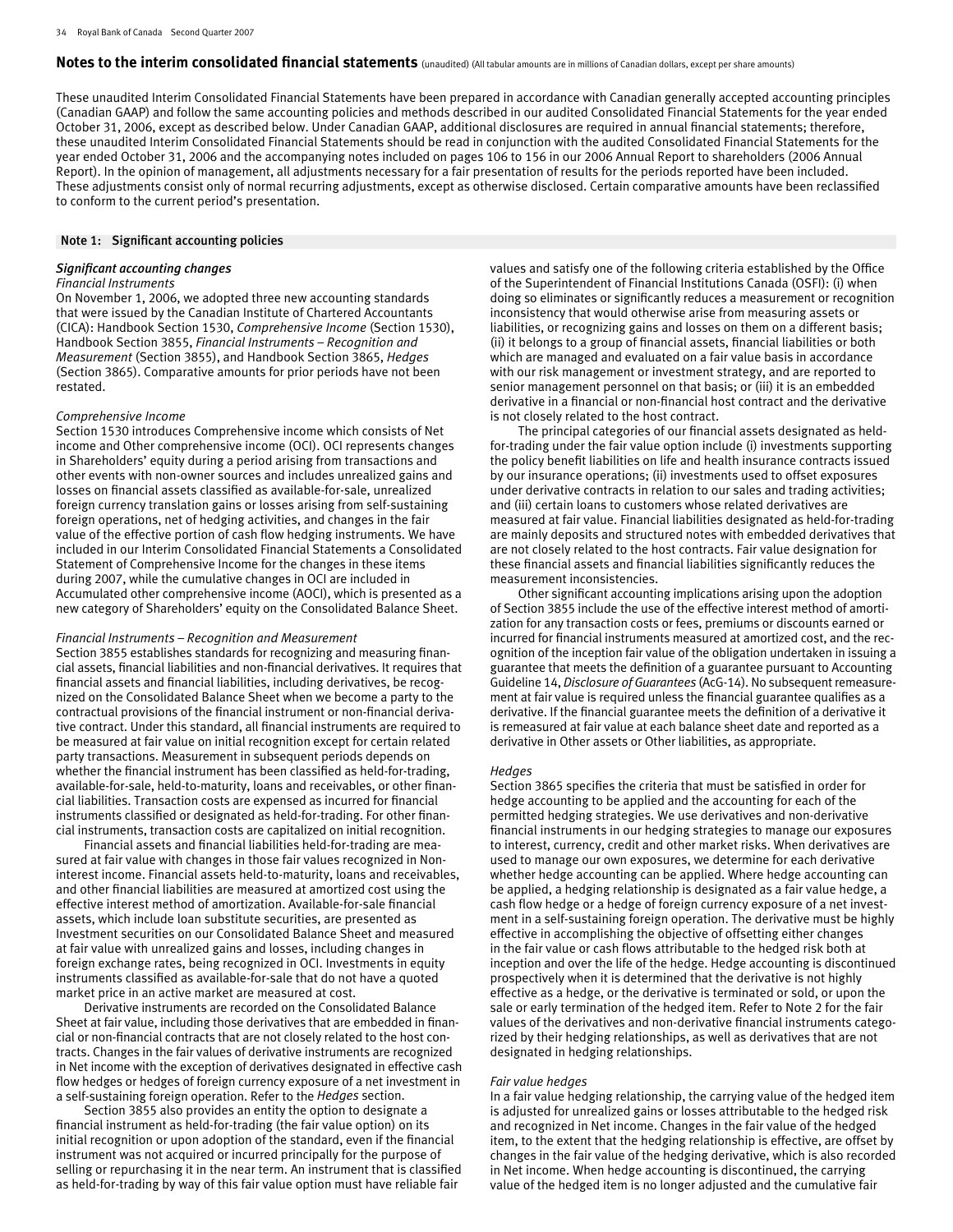## Notes to the interim consolidated financial statements (unaudited) (All tabular amounts are in millions of Canadian dollars, except per share amounts)

These unaudited Interim Consolidated Financial Statements have been prepared in accordance with Canadian generally accepted accounting principles (Canadian GAAP) and follow the same accounting policies and methods described in our audited Consolidated Financial Statements for the year ended October 31, 2006, except as described below. Under Canadian GAAP, additional disclosures are required in annual financial statements; therefore, these unaudited Interim Consolidated Financial Statements should be read in conjunction with the audited Consolidated Financial Statements for the year ended October 31, 2006 and the accompanying notes included on pages 106 to 156 in our 2006 Annual Report to shareholders (2006 Annual Report). In the opinion of management, all adjustments necessary for a fair presentation of results for the periods reported have been included. These adjustments consist only of normal recurring adjustments, except as otherwise disclosed. Certain comparative amounts have been reclassified to conform to the current period's presentation.

### Note 1: Significant accounting policies

***Significant accounting changes***

*Financial Instruments*

On November 1, 2006, we adopted three new accounting standards that were issued by the Canadian Institute of Chartered Accountants (CICA): Handbook Section 1530, *Comprehensive Income* (Section 1530), Handbook Section 3855, *Financial Instruments – Recognition and Measurement* (Section 3855), and Handbook Section 3865, *Hedges* (Section 3865). Comparative amounts for prior periods have not been restated.

*Comprehensive Income*

Section 1530 introduces Comprehensive income which consists of Net income and Other comprehensive income (OCI). OCI represents changes in Shareholders' equity during a period arising from transactions and other events with non-owner sources and includes unrealized gains and losses on financial assets classified as available-for-sale, unrealized foreign currency translation gains or losses arising from self-sustaining foreign operations, net of hedging activities, and changes in the fair value of the effective portion of cash flow hedging instruments. We have included in our Interim Consolidated Financial Statements a Consolidated Statement of Comprehensive Income for the changes in these items during 2007, while the cumulative changes in OCI are included in Accumulated other comprehensive income (AOCI), which is presented as a new category of Shareholders' equity on the Consolidated Balance Sheet.

*Financial Instruments – Recognition and Measurement*

Section 3855 establishes standards for recognizing and measuring financial assets, financial liabilities and non-financial derivatives. It requires that financial assets and financial liabilities, including derivatives, be recognized on the Consolidated Balance Sheet when we become a party to the contractual provisions of the financial instrument or non-financial derivative contract. Under this standard, all financial instruments are required to be measured at fair value on initial recognition except for certain related party transactions. Measurement in subsequent periods depends on whether the financial instrument has been classified as held-for-trading, available-for-sale, held-to-maturity, loans and receivables, or other financial liabilities. Transaction costs are expensed as incurred for financial instruments classified or designated as held-for-trading. For other financial instruments, transaction costs are capitalized on initial recognition.

Financial assets and financial liabilities held-for-trading are measured at fair value with changes in those fair values recognized in Non-interest income. Financial assets held-to-maturity, loans and receivables, and other financial liabilities are measured at amortized cost using the effective interest method of amortization. Available-for-sale financial assets, which include loan substitute securities, are presented as Investment securities on our Consolidated Balance Sheet and measured at fair value with unrealized gains and losses, including changes in foreign exchange rates, being recognized in OCI. Investments in equity instruments classified as available-for-sale that do not have a quoted market price in an active market are measured at cost.

Derivative instruments are recorded on the Consolidated Balance Sheet at fair value, including those derivatives that are embedded in financial or non-financial contracts that are not closely related to the host contracts. Changes in the fair values of derivative instruments are recognized in Net income with the exception of derivatives designated in effective cash flow hedges or hedges of foreign currency exposure of a net investment in a self-sustaining foreign operation. Refer to the *Hedges* section.

Section 3855 also provides an entity the option to designate a financial instrument as held-for-trading (the fair value option) on its initial recognition or upon adoption of the standard, even if the financial instrument was not acquired or incurred principally for the purpose of selling or repurchasing it in the near term. An instrument that is classified as held-for-trading by way of this fair value option must have reliable fair values and satisfy one of the following criteria established by the Office of the Superintendent of Financial Institutions Canada (OSFI): (i) when doing so eliminates or significantly reduces a measurement or recognition inconsistency that would otherwise arise from measuring assets or liabilities, or recognizing gains and losses on them on a different basis; (ii) it belongs to a group of financial assets, financial liabilities or both which are managed and evaluated on a fair value basis in accordance with our risk management or investment strategy, and are reported to senior management personnel on that basis; or (iii) it is an embedded derivative in a financial or non-financial host contract and the derivative is not closely related to the host contract.

The principal categories of our financial assets designated as held-for-trading under the fair value option include (i) investments supporting the policy benefit liabilities on life and health insurance contracts issued by our insurance operations; (ii) investments used to offset exposures under derivative contracts in relation to our sales and trading activities; and (iii) certain loans to customers whose related derivatives are measured at fair value. Financial liabilities designated as held-for-trading are mainly deposits and structured notes with embedded derivatives that are not closely related to the host contracts. Fair value designation for these financial assets and financial liabilities significantly reduces the measurement inconsistencies.

Other significant accounting implications arising upon the adoption of Section 3855 include the use of the effective interest method of amortization for any transaction costs or fees, premiums or discounts earned or incurred for financial instruments measured at amortized cost, and the recognition of the inception fair value of the obligation undertaken in issuing a guarantee that meets the definition of a guarantee pursuant to Accounting Guideline 14, *Disclosure of Guarantees* (AcG-14). No subsequent remeasurement at fair value is required unless the financial guarantee qualifies as a derivative. If the financial guarantee meets the definition of a derivative it is remeasured at fair value at each balance sheet date and reported as a derivative in Other assets or Other liabilities, as appropriate.

*Hedges*

Section 3865 specifies the criteria that must be satisfied in order for hedge accounting to be applied and the accounting for each of the permitted hedging strategies. We use derivatives and non-derivative financial instruments in our hedging strategies to manage our exposures to interest, currency, credit and other market risks. When derivatives are used to manage our own exposures, we determine for each derivative whether hedge accounting can be applied. Where hedge accounting can be applied, a hedging relationship is designated as a fair value hedge, a cash flow hedge or a hedge of foreign currency exposure of a net investment in a self-sustaining foreign operation. The derivative must be highly effective in accomplishing the objective of offsetting either changes in the fair value or cash flows attributable to the hedged risk both at inception and over the life of the hedge. Hedge accounting is discontinued prospectively when it is determined that the derivative is not highly effective as a hedge, or the derivative is terminated or sold, or upon the sale or early termination of the hedged item. Refer to Note 2 for the fair values of the derivatives and non-derivative financial instruments categorized by their hedging relationships, as well as derivatives that are not designated in hedging relationships.

*Fair value hedges*

In a fair value hedging relationship, the carrying value of the hedged item is adjusted for unrealized gains or losses attributable to the hedged risk and recognized in Net income. Changes in the fair value of the hedged item, to the extent that the hedging relationship is effective, are offset by changes in the fair value of the hedging derivative, which is also recorded in Net income. When hedge accounting is discontinued, the carrying value of the hedged item is no longer adjusted and the cumulative fair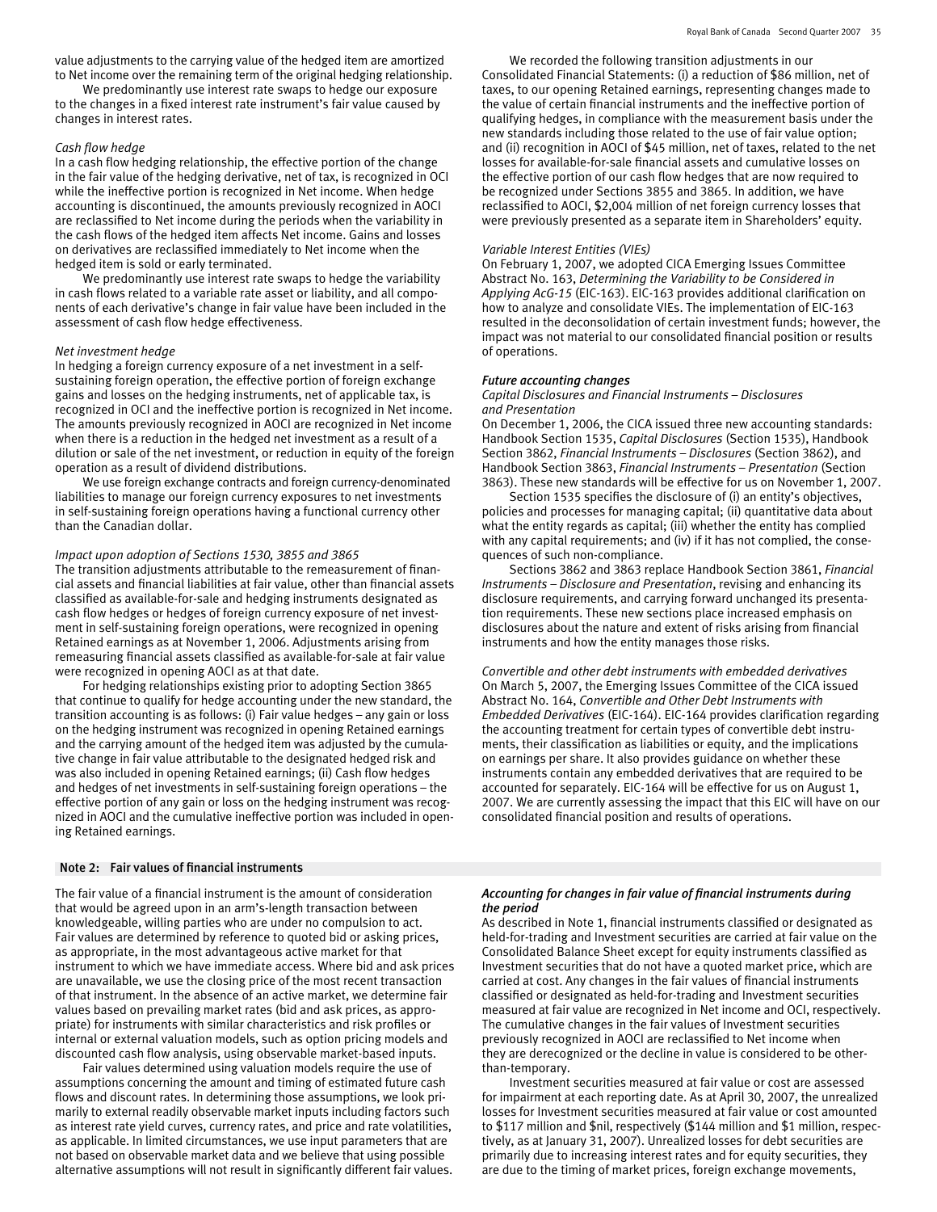value adjustments to the carrying value of the hedged item are amortized to Net income over the remaining term of the original hedging relationship.

We predominantly use interest rate swaps to hedge our exposure to the changes in a fixed interest rate instrument's fair value caused by changes in interest rates.

*Cash flow hedge*

In a cash flow hedging relationship, the effective portion of the change in the fair value of the hedging derivative, net of tax, is recognized in OCI while the ineffective portion is recognized in Net income. When hedge accounting is discontinued, the amounts previously recognized in AOCI are reclassified to Net income during the periods when the variability in the cash flows of the hedged item affects Net income. Gains and losses on derivatives are reclassified immediately to Net income when the hedged item is sold or early terminated.

We predominantly use interest rate swaps to hedge the variability in cash flows related to a variable rate asset or liability, and all components of each derivative's change in fair value have been included in the assessment of cash flow hedge effectiveness.

*Net investment hedge*

In hedging a foreign currency exposure of a net investment in a self-sustaining foreign operation, the effective portion of foreign exchange gains and losses on the hedging instruments, net of applicable tax, is recognized in OCI and the ineffective portion is recognized in Net income. The amounts previously recognized in AOCI are recognized in Net income when there is a reduction in the hedged net investment as a result of a dilution or sale of the net investment, or reduction in equity of the foreign operation as a result of dividend distributions.

We use foreign exchange contracts and foreign currency-denominated liabilities to manage our foreign currency exposures to net investments in self-sustaining foreign operations having a functional currency other than the Canadian dollar.

*Impact upon adoption of Sections 1530, 3855 and 3865*

The transition adjustments attributable to the remeasurement of financial assets and financial liabilities at fair value, other than financial assets classified as available-for-sale and hedging instruments designated as cash flow hedges or hedges of foreign currency exposure of net investment in self-sustaining foreign operations, were recognized in opening Retained earnings as at November 1, 2006. Adjustments arising from remeasuring financial assets classified as available-for-sale at fair value were recognized in opening AOCI as at that date.

For hedging relationships existing prior to adopting Section 3865 that continue to qualify for hedge accounting under the new standard, the transition accounting is as follows: (i) Fair value hedges – any gain or loss on the hedging instrument was recognized in opening Retained earnings and the carrying amount of the hedged item was adjusted by the cumulative change in fair value attributable to the designated hedged risk and was also included in opening Retained earnings; (ii) Cash flow hedges and hedges of net investments in self-sustaining foreign operations – the effective portion of any gain or loss on the hedging instrument was recognized in AOCI and the cumulative ineffective portion was included in opening Retained earnings.

We recorded the following transition adjustments in our Consolidated Financial Statements: (i) a reduction of $86 million, net of taxes, to our opening Retained earnings, representing changes made to the value of certain financial instruments and the ineffective portion of qualifying hedges, in compliance with the measurement basis under the new standards including those related to the use of fair value option; and (ii) recognition in AOCI of $45 million, net of taxes, related to the net losses for available-for-sale financial assets and cumulative losses on the effective portion of our cash flow hedges that are now required to be recognized under Sections 3855 and 3865. In addition, we have reclassified to AOCI, $2,004 million of net foreign currency losses that were previously presented as a separate item in Shareholders' equity.

*Variable Interest Entities (VIEs)*

On February 1, 2007, we adopted CICA Emerging Issues Committee Abstract No. 163, *Determining the Variability to be Considered in Applying AcG-15* (EIC-163). EIC-163 provides additional clarification on how to analyze and consolidate VIEs. The implementation of EIC-163 resulted in the deconsolidation of certain investment funds; however, the impact was not material to our consolidated financial position or results of operations.

***Future accounting changes***

*Capital Disclosures and Financial Instruments – Disclosures and Presentation*

On December 1, 2006, the CICA issued three new accounting standards: Handbook Section 1535, *Capital Disclosures* (Section 1535), Handbook Section 3862, *Financial Instruments – Disclosures* (Section 3862), and Handbook Section 3863, *Financial Instruments – Presentation* (Section 3863). These new standards will be effective for us on November 1, 2007.

Section 1535 specifies the disclosure of (i) an entity's objectives, policies and processes for managing capital; (ii) quantitative data about what the entity regards as capital; (iii) whether the entity has complied with any capital requirements; and (iv) if it has not complied, the consequences of such non-compliance.

Sections 3862 and 3863 replace Handbook Section 3861, *Financial Instruments – Disclosure and Presentation*, revising and enhancing its disclosure requirements, and carrying forward unchanged its presentation requirements. These new sections place increased emphasis on disclosures about the nature and extent of risks arising from financial instruments and how the entity manages those risks.

*Convertible and other debt instruments with embedded derivatives*

On March 5, 2007, the Emerging Issues Committee of the CICA issued Abstract No. 164, *Convertible and Other Debt Instruments with Embedded Derivatives* (EIC-164). EIC-164 provides clarification regarding the accounting treatment for certain types of convertible debt instruments, their classification as liabilities or equity, and the implications on earnings per share. It also provides guidance on whether these instruments contain any embedded derivatives that are required to be accounted for separately. EIC-164 will be effective for us on August 1, 2007. We are currently assessing the impact that this EIC will have on our consolidated financial position and results of operations.

## Note 2: Fair values of financial instruments

The fair value of a financial instrument is the amount of consideration that would be agreed upon in an arm's-length transaction between knowledgeable, willing parties who are under no compulsion to act. Fair values are determined by reference to quoted bid or asking prices, as appropriate, in the most advantageous active market for that instrument to which we have immediate access. Where bid and ask prices are unavailable, we use the closing price of the most recent transaction of that instrument. In the absence of an active market, we determine fair values based on prevailing market rates (bid and ask prices, as appropriate) for instruments with similar characteristics and risk profiles or internal or external valuation models, such as option pricing models and discounted cash flow analysis, using observable market-based inputs.

Fair values determined using valuation models require the use of assumptions concerning the amount and timing of estimated future cash flows and discount rates. In determining those assumptions, we look primarily to external readily observable market inputs including factors such as interest rate yield curves, currency rates, and price and rate volatilities, as applicable. In limited circumstances, we use input parameters that are not based on observable market data and we believe that using possible alternative assumptions will not result in significantly different fair values.

***Accounting for changes in fair value of financial instruments during the period***

As described in Note 1, financial instruments classified or designated as held-for-trading and Investment securities are carried at fair value on the Consolidated Balance Sheet except for equity instruments classified as Investment securities that do not have a quoted market price, which are carried at cost. Any changes in the fair values of financial instruments classified or designated as held-for-trading and Investment securities measured at fair value are recognized in Net income and OCI, respectively. The cumulative changes in the fair values of Investment securities previously recognized in AOCI are reclassified to Net income when they are derecognized or the decline in value is considered to be other-than-temporary.

Investment securities measured at fair value or cost are assessed for impairment at each reporting date. As at April 30, 2007, the unrealized losses for Investment securities measured at fair value or cost amounted to $117 million and $nil, respectively ($144 million and $1 million, respectively, as at January 31, 2007). Unrealized losses for debt securities are primarily due to increasing interest rates and for equity securities, they are due to the timing of market prices, foreign exchange movements,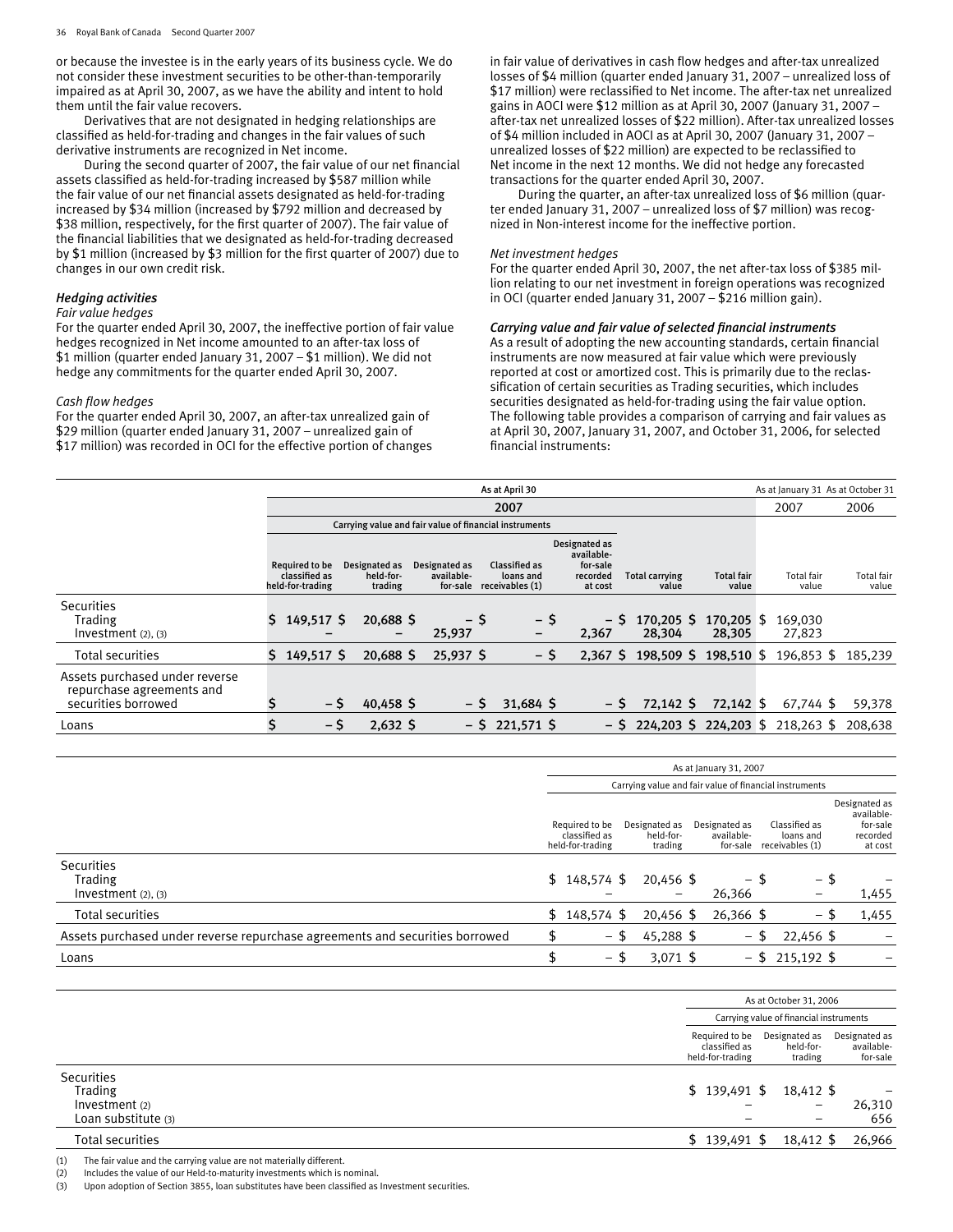or because the investee is in the early years of its business cycle. We do not consider these investment securities to be other-than-temporarily impaired as at April 30, 2007, as we have the ability and intent to hold them until the fair value recovers.

Derivatives that are not designated in hedging relationships are classified as held-for-trading and changes in the fair values of such derivative instruments are recognized in Net income.

During the second quarter of 2007, the fair value of our net financial assets classified as held-for-trading increased by $587 million while the fair value of our net financial assets designated as held-for-trading increased by $34 million (increased by $792 million and decreased by $38 million, respectively, for the first quarter of 2007). The fair value of the financial liabilities that we designated as held-for-trading decreased by $1 million (increased by $3 million for the first quarter of 2007) due to changes in our own credit risk.

### *Hedging activities*

*Fair value hedges*

For the quarter ended April 30, 2007, the ineffective portion of fair value hedges recognized in Net income amounted to an after-tax loss of $1 million (quarter ended January 31, 2007 – $1 million). We did not hedge any commitments for the quarter ended April 30, 2007.

*Cash flow hedges*

For the quarter ended April 30, 2007, an after-tax unrealized gain of $29 million (quarter ended January 31, 2007 – unrealized gain of $17 million) was recorded in OCI for the effective portion of changes in fair value of derivatives in cash flow hedges and after-tax unrealized losses of $4 million (quarter ended January 31, 2007 – unrealized loss of $17 million) were reclassified to Net income. The after-tax net unrealized gains in AOCI were $12 million as at April 30, 2007 (January 31, 2007 – after-tax net unrealized losses of $22 million). After-tax unrealized losses of $4 million included in AOCI as at April 30, 2007 (January 31, 2007 – unrealized losses of $22 million) are expected to be reclassified to Net income in the next 12 months. We did not hedge any forecasted transactions for the quarter ended April 30, 2007.

During the quarter, an after-tax unrealized loss of $6 million (quarter ended January 31, 2007 – unrealized loss of $7 million) was recognized in Non-interest income for the ineffective portion.

*Net investment hedges*

For the quarter ended April 30, 2007, the net after-tax loss of $385 million relating to our net investment in foreign operations was recognized in OCI (quarter ended January 31, 2007 – $216 million gain).

### *Carrying value and fair value of selected financial instruments*

As a result of adopting the new accounting standards, certain financial instruments are now measured at fair value which were previously reported at cost or amortized cost. This is primarily due to the reclassification of certain securities as Trading securities, which includes securities designated as held-for-trading using the fair value option. The following table provides a comparison of carrying and fair values as at April 30, 2007, January 31, 2007, and October 31, 2006, for selected financial instruments:

| | As at April 30 | | | | | | | As at January 31 | As at October 31 |
|---|---|---|---|---|---|---|---|---|---|
| | 2007 | | | | | | | 2007 | 2006 |
| | Carrying value and fair value of financial instruments | | | | | | | | |
| | Required to be classified as held-for-trading | Designated as held-for-trading | Designated as available-for-sale | Classified as loans and receivables (1) | Designated as available-for-sale recorded at cost | Total carrying value | Total fair value | Total fair value | Total fair value |
| Securities | | | | | | | | | |
| Trading | $ 149,517 | $ 20,688 | $ – | $ – | $ – | $ 170,205 | $ 170,205 | $ 169,030 | |
| Investment (2), (3) | – | – | 25,937 | – | 2,367 | 28,304 | 28,305 | 27,823 | |
| Total securities | $ 149,517 | $ 20,688 | $ 25,937 | $ – | $ 2,367 | $ 198,509 | $ 198,510 | $ 196,853 | $ 185,239 |
| Assets purchased under reverse repurchase agreements and securities borrowed | $ – | $ 40,458 | $ – | $ 31,684 | $ – | $ 72,142 | $ 72,142 | $ 67,744 | $ 59,378 |
| Loans | $ – | $ 2,632 | $ – | $ 221,571 | $ – | $ 224,203 | $ 224,203 | $ 218,263 | $ 208,638 |

| | As at January 31, 2007 | | | | |
|---|---|---|---|---|---|
| | Carrying value and fair value of financial instruments | | | | |
| | Required to be classified as held-for-trading | Designated as held-for-trading | Designated as available-for-sale | Classified as loans and receivables (1) | Designated as available-for-sale recorded at cost |
| Securities | | | | | |
| Trading | $ 148,574 | $ 20,456 | $ – | $ – | $ – |
| Investment (2), (3) | – | – | 26,366 | – | 1,455 |
| Total securities | $ 148,574 | $ 20,456 | $ 26,366 | $ – | $ 1,455 |
| Assets purchased under reverse repurchase agreements and securities borrowed | $ – | $ 45,288 | $ – | $ 22,456 | $ – |
| Loans | $ – | $ 3,071 | $ – | $ 215,192 | $ – |

| | As at October 31, 2006 | | |
|---|---|---|---|
| | Carrying value of financial instruments | | |
| | Required to be classified as held-for-trading | Designated as held-for-trading | Designated as available-for-sale |
| Securities | | | |
| Trading | $ 139,491 | $ 18,412 | $ – |
| Investment (2) | – | – | 26,310 |
| Loan substitute (3) | – | – | 656 |
| Total securities | $ 139,491 | $ 18,412 | $ 26,966 |

(1) The fair value and the carrying value are not materially different.
(2) Includes the value of our Held-to-maturity investments which is nominal.
(3) Upon adoption of Section 3855, loan substitutes have been classified as Investment securities.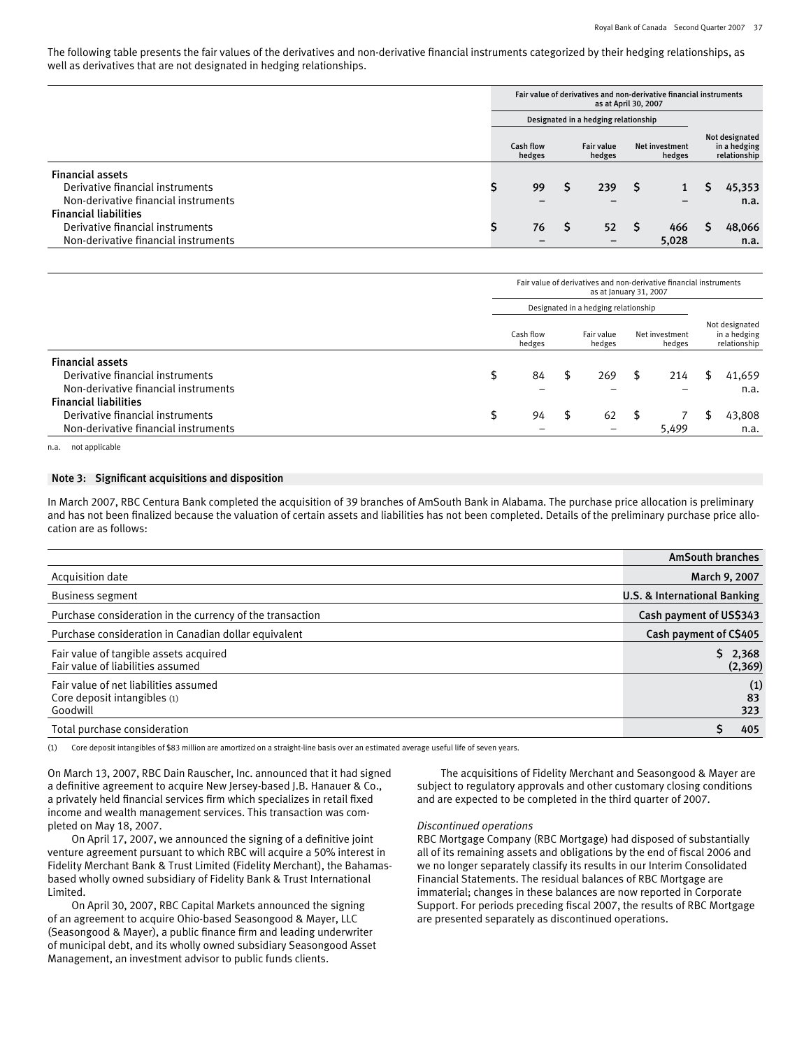The following table presents the fair values of the derivatives and non-derivative financial instruments categorized by their hedging relationships, as well as derivatives that are not designated in hedging relationships.

| | Fair value of derivatives and non-derivative financial instruments as at April 30, 2007 | | | |
|---|---|---|---|---|
| | Designated in a hedging relationship | | | |
| | Cash flow hedges | Fair value hedges | Net investment hedges | Not designated in a hedging relationship |
| **Financial assets** | | | | |
| Derivative financial instruments | $ 99 | $ 239 | $ 1 | $ 45,353 |
| Non-derivative financial instruments | – | – | – | n.a. |
| **Financial liabilities** | | | | |
| Derivative financial instruments | $ 76 | $ 52 | $ 466 | $ 48,066 |
| Non-derivative financial instruments | – | – | 5,028 | n.a. |

| | Fair value of derivatives and non-derivative financial instruments as at January 31, 2007 | | | |
|---|---|---|---|---|
| | Designated in a hedging relationship | | | |
| | Cash flow hedges | Fair value hedges | Net investment hedges | Not designated in a hedging relationship |
| **Financial assets** | | | | |
| Derivative financial instruments | $ 84 | $ 269 | $ 214 | $ 41,659 |
| Non-derivative financial instruments | – | – | – | n.a. |
| **Financial liabilities** | | | | |
| Derivative financial instruments | $ 94 | $ 62 | $ 7 | $ 43,808 |
| Non-derivative financial instruments | – | – | 5,499 | n.a. |

n.a. not applicable

## Note 3: Significant acquisitions and disposition

In March 2007, RBC Centura Bank completed the acquisition of 39 branches of AmSouth Bank in Alabama. The purchase price allocation is preliminary and has not been finalized because the valuation of certain assets and liabilities has not been completed. Details of the preliminary purchase price allocation are as follows:

| | AmSouth branches |
|---|---|
| Acquisition date | March 9, 2007 |
| Business segment | U.S. & International Banking |
| Purchase consideration in the currency of the transaction | Cash payment of US$343 |
| Purchase consideration in Canadian dollar equivalent | Cash payment of C$405 |
| Fair value of tangible assets acquired | $ 2,368 |
| Fair value of liabilities assumed | (2,369) |
| Fair value of net liabilities assumed | (1) |
| Core deposit intangibles (1) | 83 |
| Goodwill | 323 |
| Total purchase consideration | $ 405 |

(1) Core deposit intangibles of $83 million are amortized on a straight-line basis over an estimated average useful life of seven years.

On March 13, 2007, RBC Dain Rauscher, Inc. announced that it had signed a definitive agreement to acquire New Jersey-based J.B. Hanauer & Co., a privately held financial services firm which specializes in retail fixed income and wealth management services. This transaction was completed on May 18, 2007.

On April 17, 2007, we announced the signing of a definitive joint venture agreement pursuant to which RBC will acquire a 50% interest in Fidelity Merchant Bank & Trust Limited (Fidelity Merchant), the Bahamas-based wholly owned subsidiary of Fidelity Bank & Trust International Limited.

On April 30, 2007, RBC Capital Markets announced the signing of an agreement to acquire Ohio-based Seasongood & Mayer, LLC (Seasongood & Mayer), a public finance firm and leading underwriter of municipal debt, and its wholly owned subsidiary Seasongood Asset Management, an investment advisor to public funds clients.

The acquisitions of Fidelity Merchant and Seasongood & Mayer are subject to regulatory approvals and other customary closing conditions and are expected to be completed in the third quarter of 2007.

*Discontinued operations*

RBC Mortgage Company (RBC Mortgage) had disposed of substantially all of its remaining assets and obligations by the end of fiscal 2006 and we no longer separately classify its results in our Interim Consolidated Financial Statements. The residual balances of RBC Mortgage are immaterial; changes in these balances are now reported in Corporate Support. For periods preceding fiscal 2007, the results of RBC Mortgage are presented separately as discontinued operations.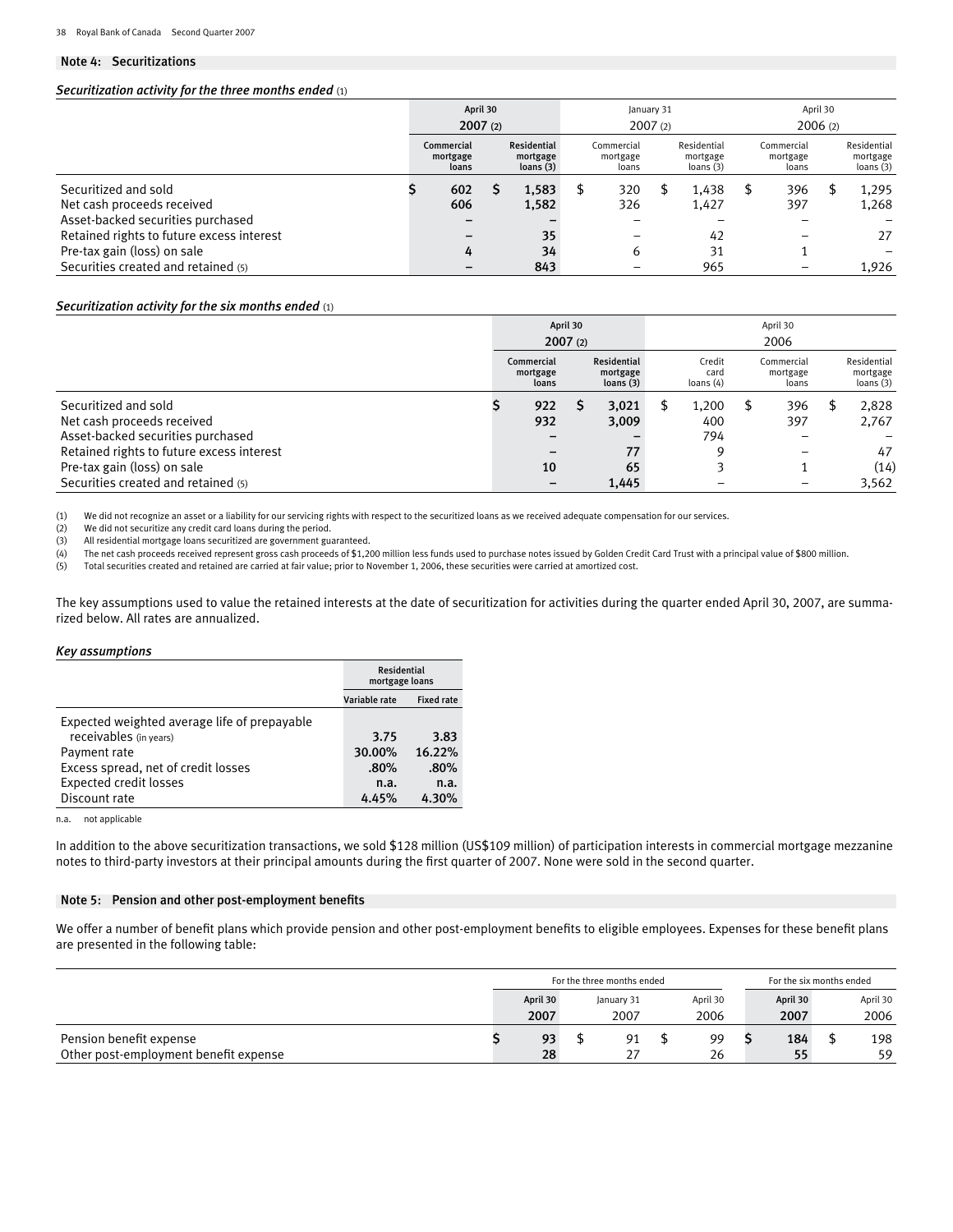## Note 4: Securitizations

***Securitization activity for the three months ended*** (1)

| | April 30 2007 (2) | | January 31 2007 (2) | | April 30 2006 (2) | |
|---|---|---|---|---|---|---|
| | Commercial mortgage loans | Residential mortgage loans (3) | Commercial mortgage loans | Residential mortgage loans (3) | Commercial mortgage loans | Residential mortgage loans (3) |
| Securitized and sold | $ 602 | $ 1,583 | $ 320 | $ 1,438 | $ 396 | $ 1,295 |
| Net cash proceeds received | 606 | 1,582 | 326 | 1,427 | 397 | 1,268 |
| Asset-backed securities purchased | – | – | – | – | – | – |
| Retained rights to future excess interest | – | 35 | – | 42 | – | 27 |
| Pre-tax gain (loss) on sale | 4 | 34 | 6 | 31 | 1 | – |
| Securities created and retained (5) | – | 843 | – | 965 | – | 1,926 |

***Securitization activity for the six months ended*** (1)

| | April 30 2007 (2) | | April 30 2006 | | |
|---|---|---|---|---|---|
| | Commercial mortgage loans | Residential mortgage loans (3) | Credit card loans (4) | Commercial mortgage loans | Residential mortgage loans (3) |
| Securitized and sold | $ 922 | $ 3,021 | $ 1,200 | $ 396 | $ 2,828 |
| Net cash proceeds received | 932 | 3,009 | 400 | 397 | 2,767 |
| Asset-backed securities purchased | – | – | 794 | – | – |
| Retained rights to future excess interest | – | 77 | 9 | – | 47 |
| Pre-tax gain (loss) on sale | 10 | 65 | 3 | 1 | (14) |
| Securities created and retained (5) | – | 1,445 | – | – | 3,562 |

(1) We did not recognize an asset or a liability for our servicing rights with respect to the securitized loans as we received adequate compensation for our services.
(2) We did not securitize any credit card loans during the period.
(3) All residential mortgage loans securitized are government guaranteed.
(4) The net cash proceeds received represent gross cash proceeds of $1,200 million less funds used to purchase notes issued by Golden Credit Card Trust with a principal value of $800 million.
(5) Total securities created and retained are carried at fair value; prior to November 1, 2006, these securities were carried at amortized cost.

The key assumptions used to value the retained interests at the date of securitization for activities during the quarter ended April 30, 2007, are summarized below. All rates are annualized.

***Key assumptions***

| | Residential mortgage loans | |
|---|---|---|
| | Variable rate | Fixed rate |
| Expected weighted average life of prepayable receivables (in years) | 3.75 | 3.83 |
| Payment rate | 30.00% | 16.22% |
| Excess spread, net of credit losses | .80% | .80% |
| Expected credit losses | n.a. | n.a. |
| Discount rate | 4.45% | 4.30% |

n.a. not applicable

In addition to the above securitization transactions, we sold $128 million (US$109 million) of participation interests in commercial mortgage mezzanine notes to third-party investors at their principal amounts during the first quarter of 2007. None were sold in the second quarter.

## Note 5: Pension and other post-employment benefits

We offer a number of benefit plans which provide pension and other post-employment benefits to eligible employees. Expenses for these benefit plans are presented in the following table:

| | For the three months ended | | | For the six months ended | |
|---|---|---|---|---|---|
| | April 30 2007 | January 31 2007 | April 30 2006 | April 30 2007 | April 30 2006 |
| Pension benefit expense | $ 93 | $ 91 | $ 99 | $ 184 | $ 198 |
| Other post-employment benefit expense | 28 | 27 | 26 | 55 | 59 |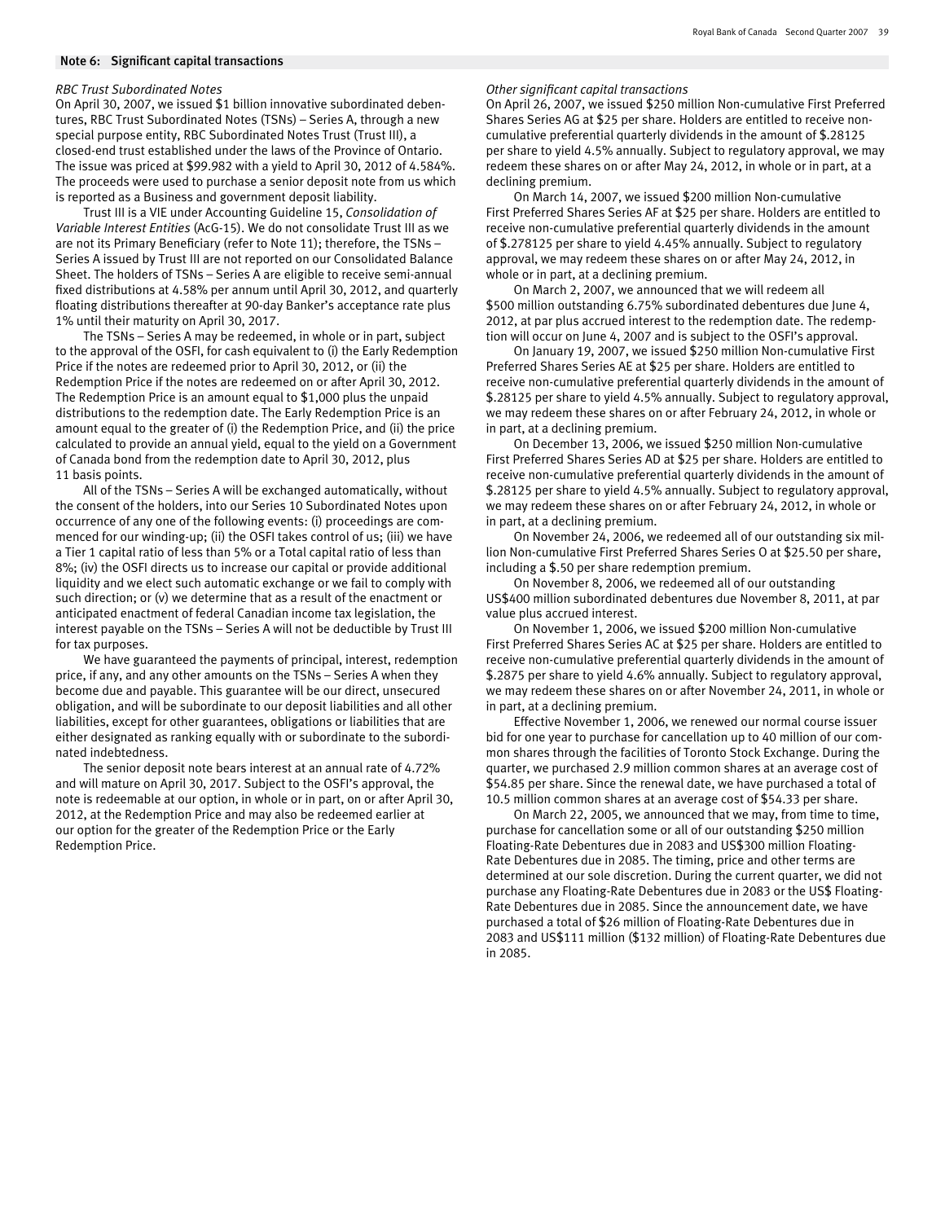## Note 6: Significant capital transactions

*RBC Trust Subordinated Notes*

On April 30, 2007, we issued $1 billion innovative subordinated debentures, RBC Trust Subordinated Notes (TSNs) – Series A, through a new special purpose entity, RBC Subordinated Notes Trust (Trust III), a closed-end trust established under the laws of the Province of Ontario. The issue was priced at $99.982 with a yield to April 30, 2012 of 4.584%. The proceeds were used to purchase a senior deposit note from us which is reported as a Business and government deposit liability.

Trust III is a VIE under Accounting Guideline 15, *Consolidation of Variable Interest Entities* (AcG-15). We do not consolidate Trust III as we are not its Primary Beneficiary (refer to Note 11); therefore, the TSNs – Series A issued by Trust III are not reported on our Consolidated Balance Sheet. The holders of TSNs – Series A are eligible to receive semi-annual fixed distributions at 4.58% per annum until April 30, 2012, and quarterly floating distributions thereafter at 90-day Banker's acceptance rate plus 1% until their maturity on April 30, 2017.

The TSNs – Series A may be redeemed, in whole or in part, subject to the approval of the OSFI, for cash equivalent to (i) the Early Redemption Price if the notes are redeemed prior to April 30, 2012, or (ii) the Redemption Price if the notes are redeemed on or after April 30, 2012. The Redemption Price is an amount equal to $1,000 plus the unpaid distributions to the redemption date. The Early Redemption Price is an amount equal to the greater of (i) the Redemption Price, and (ii) the price calculated to provide an annual yield, equal to the yield on a Government of Canada bond from the redemption date to April 30, 2012, plus 11 basis points.

All of the TSNs – Series A will be exchanged automatically, without the consent of the holders, into our Series 10 Subordinated Notes upon occurrence of any one of the following events: (i) proceedings are commenced for our winding-up; (ii) the OSFI takes control of us; (iii) we have a Tier 1 capital ratio of less than 5% or a Total capital ratio of less than 8%; (iv) the OSFI directs us to increase our capital or provide additional liquidity and we elect such automatic exchange or we fail to comply with such direction; or (v) we determine that as a result of the enactment or anticipated enactment of federal Canadian income tax legislation, the interest payable on the TSNs – Series A will not be deductible by Trust III for tax purposes.

We have guaranteed the payments of principal, interest, redemption price, if any, and any other amounts on the TSNs – Series A when they become due and payable. This guarantee will be our direct, unsecured obligation, and will be subordinate to our deposit liabilities and all other liabilities, except for other guarantees, obligations or liabilities that are either designated as ranking equally with or subordinate to the subordinated indebtedness.

The senior deposit note bears interest at an annual rate of 4.72% and will mature on April 30, 2017. Subject to the OSFI's approval, the note is redeemable at our option, in whole or in part, on or after April 30, 2012, at the Redemption Price and may also be redeemed earlier at our option for the greater of the Redemption Price or the Early Redemption Price.

*Other significant capital transactions*

On April 26, 2007, we issued $250 million Non-cumulative First Preferred Shares Series AG at $25 per share. Holders are entitled to receive non-cumulative preferential quarterly dividends in the amount of $.28125 per share to yield 4.5% annually. Subject to regulatory approval, we may redeem these shares on or after May 24, 2012, in whole or in part, at a declining premium.

On March 14, 2007, we issued $200 million Non-cumulative First Preferred Shares Series AF at $25 per share. Holders are entitled to receive non-cumulative preferential quarterly dividends in the amount of $.278125 per share to yield 4.45% annually. Subject to regulatory approval, we may redeem these shares on or after May 24, 2012, in whole or in part, at a declining premium.

On March 2, 2007, we announced that we will redeem all $500 million outstanding 6.75% subordinated debentures due June 4, 2012, at par plus accrued interest to the redemption date. The redemption will occur on June 4, 2007 and is subject to the OSFI's approval.

On January 19, 2007, we issued $250 million Non-cumulative First Preferred Shares Series AE at $25 per share. Holders are entitled to receive non-cumulative preferential quarterly dividends in the amount of $.28125 per share to yield 4.5% annually. Subject to regulatory approval, we may redeem these shares on or after February 24, 2012, in whole or in part, at a declining premium.

On December 13, 2006, we issued $250 million Non-cumulative First Preferred Shares Series AD at $25 per share. Holders are entitled to receive non-cumulative preferential quarterly dividends in the amount of $.28125 per share to yield 4.5% annually. Subject to regulatory approval, we may redeem these shares on or after February 24, 2012, in whole or in part, at a declining premium.

On November 24, 2006, we redeemed all of our outstanding six million Non-cumulative First Preferred Shares Series O at $25.50 per share, including a $.50 per share redemption premium.

On November 8, 2006, we redeemed all of our outstanding US$400 million subordinated debentures due November 8, 2011, at par value plus accrued interest.

On November 1, 2006, we issued $200 million Non-cumulative First Preferred Shares Series AC at $25 per share. Holders are entitled to receive non-cumulative preferential quarterly dividends in the amount of $.2875 per share to yield 4.6% annually. Subject to regulatory approval, we may redeem these shares on or after November 24, 2011, in whole or in part, at a declining premium.

Effective November 1, 2006, we renewed our normal course issuer bid for one year to purchase for cancellation up to 40 million of our common shares through the facilities of Toronto Stock Exchange. During the quarter, we purchased 2.9 million common shares at an average cost of $54.85 per share. Since the renewal date, we have purchased a total of 10.5 million common shares at an average cost of $54.33 per share.

On March 22, 2005, we announced that we may, from time to time, purchase for cancellation some or all of our outstanding $250 million Floating-Rate Debentures due in 2083 and US$300 million Floating-Rate Debentures due in 2085. The timing, price and other terms are determined at our sole discretion. During the current quarter, we did not purchase any Floating-Rate Debentures due in 2083 or the US$ Floating-Rate Debentures due in 2085. Since the announcement date, we have purchased a total of $26 million of Floating-Rate Debentures due in 2083 and US$111 million ($132 million) of Floating-Rate Debentures due in 2085.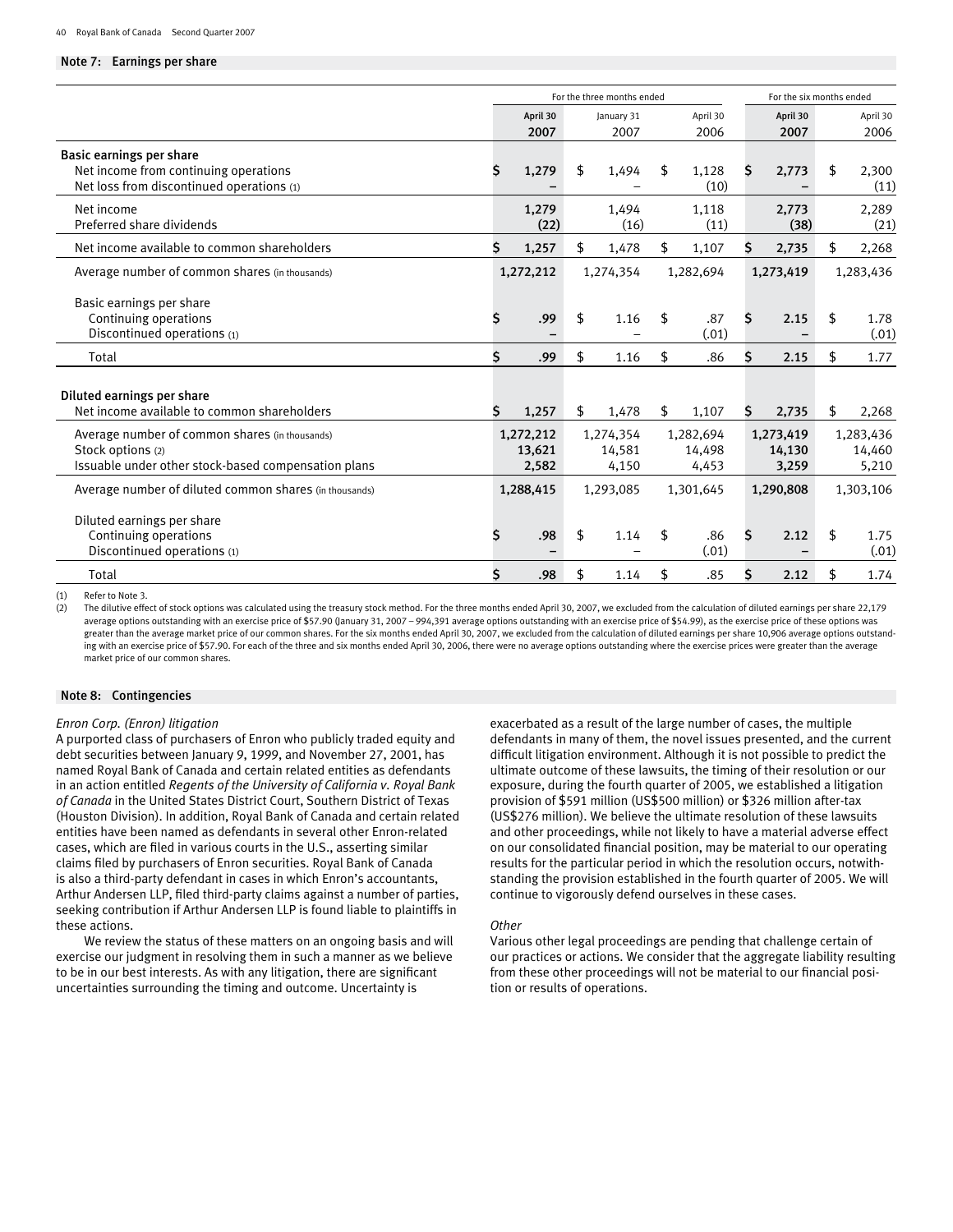## Note 7: Earnings per share

| | For the three months ended | | | For the six months ended | |
|---|---|---|---|---|---|
| | **April 30 2007** | January 31 2007 | April 30 2006 | **April 30 2007** | April 30 2006 |
| **Basic earnings per share** | | | | | |
| Net income from continuing operations | **$ 1,279** | $ 1,494 | $ 1,128 | **$ 2,773** | $ 2,300 |
| Net loss from discontinued operations (1) | **–** | – | (10) | **–** | (11) |
| Net income | **1,279** | 1,494 | 1,118 | **2,773** | 2,289 |
| Preferred share dividends | **(22)** | (16) | (11) | **(38)** | (21) |
| Net income available to common shareholders | **$ 1,257** | $ 1,478 | $ 1,107 | **$ 2,735** | $ 2,268 |
| Average number of common shares (in thousands) | **1,272,212** | 1,274,354 | 1,282,694 | **1,273,419** | 1,283,436 |
| Basic earnings per share | | | | | |
| Continuing operations | **$ .99** | $ 1.16 | $ .87 | **$ 2.15** | $ 1.78 |
| Discontinued operations (1) | **–** | – | (.01) | **–** | (.01) |
| Total | **$ .99** | $ 1.16 | $ .86 | **$ 2.15** | $ 1.77 |
| **Diluted earnings per share** | | | | | |
| Net income available to common shareholders | **$ 1,257** | $ 1,478 | $ 1,107 | **$ 2,735** | $ 2,268 |
| Average number of common shares (in thousands) | **1,272,212** | 1,274,354 | 1,282,694 | **1,273,419** | 1,283,436 |
| Stock options (2) | **13,621** | 14,581 | 14,498 | **14,130** | 14,460 |
| Issuable under other stock-based compensation plans | **2,582** | 4,150 | 4,453 | **3,259** | 5,210 |
| Average number of diluted common shares (in thousands) | **1,288,415** | 1,293,085 | 1,301,645 | **1,290,808** | 1,303,106 |
| Diluted earnings per share | | | | | |
| Continuing operations | **$ .98** | $ 1.14 | $ .86 | **$ 2.12** | $ 1.75 |
| Discontinued operations (1) | **–** | – | (.01) | **–** | (.01) |
| Total | **$ .98** | $ 1.14 | $ .85 | **$ 2.12** | $ 1.74 |

(1) Refer to Note 3.
(2) The dilutive effect of stock options was calculated using the treasury stock method. For the three months ended April 30, 2007, we excluded from the calculation of diluted earnings per share 22,179 average options outstanding with an exercise price of $57.90 (January 31, 2007 – 994,391 average options outstanding with an exercise price of $54.99), as the exercise price of these options was greater than the average market price of our common shares. For the six months ended April 30, 2007, we excluded from the calculation of diluted earnings per share 10,906 average options outstanding with an exercise price of $57.90. For each of the three and six months ended April 30, 2006, there were no average options outstanding where the exercise prices were greater than the average market price of our common shares.

## Note 8: Contingencies

*Enron Corp. (Enron) litigation*

A purported class of purchasers of Enron who publicly traded equity and debt securities between January 9, 1999, and November 27, 2001, has named Royal Bank of Canada and certain related entities as defendants in an action entitled *Regents of the University of California v. Royal Bank of Canada* in the United States District Court, Southern District of Texas (Houston Division). In addition, Royal Bank of Canada and certain related entities have been named as defendants in several other Enron-related cases, which are filed in various courts in the U.S., asserting similar claims filed by purchasers of Enron securities. Royal Bank of Canada is also a third-party defendant in cases in which Enron's accountants, Arthur Andersen LLP, filed third-party claims against a number of parties, seeking contribution if Arthur Andersen LLP is found liable to plaintiffs in these actions.

We review the status of these matters on an ongoing basis and will exercise our judgment in resolving them in such a manner as we believe to be in our best interests. As with any litigation, there are significant uncertainties surrounding the timing and outcome. Uncertainty is exacerbated as a result of the large number of cases, the multiple defendants in many of them, the novel issues presented, and the current difficult litigation environment. Although it is not possible to predict the ultimate outcome of these lawsuits, the timing of their resolution or our exposure, during the fourth quarter of 2005, we established a litigation provision of $591 million (US$500 million) or $326 million after-tax (US$276 million). We believe the ultimate resolution of these lawsuits and other proceedings, while not likely to have a material adverse effect on our consolidated financial position, may be material to our operating results for the particular period in which the resolution occurs, notwithstanding the provision established in the fourth quarter of 2005. We will continue to vigorously defend ourselves in these cases.

*Other*

Various other legal proceedings are pending that challenge certain of our practices or actions. We consider that the aggregate liability resulting from these other proceedings will not be material to our financial position or results of operations.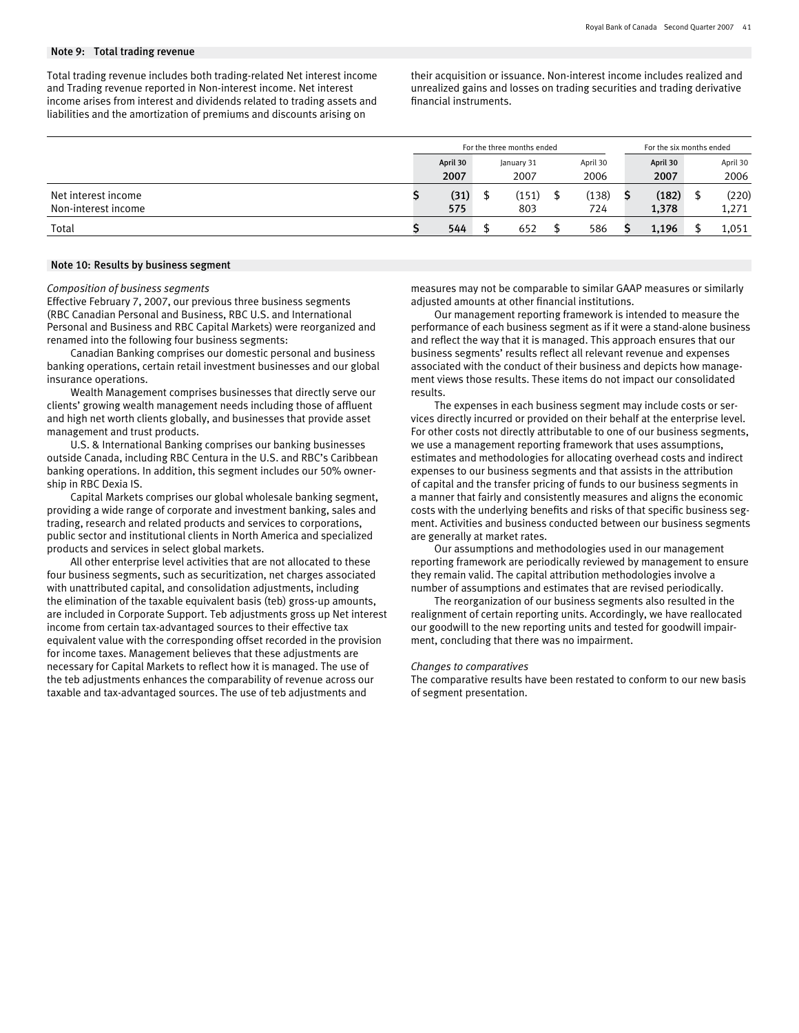## Note 9: Total trading revenue

Total trading revenue includes both trading-related Net interest income and Trading revenue reported in Non-interest income. Net interest income arises from interest and dividends related to trading assets and liabilities and the amortization of premiums and discounts arising on their acquisition or issuance. Non-interest income includes realized and unrealized gains and losses on trading securities and trading derivative financial instruments.

| | For the three months ended | | | For the six months ended | |
|---|---|---|---|---|---|
| | **April 30 2007** | January 31 2007 | April 30 2006 | **April 30 2007** | April 30 2006 |
| Net interest income | **$ (31)** | $ (151) | $ (138) | **$ (182)** | $ (220) |
| Non-interest income | **575** | 803 | 724 | **1,378** | 1,271 |
| Total | **$ 544** | $ 652 | $ 586 | **$ 1,196** | $ 1,051 |

## Note 10: Results by business segment

*Composition of business segments*

Effective February 7, 2007, our previous three business segments (RBC Canadian Personal and Business, RBC U.S. and International Personal and Business and RBC Capital Markets) were reorganized and renamed into the following four business segments:

Canadian Banking comprises our domestic personal and business banking operations, certain retail investment businesses and our global insurance operations.

Wealth Management comprises businesses that directly serve our clients' growing wealth management needs including those of affluent and high net worth clients globally, and businesses that provide asset management and trust products.

U.S. & International Banking comprises our banking businesses outside Canada, including RBC Centura in the U.S. and RBC's Caribbean banking operations. In addition, this segment includes our 50% ownership in RBC Dexia IS.

Capital Markets comprises our global wholesale banking segment, providing a wide range of corporate and investment banking, sales and trading, research and related products and services to corporations, public sector and institutional clients in North America and specialized products and services in select global markets.

All other enterprise level activities that are not allocated to these four business segments, such as securitization, net charges associated with unattributed capital, and consolidation adjustments, including the elimination of the taxable equivalent basis (teb) gross-up amounts, are included in Corporate Support. Teb adjustments gross up Net interest income from certain tax-advantaged sources to their effective tax equivalent value with the corresponding offset recorded in the provision for income taxes. Management believes that these adjustments are necessary for Capital Markets to reflect how it is managed. The use of the teb adjustments enhances the comparability of revenue across our taxable and tax-advantaged sources. The use of teb adjustments and measures may not be comparable to similar GAAP measures or similarly adjusted amounts at other financial institutions.

Our management reporting framework is intended to measure the performance of each business segment as if it were a stand-alone business and reflect the way that it is managed. This approach ensures that our business segments' results reflect all relevant revenue and expenses associated with the conduct of their business and depicts how management views those results. These items do not impact our consolidated results.

The expenses in each business segment may include costs or services directly incurred or provided on their behalf at the enterprise level. For other costs not directly attributable to one of our business segments, we use a management reporting framework that uses assumptions, estimates and methodologies for allocating overhead costs and indirect expenses to our business segments and that assists in the attribution of capital and the transfer pricing of funds to our business segments in a manner that fairly and consistently measures and aligns the economic costs with the underlying benefits and risks of that specific business segment. Activities and business conducted between our business segments are generally at market rates.

Our assumptions and methodologies used in our management reporting framework are periodically reviewed by management to ensure they remain valid. The capital attribution methodologies involve a number of assumptions and estimates that are revised periodically.

The reorganization of our business segments also resulted in the realignment of certain reporting units. Accordingly, we have reallocated our goodwill to the new reporting units and tested for goodwill impairment, concluding that there was no impairment.

*Changes to comparatives*

The comparative results have been restated to conform to our new basis of segment presentation.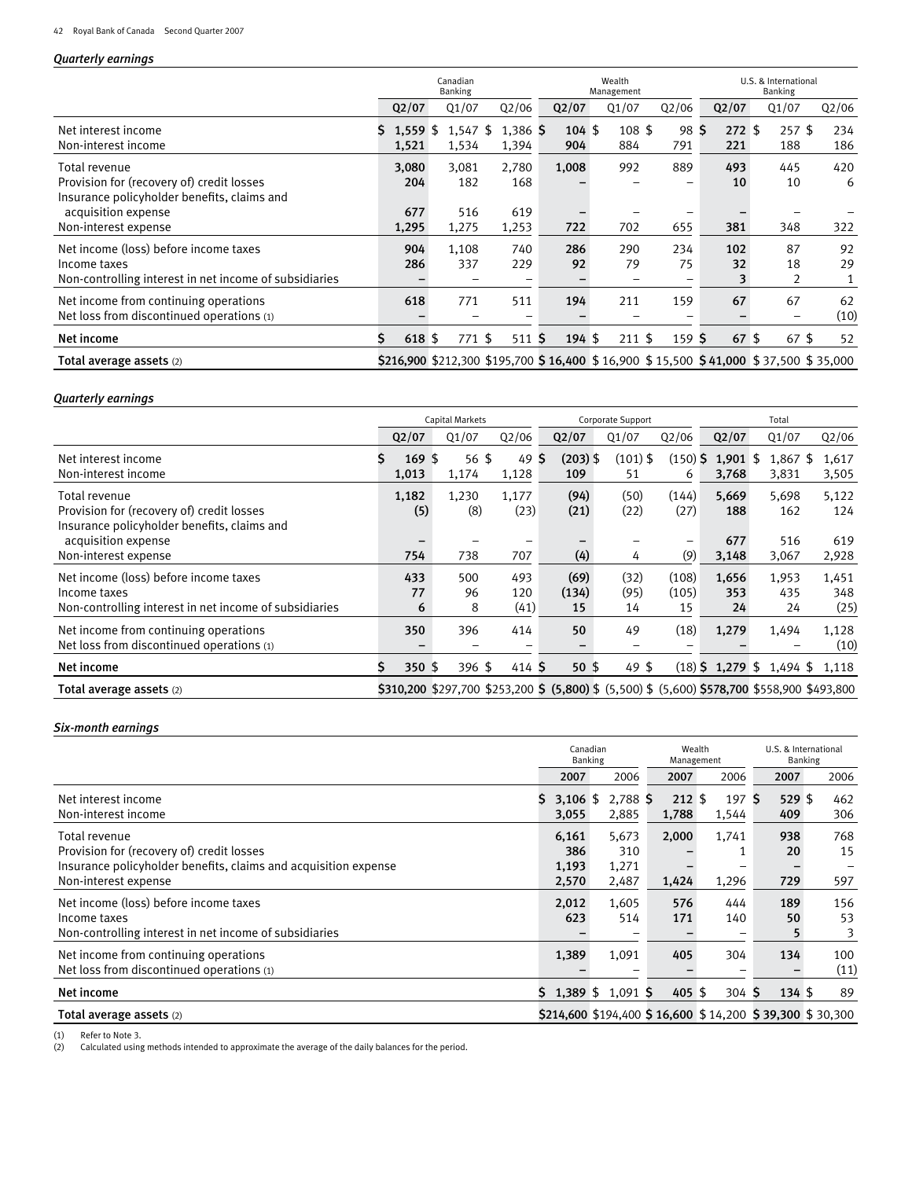### *Quarterly earnings*

| | Canadian Banking | | | Wealth Management | | | U.S. & International Banking | | |
|---|---|---|---|---|---|---|---|---|---|
| | **Q2/07** | Q1/07 | Q2/06 | **Q2/07** | Q1/07 | Q2/06 | **Q2/07** | Q1/07 | Q2/06 |
| Net interest income | **$ 1,559** | $ 1,547 | $ 1,386 | **$ 104** | $ 108 | $ 98 | **$ 272** | $ 257 | $ 234 |
| Non-interest income | **1,521** | 1,534 | 1,394 | **904** | 884 | 791 | **221** | 188 | 186 |
| Total revenue | **3,080** | 3,081 | 2,780 | **1,008** | 992 | 889 | **493** | 445 | 420 |
| Provision for (recovery of) credit losses | **204** | 182 | 168 | **–** | – | – | **10** | 10 | 6 |
| Insurance policyholder benefits, claims and acquisition expense | **677** | 516 | 619 | **–** | – | – | **–** | – | – |
| Non-interest expense | **1,295** | 1,275 | 1,253 | **722** | 702 | 655 | **381** | 348 | 322 |
| Net income (loss) before income taxes | **904** | 1,108 | 740 | **286** | 290 | 234 | **102** | 87 | 92 |
| Income taxes | **286** | 337 | 229 | **92** | 79 | 75 | **32** | 18 | 29 |
| Non-controlling interest in net income of subsidiaries | **–** | – | – | **–** | – | – | **3** | 2 | 1 |
| Net income from continuing operations | **618** | 771 | 511 | **194** | 211 | 159 | **67** | 67 | 62 |
| Net loss from discontinued operations (1) | **–** | – | – | **–** | – | – | **–** | – | (10) |
| **Net income** | **$ 618** | $ 771 | $ 511 | **$ 194** | $ 211 | $ 159 | **$ 67** | $ 67 | $ 52 |
| **Total average assets** (2) | **$216,900** | $212,300 | $195,700 | **$ 16,400** | $ 16,900 | $ 15,500 | **$ 41,000** | $ 37,500 | $ 35,000 |

### *Quarterly earnings*

| | Capital Markets | | | Corporate Support | | | Total | | |
|---|---|---|---|---|---|---|---|---|---|
| | **Q2/07** | Q1/07 | Q2/06 | **Q2/07** | Q1/07 | Q2/06 | **Q2/07** | Q1/07 | Q2/06 |
| Net interest income | **$ 169** | $ 56 | $ 49 | **$ (203)** | $ (101) | $ (150) | **$ 1,901** | $ 1,867 | $ 1,617 |
| Non-interest income | **1,013** | 1,174 | 1,128 | **109** | 51 | 6 | **3,768** | 3,831 | 3,505 |
| Total revenue | **1,182** | 1,230 | 1,177 | **(94)** | (50) | (144) | **5,669** | 5,698 | 5,122 |
| Provision for (recovery of) credit losses | **(5)** | (8) | (23) | **(21)** | (22) | (27) | **188** | 162 | 124 |
| Insurance policyholder benefits, claims and acquisition expense | **–** | – | – | **–** | – | – | **677** | 516 | 619 |
| Non-interest expense | **754** | 738 | 707 | **(4)** | 4 | (9) | **3,148** | 3,067 | 2,928 |
| Net income (loss) before income taxes | **433** | 500 | 493 | **(69)** | (32) | (108) | **1,656** | 1,953 | 1,451 |
| Income taxes | **77** | 96 | 120 | **(134)** | (95) | (105) | **353** | 435 | 348 |
| Non-controlling interest in net income of subsidiaries | **6** | 8 | (41) | **15** | 14 | 15 | **24** | 24 | (25) |
| Net income from continuing operations | **350** | 396 | 414 | **50** | 49 | (18) | **1,279** | 1,494 | 1,128 |
| Net loss from discontinued operations (1) | **–** | – | – | **–** | – | – | **–** | – | (10) |
| **Net income** | **$ 350** | $ 396 | $ 414 | **$ 50** | $ 49 | $ (18) | **$ 1,279** | $ 1,494 | $ 1,118 |
| **Total average assets** (2) | **$310,200** | $297,700 | $253,200 | **$ (5,800)** | $ (5,500) | $ (5,600) | **$578,700** | $558,900 | $493,800 |

### *Six-month earnings*

| | Canadian Banking | | Wealth Management | | U.S. & International Banking | |
|---|---|---|---|---|---|---|
| | **2007** | 2006 | **2007** | 2006 | **2007** | 2006 |
| Net interest income | **$ 3,106** | $ 2,788 | **$ 212** | $ 197 | **$ 529** | $ 462 |
| Non-interest income | **3,055** | 2,885 | **1,788** | 1,544 | **409** | 306 |
| Total revenue | **6,161** | 5,673 | **2,000** | 1,741 | **938** | 768 |
| Provision for (recovery of) credit losses | **386** | 310 | **–** | 1 | **20** | 15 |
| Insurance policyholder benefits, claims and acquisition expense | **1,193** | 1,271 | **–** | – | **–** | – |
| Non-interest expense | **2,570** | 2,487 | **1,424** | 1,296 | **729** | 597 |
| Net income (loss) before income taxes | **2,012** | 1,605 | **576** | 444 | **189** | 156 |
| Income taxes | **623** | 514 | **171** | 140 | **50** | 53 |
| Non-controlling interest in net income of subsidiaries | **–** | – | **–** | – | **5** | 3 |
| Net income from continuing operations | **1,389** | 1,091 | **405** | 304 | **134** | 100 |
| Net loss from discontinued operations (1) | **–** | – | **–** | – | **–** | (11) |
| **Net income** | **$ 1,389** | $ 1,091 | **$ 405** | $ 304 | **$ 134** | $ 89 |
| **Total average assets** (2) | **$214,600** | $194,400 | **$ 16,600** | $ 14,200 | **$ 39,300** | $ 30,300 |

(1) Refer to Note 3.
(2) Calculated using methods intended to approximate the average of the daily balances for the period.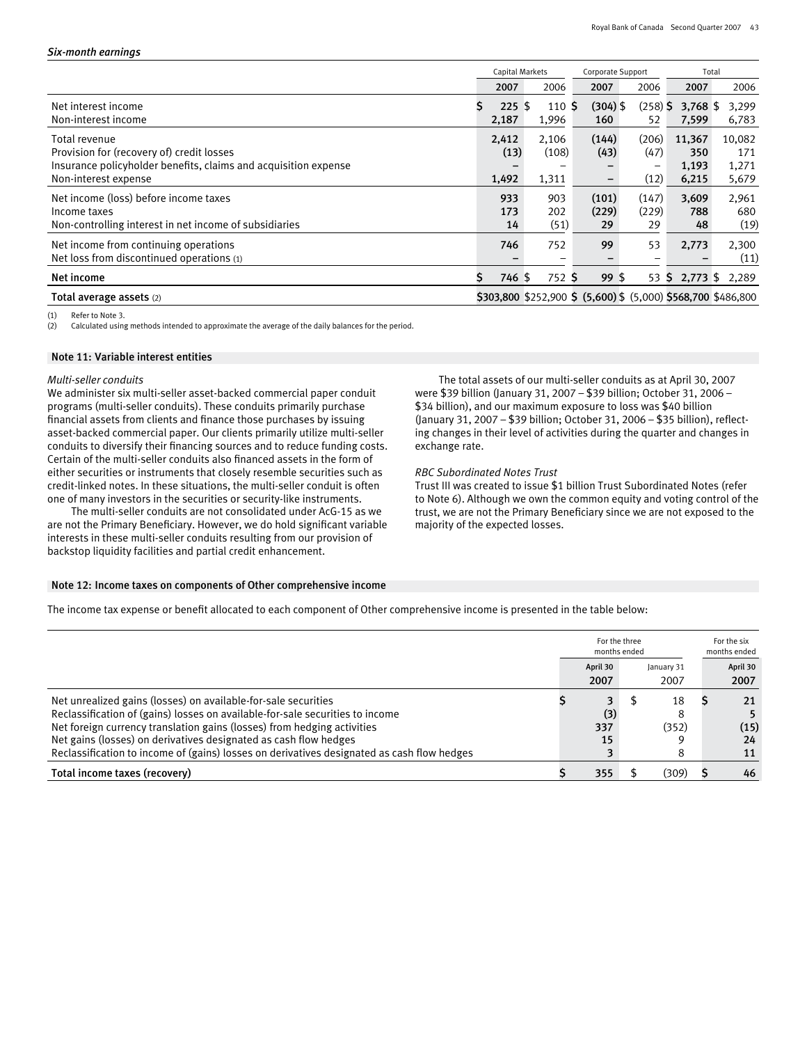*Six-month earnings*

| | Capital Markets | | Corporate Support | | Total | |
|---|---|---|---|---|---|---|
| | **2007** | 2006 | **2007** | 2006 | **2007** | 2006 |
| Net interest income | **$ 225** | $ 110 | **$ (304)** | $ (258) | **$ 3,768** | $ 3,299 |
| Non-interest income | **2,187** | 1,996 | **160** | 52 | **7,599** | 6,783 |
| Total revenue | **2,412** | 2,106 | **(144)** | (206) | **11,367** | 10,082 |
| Provision for (recovery of) credit losses | **(13)** | (108) | **(43)** | (47) | **350** | 171 |
| Insurance policyholder benefits, claims and acquisition expense | **–** | – | **–** | – | **1,193** | 1,271 |
| Non-interest expense | **1,492** | 1,311 | **–** | (12) | **6,215** | 5,679 |
| Net income (loss) before income taxes | **933** | 903 | **(101)** | (147) | **3,609** | 2,961 |
| Income taxes | **173** | 202 | **(229)** | (229) | **788** | 680 |
| Non-controlling interest in net income of subsidiaries | **14** | (51) | **29** | 29 | **48** | (19) |
| Net income from continuing operations | **746** | 752 | **99** | 53 | **2,773** | 2,300 |
| Net loss from discontinued operations (1) | **–** | – | **–** | – | **–** | (11) |
| **Net income** | **$ 746** | $ 752 | **$ 99** | $ 53 | **$ 2,773** | $ 2,289 |
| **Total average assets** (2) | **$303,800** | $252,900 | **$ (5,600)** | $ (5,000) | **$568,700** | $486,800 |

(1) Refer to Note 3.
(2) Calculated using methods intended to approximate the average of the daily balances for the period.

## Note 11: Variable interest entities

*Multi-seller conduits*

We administer six multi-seller asset-backed commercial paper conduit programs (multi-seller conduits). These conduits primarily purchase financial assets from clients and finance those purchases by issuing asset-backed commercial paper. Our clients primarily utilize multi-seller conduits to diversify their financing sources and to reduce funding costs. Certain of the multi-seller conduits also financed assets in the form of either securities or instruments that closely resemble securities such as credit-linked notes. In these situations, the multi-seller conduit is often one of many investors in the securities or security-like instruments.

The multi-seller conduits are not consolidated under AcG-15 as we are not the Primary Beneficiary. However, we do hold significant variable interests in these multi-seller conduits resulting from our provision of backstop liquidity facilities and partial credit enhancement.

The total assets of our multi-seller conduits as at April 30, 2007 were $39 billion (January 31, 2007 – $39 billion; October 31, 2006 – $34 billion), and our maximum exposure to loss was $40 billion (January 31, 2007 – $39 billion; October 31, 2006 – $35 billion), reflecting changes in their level of activities during the quarter and changes in exchange rate.

*RBC Subordinated Notes Trust*

Trust III was created to issue $1 billion Trust Subordinated Notes (refer to Note 6). Although we own the common equity and voting control of the trust, we are not the Primary Beneficiary since we are not exposed to the majority of the expected losses.

## Note 12: Income taxes on components of Other comprehensive income

The income tax expense or benefit allocated to each component of Other comprehensive income is presented in the table below:

| | For the three months ended | | For the six months ended |
|---|---|---|---|
| | **April 30 2007** | January 31 2007 | **April 30 2007** |
| Net unrealized gains (losses) on available-for-sale securities | **$ 3** | $ 18 | **$ 21** |
| Reclassification of (gains) losses on available-for-sale securities to income | **(3)** | 8 | **5** |
| Net foreign currency translation gains (losses) from hedging activities | **337** | (352) | **(15)** |
| Net gains (losses) on derivatives designated as cash flow hedges | **15** | 9 | **24** |
| Reclassification to income of (gains) losses on derivatives designated as cash flow hedges | **3** | 8 | **11** |
| **Total income taxes (recovery)** | **$ 355** | $ (309) | **$ 46** |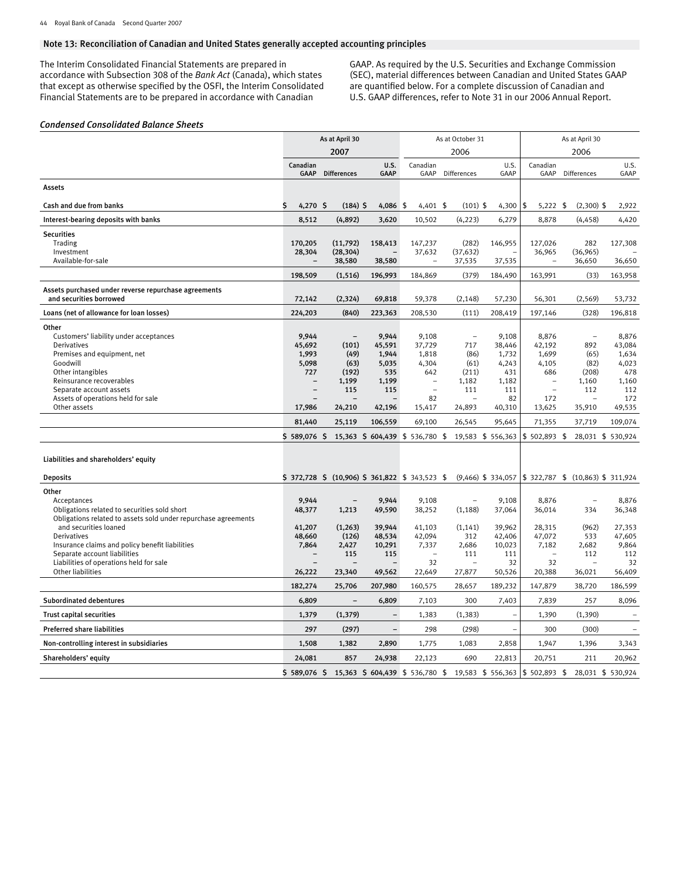## Note 13: Reconciliation of Canadian and United States generally accepted accounting principles

The Interim Consolidated Financial Statements are prepared in accordance with Subsection 308 of the *Bank Act* (Canada), which states that except as otherwise specified by the OSFI, the Interim Consolidated Financial Statements are to be prepared in accordance with Canadian GAAP. As required by the U.S. Securities and Exchange Commission (SEC), material differences between Canadian and United States GAAP are quantified below. For a complete discussion of Canadian and U.S. GAAP differences, refer to Note 31 in our 2006 Annual Report.

### *Condensed Consolidated Balance Sheets*

| | As at April 30 2007 | | | As at October 31 2006 | | | As at April 30 2006 | | |
|---|---|---|---|---|---|---|---|---|---|
| | Canadian GAAP | Differences | U.S. GAAP | Canadian GAAP | Differences | U.S. GAAP | Canadian GAAP | Differences | U.S. GAAP |
| **Assets** | | | | | | | | | |
| **Cash and due from banks** | $ 4,270 | $ (184) | $ 4,086 | $ 4,401 | $ (101) | $ 4,300 | $ 5,222 | $ (2,300) | $ 2,922 |
| **Interest-bearing deposits with banks** | 8,512 | (4,892) | 3,620 | 10,502 | (4,223) | 6,279 | 8,878 | (4,458) | 4,420 |
| **Securities** | | | | | | | | | |
| Trading | 170,205 | (11,792) | 158,413 | 147,237 | (282) | 146,955 | 127,026 | 282 | 127,308 |
| Investment | 28,304 | (28,304) | – | 37,632 | (37,632) | – | 36,965 | (36,965) | – |
| Available-for-sale | – | 38,580 | 38,580 | – | 37,535 | 37,535 | – | 36,650 | 36,650 |
| | 198,509 | (1,516) | 196,993 | 184,869 | (379) | 184,490 | 163,991 | (33) | 163,958 |
| **Assets purchased under reverse repurchase agreements and securities borrowed** | 72,142 | (2,324) | 69,818 | 59,378 | (2,148) | 57,230 | 56,301 | (2,569) | 53,732 |
| **Loans (net of allowance for loan losses)** | 224,203 | (840) | 223,363 | 208,530 | (111) | 208,419 | 197,146 | (328) | 196,818 |
| **Other** | | | | | | | | | |
| Customers' liability under acceptances | 9,944 | – | 9,944 | 9,108 | – | 9,108 | 8,876 | – | 8,876 |
| Derivatives | 45,692 | (101) | 45,591 | 37,729 | 717 | 38,446 | 42,192 | 892 | 43,084 |
| Premises and equipment, net | 1,993 | (49) | 1,944 | 1,818 | (86) | 1,732 | 1,699 | (65) | 1,634 |
| Goodwill | 5,098 | (63) | 5,035 | 4,304 | (61) | 4,243 | 4,105 | (82) | 4,023 |
| Other intangibles | 727 | (192) | 535 | 642 | (211) | 431 | 686 | (208) | 478 |
| Reinsurance recoverables | – | 1,199 | 1,199 | – | 1,182 | 1,182 | – | 1,160 | 1,160 |
| Separate account assets | – | 115 | 115 | – | 111 | 111 | – | 112 | 112 |
| Assets of operations held for sale | – | – | – | 82 | – | 82 | 172 | – | 172 |
| Other assets | 17,986 | 24,210 | 42,196 | 15,417 | 24,893 | 40,310 | 13,625 | 35,910 | 49,535 |
| | 81,440 | 25,119 | 106,559 | 69,100 | 26,545 | 95,645 | 71,355 | 37,719 | 109,074 |
| | $ 589,076 | $ 15,363 | $ 604,439 | $ 536,780 | $ 19,583 | $ 556,363 | $ 502,893 | $ 28,031 | $ 530,924 |
| **Liabilities and shareholders' equity** | | | | | | | | | |
| **Deposits** | $ 372,728 | $ (10,906) | $ 361,822 | $ 343,523 | $ (9,466) | $ 334,057 | $ 322,787 | $ (10,863) | $ 311,924 |
| **Other** | | | | | | | | | |
| Acceptances | 9,944 | – | 9,944 | 9,108 | – | 9,108 | 8,876 | – | 8,876 |
| Obligations related to securities sold short | 48,377 | 1,213 | 49,590 | 38,252 | (1,188) | 37,064 | 36,014 | 334 | 36,348 |
| Obligations related to assets sold under repurchase agreements and securities loaned | 41,207 | (1,263) | 39,944 | 41,103 | (1,141) | 39,962 | 28,315 | (962) | 27,353 |
| Derivatives | 48,660 | (126) | 48,534 | 42,094 | 312 | 42,406 | 47,072 | 533 | 47,605 |
| Insurance claims and policy benefit liabilities | 7,864 | 2,427 | 10,291 | 7,337 | 2,686 | 10,023 | 7,182 | 2,682 | 9,864 |
| Separate account liabilities | – | 115 | 115 | – | 111 | 111 | – | 112 | 112 |
| Liabilities of operations held for sale | – | – | – | 32 | – | 32 | 32 | – | 32 |
| Other liabilities | 26,222 | 23,340 | 49,562 | 22,649 | 27,877 | 50,526 | 20,388 | 36,021 | 56,409 |
| | 182,274 | 25,706 | 207,980 | 160,575 | 28,657 | 189,232 | 147,879 | 38,720 | 186,599 |
| **Subordinated debentures** | 6,809 | – | 6,809 | 7,103 | 300 | 7,403 | 7,839 | 257 | 8,096 |
| **Trust capital securities** | 1,379 | (1,379) | – | 1,383 | (1,383) | – | 1,390 | (1,390) | – |
| **Preferred share liabilities** | 297 | (297) | – | 298 | (298) | – | 300 | (300) | – |
| **Non-controlling interest in subsidiaries** | 1,508 | 1,382 | 2,890 | 1,775 | 1,083 | 2,858 | 1,947 | 1,396 | 3,343 |
| **Shareholders' equity** | 24,081 | 857 | 24,938 | 22,123 | 690 | 22,813 | 20,751 | 211 | 20,962 |
| | $ 589,076 | $ 15,363 | $ 604,439 | $ 536,780 | $ 19,583 | $ 556,363 | $ 502,893 | $ 28,031 | $ 530,924 |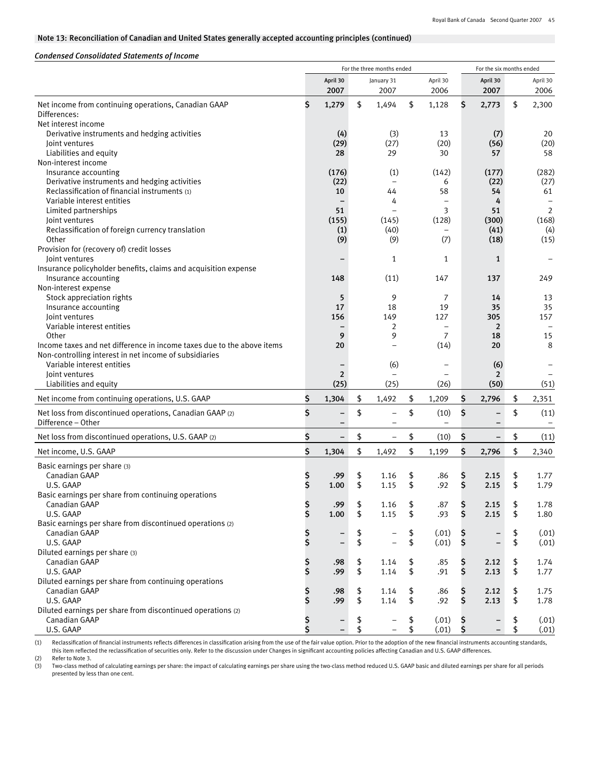## Note 13: Reconciliation of Canadian and United States generally accepted accounting principles (continued)

### *Condensed Consolidated Statements of Income*

| | For the three months ended | | | For the six months ended | |
|---|---|---|---|---|---|
| | April 30 2007 | January 31 2007 | April 30 2006 | April 30 2007 | April 30 2006 |
| Net income from continuing operations, Canadian GAAP | $ 1,279 | $ 1,494 | $ 1,128 | $ 2,773 | $ 2,300 |
| Differences: | | | | | |
| Net interest income | | | | | |
| Derivative instruments and hedging activities | (4) | (3) | 13 | (7) | 20 |
| Joint ventures | (29) | (27) | (20) | (56) | (20) |
| Liabilities and equity | 28 | 29 | 30 | 57 | 58 |
| Non-interest income | | | | | |
| Insurance accounting | (176) | (1) | (142) | (177) | (282) |
| Derivative instruments and hedging activities | (22) | – | 6 | (22) | (27) |
| Reclassification of financial instruments (1) | 10 | 44 | 58 | 54 | 61 |
| Variable interest entities | – | 4 | – | 4 | – |
| Limited partnerships | 51 | – | 3 | 51 | 2 |
| Joint ventures | (155) | (145) | (128) | (300) | (168) |
| Reclassification of foreign currency translation | (1) | (40) | – | (41) | (4) |
| Other | (9) | (9) | (7) | (18) | (15) |
| Provision for (recovery of) credit losses | | | | | |
| Joint ventures | – | 1 | 1 | 1 | – |
| Insurance policyholder benefits, claims and acquisition expense | | | | | |
| Insurance accounting | 148 | (11) | 147 | 137 | 249 |
| Non-interest expense | | | | | |
| Stock appreciation rights | 5 | 9 | 7 | 14 | 13 |
| Insurance accounting | 17 | 18 | 19 | 35 | 35 |
| Joint ventures | 156 | 149 | 127 | 305 | 157 |
| Variable interest entities | – | 2 | – | 2 | – |
| Other | 9 | 9 | 7 | 18 | 15 |
| Income taxes and net difference in income taxes due to the above items | 20 | – | (14) | 20 | 8 |
| Non-controlling interest in net income of subsidiaries | | | | | |
| Variable interest entities | – | (6) | – | (6) | – |
| Joint ventures | 2 | – | – | 2 | – |
| Liabilities and equity | (25) | (25) | (26) | (50) | (51) |
| Net income from continuing operations, U.S. GAAP | $ 1,304 | $ 1,492 | $ 1,209 | $ 2,796 | $ 2,351 |
| Net loss from discontinued operations, Canadian GAAP (2) | $ – | $ – | $ (10) | $ – | $ (11) |
| Difference – Other | – | – | – | – | – |
| Net loss from discontinued operations, U.S. GAAP (2) | $ – | $ – | $ (10) | $ – | $ (11) |
| Net income, U.S. GAAP | $ 1,304 | $ 1,492 | $ 1,199 | $ 2,796 | $ 2,340 |
| Basic earnings per share (3) | | | | | |
| Canadian GAAP | $ .99 | $ 1.16 | $ .86 | $ 2.15 | $ 1.77 |
| U.S. GAAP | $ 1.00 | $ 1.15 | $ .92 | $ 2.15 | $ 1.79 |
| Basic earnings per share from continuing operations | | | | | |
| Canadian GAAP | $ .99 | $ 1.16 | $ .87 | $ 2.15 | $ 1.78 |
| U.S. GAAP | $ 1.00 | $ 1.15 | $ .93 | $ 2.15 | $ 1.80 |
| Basic earnings per share from discontinued operations (2) | | | | | |
| Canadian GAAP | $ – | $ – | $ (.01) | $ – | $ (.01) |
| U.S. GAAP | $ – | $ – | $ (.01) | $ – | $ (.01) |
| Diluted earnings per share (3) | | | | | |
| Canadian GAAP | $ .98 | $ 1.14 | $ .85 | $ 2.12 | $ 1.74 |
| U.S. GAAP | $ .99 | $ 1.14 | $ .91 | $ 2.13 | $ 1.77 |
| Diluted earnings per share from continuing operations | | | | | |
| Canadian GAAP | $ .98 | $ 1.14 | $ .86 | $ 2.12 | $ 1.75 |
| U.S. GAAP | $ .99 | $ 1.14 | $ .92 | $ 2.13 | $ 1.78 |
| Diluted earnings per share from discontinued operations (2) | | | | | |
| Canadian GAAP | $ – | $ – | $ (.01) | $ – | $ (.01) |
| U.S. GAAP | $ – | $ – | $ (.01) | $ – | $ (.01) |

(1) Reclassification of financial instruments reflects differences in classification arising from the use of the fair value option. Prior to the adoption of the new financial instruments accounting standards, this item reflected the reclassification of securities only. Refer to the discussion under Changes in significant accounting policies affecting Canadian and U.S. GAAP differences.
(2) Refer to Note 3.
(3) Two-class method of calculating earnings per share: the impact of calculating earnings per share using the two-class method reduced U.S. GAAP basic and diluted earnings per share for all periods presented by less than one cent.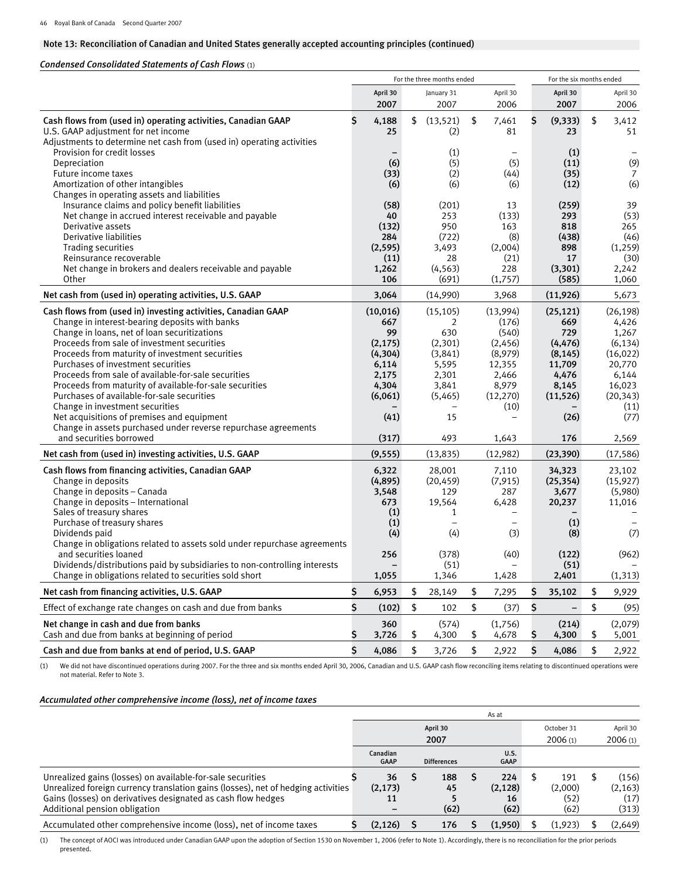## Note 13: Reconciliation of Canadian and United States generally accepted accounting principles (continued)

### *Condensed Consolidated Statements of Cash Flows* (1)

| | For the three months ended | | | For the six months ended | |
|---|---|---|---|---|---|
| | April 30 2007 | January 31 2007 | April 30 2006 | April 30 2007 | April 30 2006 |
| **Cash flows from (used in) operating activities, Canadian GAAP** | $ 4,188 | $ (13,521) | $ 7,461 | $ (9,333) | $ 3,412 |
| U.S. GAAP adjustment for net income | 25 | (2) | 81 | 23 | 51 |
| Adjustments to determine net cash from (used in) operating activities | | | | | |
| Provision for credit losses | – | (1) | – | (1) | – |
| Depreciation | (6) | (5) | (5) | (11) | (9) |
| Future income taxes | (33) | (2) | (44) | (35) | 7 |
| Amortization of other intangibles | (6) | (6) | (6) | (12) | (6) |
| Changes in operating assets and liabilities | | | | | |
| Insurance claims and policy benefit liabilities | (58) | (201) | 13 | (259) | 39 |
| Net change in accrued interest receivable and payable | 40 | 253 | (133) | 293 | (53) |
| Derivative assets | (132) | 950 | 163 | 818 | 265 |
| Derivative liabilities | 284 | (722) | (8) | (438) | (46) |
| Trading securities | (2,595) | 3,493 | (2,004) | 898 | (1,259) |
| Reinsurance recoverable | (11) | 28 | (21) | 17 | (30) |
| Net change in brokers and dealers receivable and payable | 1,262 | (4,563) | 228 | (3,301) | 2,242 |
| Other | 106 | (691) | (1,757) | (585) | 1,060 |
| **Net cash from (used in) operating activities, U.S. GAAP** | 3,064 | (14,990) | 3,968 | (11,926) | 5,673 |
| **Cash flows from (used in) investing activities, Canadian GAAP** | (10,016) | (15,105) | (13,994) | (25,121) | (26,198) |
| Change in interest-bearing deposits with banks | 667 | 2 | (176) | 669 | 4,426 |
| Change in loans, net of loan securitizations | 99 | 630 | (540) | 729 | 1,267 |
| Proceeds from sale of investment securities | (2,175) | (2,301) | (2,456) | (4,476) | (6,134) |
| Proceeds from maturity of investment securities | (4,304) | (3,841) | (8,979) | (8,145) | (16,022) |
| Purchases of investment securities | 6,114 | 5,595 | 12,355 | 11,709 | 20,770 |
| Proceeds from sale of available-for-sale securities | 2,175 | 2,301 | 2,466 | 4,476 | 6,144 |
| Proceeds from maturity of available-for-sale securities | 4,304 | 3,841 | 8,979 | 8,145 | 16,023 |
| Purchases of available-for-sale securities | (6,061) | (5,465) | (12,270) | (11,526) | (20,343) |
| Change in investment securities | – | – | (10) | – | (11) |
| Net acquisitions of premises and equipment | (41) | 15 | – | (26) | (77) |
| Change in assets purchased under reverse repurchase agreements and securities borrowed | (317) | 493 | 1,643 | 176 | 2,569 |
| **Net cash from (used in) investing activities, U.S. GAAP** | (9,555) | (13,835) | (12,982) | (23,390) | (17,586) |
| **Cash flows from financing activities, Canadian GAAP** | 6,322 | 28,001 | 7,110 | 34,323 | 23,102 |
| Change in deposits | (4,895) | (20,459) | (7,915) | (25,354) | (15,927) |
| Change in deposits – Canada | 3,548 | 129 | 287 | 3,677 | (5,980) |
| Change in deposits – International | 673 | 19,564 | 6,428 | 20,237 | 11,016 |
| Sales of treasury shares | (1) | 1 | – | – | – |
| Purchase of treasury shares | (1) | – | – | (1) | – |
| Dividends paid | (4) | (4) | (3) | (8) | (7) |
| Change in obligations related to assets sold under repurchase agreements and securities loaned | 256 | (378) | (40) | (122) | (962) |
| Dividends/distributions paid by subsidiaries to non-controlling interests | – | (51) | – | (51) | – |
| Change in obligations related to securities sold short | 1,055 | 1,346 | 1,428 | 2,401 | (1,313) |
| **Net cash from financing activities, U.S. GAAP** | $ 6,953 | $ 28,149 | $ 7,295 | $ 35,102 | $ 9,929 |
| Effect of exchange rate changes on cash and due from banks | $ (102) | $ 102 | $ (37) | $ – | $ (95) |
| **Net change in cash and due from banks** | 360 | (574) | (1,756) | (214) | (2,079) |
| Cash and due from banks at beginning of period | $ 3,726 | $ 4,300 | $ 4,678 | $ 4,300 | $ 5,001 |
| **Cash and due from banks at end of period, U.S. GAAP** | $ 4,086 | $ 3,726 | $ 2,922 | $ 4,086 | $ 2,922 |

(1) We did not have discontinued operations during 2007. For the three and six months ended April 30, 2006, Canadian and U.S. GAAP cash flow reconciling items relating to discontinued operations were not material. Refer to Note 3.

### *Accumulated other comprehensive income (loss), net of income taxes*

| | As at | | | | |
|---|---|---|---|---|---|
| | April 30 2007 | | | October 31 2006 (1) | April 30 2006 (1) |
| | Canadian GAAP | Differences | U.S. GAAP | | |
| Unrealized gains (losses) on available-for-sale securities | $ 36 | $ 188 | $ 224 | $ 191 | $ (156) |
| Unrealized foreign currency translation gains (losses), net of hedging activities | (2,173) | 45 | (2,128) | (2,000) | (2,163) |
| Gains (losses) on derivatives designated as cash flow hedges | 11 | 5 | 16 | (52) | (17) |
| Additional pension obligation | – | (62) | (62) | (62) | (313) |
| Accumulated other comprehensive income (loss), net of income taxes | $ (2,126) | $ 176 | $ (1,950) | $ (1,923) | $ (2,649) |

(1) The concept of AOCI was introduced under Canadian GAAP upon the adoption of Section 1530 on November 1, 2006 (refer to Note 1). Accordingly, there is no reconciliation for the prior periods presented.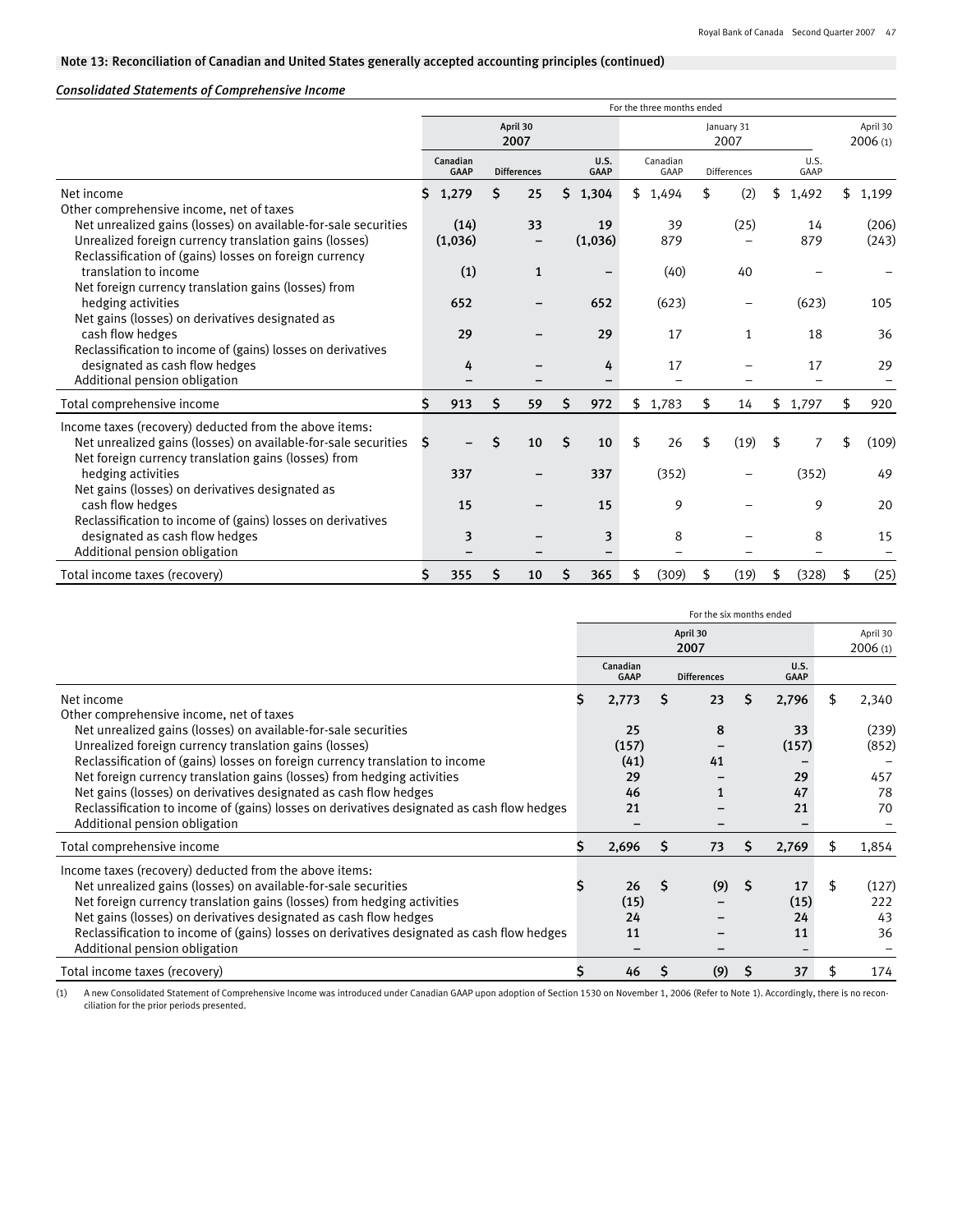## Note 13: Reconciliation of Canadian and United States generally accepted accounting principles (continued)

### *Consolidated Statements of Comprehensive Income*

| | For the three months ended | | | | | | |
|---|---|---|---|---|---|---|---|
| | April 30 2007 | | | January 31 2007 | | | April 30 2006 (1) |
| | Canadian GAAP | Differences | U.S. GAAP | Canadian GAAP | Differences | U.S. GAAP | |
| Net income | $ 1,279 | $ 25 | $ 1,304 | $ 1,494 | $ (2) | $ 1,492 | $ 1,199 |
| Other comprehensive income, net of taxes | | | | | | | |
| Net unrealized gains (losses) on available-for-sale securities | (14) | 33 | 19 | 39 | (25) | 14 | (206) |
| Unrealized foreign currency translation gains (losses) | (1,036) | – | (1,036) | 879 | – | 879 | (243) |
| Reclassification of (gains) losses on foreign currency translation to income | (1) | 1 | – | (40) | 40 | – | – |
| Net foreign currency translation gains (losses) from hedging activities | 652 | – | 652 | (623) | – | (623) | 105 |
| Net gains (losses) on derivatives designated as cash flow hedges | 29 | – | 29 | 17 | 1 | 18 | 36 |
| Reclassification to income of (gains) losses on derivatives designated as cash flow hedges | 4 | – | 4 | 17 | – | 17 | 29 |
| Additional pension obligation | – | – | – | – | – | – | – |
| Total comprehensive income | $ 913 | $ 59 | $ 972 | $ 1,783 | $ 14 | $ 1,797 | $ 920 |
| Income taxes (recovery) deducted from the above items: | | | | | | | |
| Net unrealized gains (losses) on available-for-sale securities | $ – | $ 10 | $ 10 | $ 26 | $ (19) | $ 7 | $ (109) |
| Net foreign currency translation gains (losses) from hedging activities | 337 | – | 337 | (352) | – | (352) | 49 |
| Net gains (losses) on derivatives designated as cash flow hedges | 15 | – | 15 | 9 | – | 9 | 20 |
| Reclassification to income of (gains) losses on derivatives designated as cash flow hedges | 3 | – | 3 | 8 | – | 8 | 15 |
| Additional pension obligation | – | – | – | – | – | – | – |
| Total income taxes (recovery) | $ 355 | $ 10 | $ 365 | $ (309) | $ (19) | $ (328) | $ (25) |

| | For the six months ended | | | |
|---|---|---|---|---|
| | April 30 2007 | | | April 30 2006 (1) |
| | Canadian GAAP | Differences | U.S. GAAP | |
| Net income | $ 2,773 | $ 23 | $ 2,796 | $ 2,340 |
| Other comprehensive income, net of taxes | | | | |
| Net unrealized gains (losses) on available-for-sale securities | 25 | 8 | 33 | (239) |
| Unrealized foreign currency translation gains (losses) | (157) | – | (157) | (852) |
| Reclassification of (gains) losses on foreign currency translation to income | (41) | 41 | – | – |
| Net foreign currency translation gains (losses) from hedging activities | 29 | – | 29 | 457 |
| Net gains (losses) on derivatives designated as cash flow hedges | 46 | 1 | 47 | 78 |
| Reclassification to income of (gains) losses on derivatives designated as cash flow hedges | 21 | – | 21 | 70 |
| Additional pension obligation | – | – | – | – |
| Total comprehensive income | $ 2,696 | $ 73 | $ 2,769 | $ 1,854 |
| Income taxes (recovery) deducted from the above items: | | | | |
| Net unrealized gains (losses) on available-for-sale securities | $ 26 | $ (9) | $ 17 | $ (127) |
| Net foreign currency translation gains (losses) from hedging activities | (15) | – | (15) | 222 |
| Net gains (losses) on derivatives designated as cash flow hedges | 24 | – | 24 | 43 |
| Reclassification to income of (gains) losses on derivatives designated as cash flow hedges | 11 | – | 11 | 36 |
| Additional pension obligation | – | – | – | – |
| Total income taxes (recovery) | $ 46 | $ (9) | $ 37 | $ 174 |

(1) A new Consolidated Statement of Comprehensive Income was introduced under Canadian GAAP upon adoption of Section 1530 on November 1, 2006 (Refer to Note 1). Accordingly, there is no reconciliation for the prior periods presented.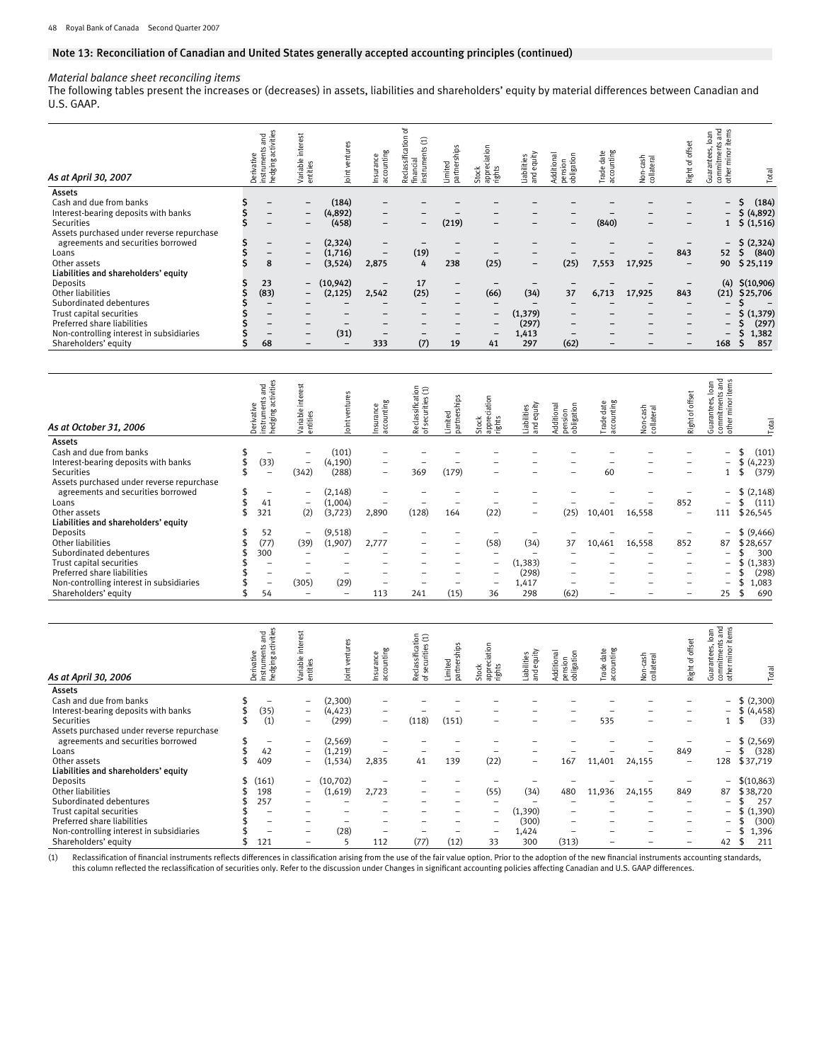## Note 13: Reconciliation of Canadian and United States generally accepted accounting principles (continued)

*Material balance sheet reconciling items*

The following tables present the increases or (decreases) in assets, liabilities and shareholders' equity by material differences between Canadian and U.S. GAAP.

| As at April 30, 2007 | Derivative instruments and hedging activities | Variable interest entities | Joint ventures | Insurance accounting | Reclassification of financial instruments (1) | Limited partnerships | Stock appreciation rights | Liabilities and equity | Additional pension obligation | Trade date accounting | Non-cash collateral | Right of offset | Guarantees, loan commitments and other minor items | Total |
|---|---|---|---|---|---|---|---|---|---|---|---|---|---|---|
| **Assets** | | | | | | | | | | | | | | |
| Cash and due from banks | $ – | – | (184) | – | – | – | – | – | – | – | – | – | – | $ (184) |
| Interest-bearing deposits with banks | $ – | – | (4,892) | – | – | – | – | – | – | – | – | – | – | $ (4,892) |
| Securities | $ – | – | (458) | – | – | (219) | – | – | – | (840) | – | – | 1 | $ (1,516) |
| Assets purchased under reverse repurchase agreements and securities borrowed | $ – | – | (2,324) | – | – | – | – | – | – | – | – | – | – | $ (2,324) |
| Loans | $ – | – | (1,716) | – | (19) | – | – | – | – | – | – | 843 | 52 | $ (840) |
| Other assets | $ 8 | – | (3,524) | 2,875 | 4 | 238 | (25) | – | (25) | 7,553 | 17,925 | – | 90 | $ 25,119 |
| **Liabilities and shareholders' equity** | | | | | | | | | | | | | | |
| Deposits | $ 23 | – | (10,942) | – | 17 | – | – | – | – | – | – | – | (4) | $ (10,906) |
| Other liabilities | $ (83) | – | (2,125) | 2,542 | (25) | – | (66) | (34) | 37 | 6,713 | 17,925 | 843 | (21) | $ 25,706 |
| Subordinated debentures | $ – | – | – | – | – | – | – | – | – | – | – | – | – | $ – |
| Trust capital securities | $ – | – | – | – | – | – | – | (1,379) | – | – | – | – | – | $ (1,379) |
| Preferred share liabilities | $ – | – | – | – | – | – | – | (297) | – | – | – | – | – | $ (297) |
| Non-controlling interest in subsidiaries | $ – | – | (31) | – | – | – | – | 1,413 | – | – | – | – | – | $ 1,382 |
| Shareholders' equity | $ 68 | – | – | 333 | (7) | 19 | 41 | 297 | (62) | – | – | – | 168 | $ 857 |

| As at October 31, 2006 | Derivative instruments and hedging activities | Variable interest entities | Joint ventures | Insurance accounting | Reclassification of securities (1) | Limited partnerships | Stock appreciation rights | Liabilities and equity | Additional pension obligation | Trade date accounting | Non-cash collateral | Right of offset | Guarantees, loan commitments and other minor items | Total |
|---|---|---|---|---|---|---|---|---|---|---|---|---|---|---|
| **Assets** | | | | | | | | | | | | | | |
| Cash and due from banks | $ – | – | (101) | – | – | – | – | – | – | – | – | – | – | $ (101) |
| Interest-bearing deposits with banks | $ (33) | – | (4,190) | – | – | – | – | – | – | – | – | – | – | $ (4,223) |
| Securities | $ – | (342) | (288) | – | 369 | (179) | – | – | – | 60 | – | – | 1 | $ (379) |
| Assets purchased under reverse repurchase agreements and securities borrowed | $ – | – | (2,148) | – | – | – | – | – | – | – | – | – | – | $ (2,148) |
| Loans | $ 41 | – | (1,004) | – | – | – | – | – | – | – | – | 852 | – | $ (111) |
| Other assets | $ 321 | (2) | (3,723) | 2,890 | (128) | 164 | (22) | – | (25) | 10,401 | 16,558 | – | 111 | $ 26,545 |
| **Liabilities and shareholders' equity** | | | | | | | | | | | | | | |
| Deposits | $ 52 | – | (9,518) | – | – | – | – | – | – | – | – | – | – | $ (9,466) |
| Other liabilities | $ (77) | (39) | (1,907) | 2,777 | – | – | (58) | (34) | 37 | 10,461 | 16,558 | 852 | 87 | $ 28,657 |
| Subordinated debentures | $ 300 | – | – | – | – | – | – | – | – | – | – | – | – | $ 300 |
| Trust capital securities | $ – | – | – | – | – | – | – | (1,383) | – | – | – | – | – | $ (1,383) |
| Preferred share liabilities | $ – | – | – | – | – | – | – | (298) | – | – | – | – | – | $ (298) |
| Non-controlling interest in subsidiaries | $ – | (305) | (29) | – | – | – | – | 1,417 | – | – | – | – | – | $ 1,083 |
| Shareholders' equity | $ 54 | – | – | 113 | 241 | (15) | 36 | 298 | (62) | – | – | – | 25 | $ 690 |

| As at April 30, 2006 | Derivative instruments and hedging activities | Variable interest entities | Joint ventures | Insurance accounting | Reclassification of securities (1) | Limited partnerships | Stock appreciation rights | Liabilities and equity | Additional pension obligation | Trade date accounting | Non-cash collateral | Right of offset | Guarantees, loan commitments and other minor items | Total |
|---|---|---|---|---|---|---|---|---|---|---|---|---|---|---|
| **Assets** | | | | | | | | | | | | | | |
| Cash and due from banks | $ – | – | (2,300) | – | – | – | – | – | – | – | – | – | – | $ (2,300) |
| Interest-bearing deposits with banks | $ (35) | – | (4,423) | – | – | – | – | – | – | – | – | – | – | $ (4,458) |
| Securities | $ (1) | – | (299) | – | (118) | (151) | – | – | – | 535 | – | – | 1 | $ (33) |
| Assets purchased under reverse repurchase agreements and securities borrowed | $ – | – | (2,569) | – | – | – | – | – | – | – | – | – | – | $ (2,569) |
| Loans | $ 42 | – | (1,219) | – | – | – | – | – | – | – | – | 849 | – | $ (328) |
| Other assets | $ 409 | – | (1,534) | 2,835 | 41 | 139 | (22) | – | 167 | 11,401 | 24,155 | – | 128 | $ 37,719 |
| **Liabilities and shareholders' equity** | | | | | | | | | | | | | | |
| Deposits | $ (161) | – | (10,702) | – | – | – | – | – | – | – | – | – | – | $ (10,863) |
| Other liabilities | $ 198 | – | (1,619) | 2,723 | – | – | (55) | (34) | 480 | 11,936 | 24,155 | 849 | 87 | $ 38,720 |
| Subordinated debentures | $ 257 | – | – | – | – | – | – | – | – | – | – | – | – | $ 257 |
| Trust capital securities | $ – | – | – | – | – | – | – | (1,390) | – | – | – | – | – | $ (1,390) |
| Preferred share liabilities | $ – | – | – | – | – | – | – | (300) | – | – | – | – | – | $ (300) |
| Non-controlling interest in subsidiaries | $ – | – | (28) | – | – | – | – | 1,424 | – | – | – | – | – | $ 1,396 |
| Shareholders' equity | $ 121 | – | 5 | 112 | (77) | (12) | 33 | 300 | (313) | – | – | – | 42 | $ 211 |

(1) Reclassification of financial instruments reflects differences in classification arising from the use of the fair value option. Prior to the adoption of the new financial instruments accounting standards, this column reflected the reclassification of securities only. Refer to the discussion under Changes in significant accounting policies affecting Canadian and U.S. GAAP differences.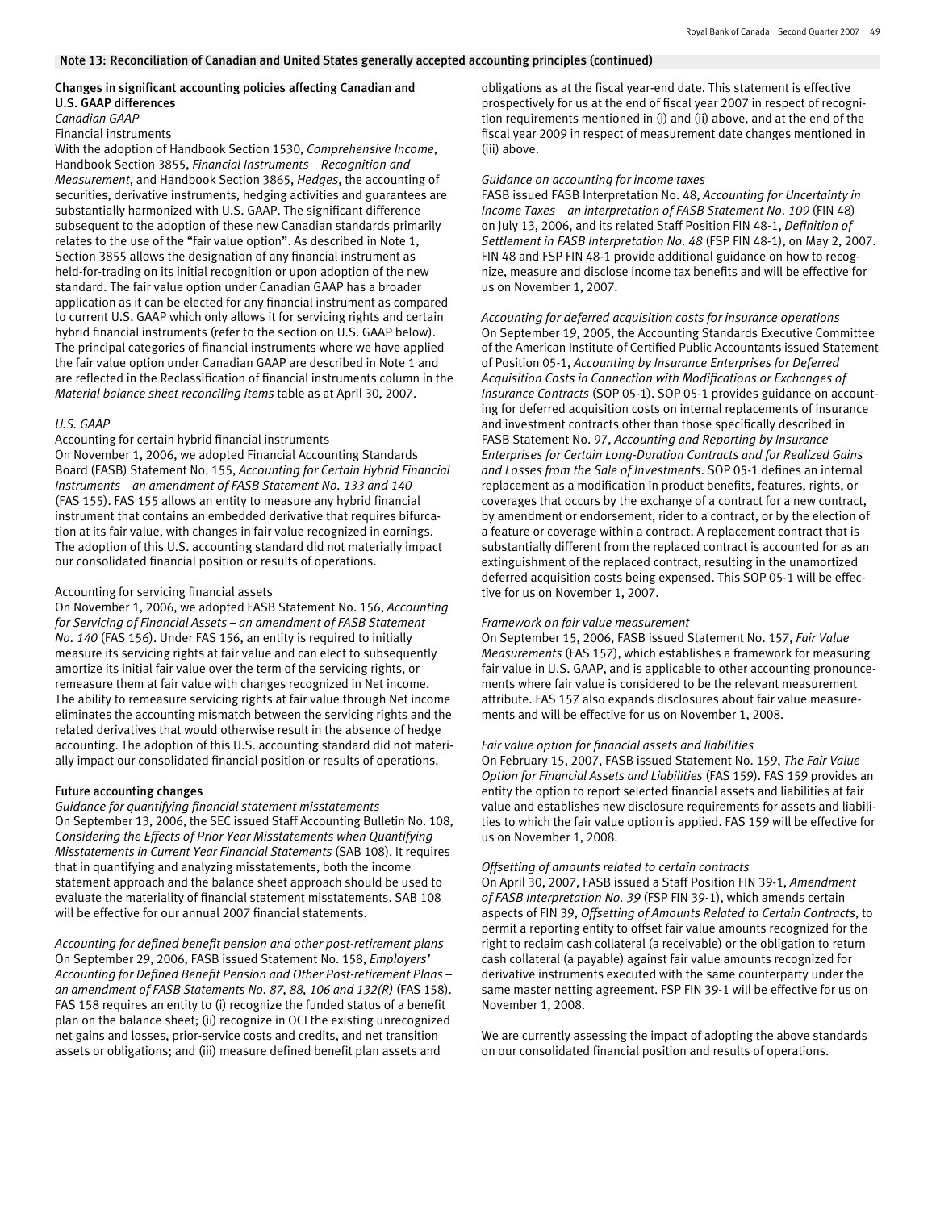## Note 13: Reconciliation of Canadian and United States generally accepted accounting principles (continued)

### Changes in significant accounting policies affecting Canadian and U.S. GAAP differences

*Canadian GAAP*

Financial instruments

With the adoption of Handbook Section 1530, *Comprehensive Income*, Handbook Section 3855, *Financial Instruments – Recognition and Measurement*, and Handbook Section 3865, *Hedges*, the accounting of securities, derivative instruments, hedging activities and guarantees are substantially harmonized with U.S. GAAP. The significant difference subsequent to the adoption of these new Canadian standards primarily relates to the use of the "fair value option". As described in Note 1, Section 3855 allows the designation of any financial instrument as held-for-trading on its initial recognition or upon adoption of the new standard. The fair value option under Canadian GAAP has a broader application as it can be elected for any financial instrument as compared to current U.S. GAAP which only allows it for servicing rights and certain hybrid financial instruments (refer to the section on U.S. GAAP below). The principal categories of financial instruments where we have applied the fair value option under Canadian GAAP are described in Note 1 and are reflected in the Reclassification of financial instruments column in the *Material balance sheet reconciling items* table as at April 30, 2007.

*U.S. GAAP*

Accounting for certain hybrid financial instruments

On November 1, 2006, we adopted Financial Accounting Standards Board (FASB) Statement No. 155, *Accounting for Certain Hybrid Financial Instruments – an amendment of FASB Statement No. 133 and 140* (FAS 155). FAS 155 allows an entity to measure any hybrid financial instrument that contains an embedded derivative that requires bifurcation at its fair value, with changes in fair value recognized in earnings. The adoption of this U.S. accounting standard did not materially impact our consolidated financial position or results of operations.

Accounting for servicing financial assets

On November 1, 2006, we adopted FASB Statement No. 156, *Accounting for Servicing of Financial Assets – an amendment of FASB Statement No. 140* (FAS 156). Under FAS 156, an entity is required to initially measure its servicing rights at fair value and can elect to subsequently amortize its initial fair value over the term of the servicing rights, or remeasure them at fair value with changes recognized in Net income. The ability to remeasure servicing rights at fair value through Net income eliminates the accounting mismatch between the servicing rights and the related derivatives that would otherwise result in the absence of hedge accounting. The adoption of this U.S. accounting standard did not materially impact our consolidated financial position or results of operations.

### Future accounting changes

*Guidance for quantifying financial statement misstatements*

On September 13, 2006, the SEC issued Staff Accounting Bulletin No. 108, *Considering the Effects of Prior Year Misstatements when Quantifying Misstatements in Current Year Financial Statements* (SAB 108). It requires that in quantifying and analyzing misstatements, both the income statement approach and the balance sheet approach should be used to evaluate the materiality of financial statement misstatements. SAB 108 will be effective for our annual 2007 financial statements.

*Accounting for defined benefit pension and other post-retirement plans*

On September 29, 2006, FASB issued Statement No. 158, *Employers' Accounting for Defined Benefit Pension and Other Post-retirement Plans – an amendment of FASB Statements No. 87, 88, 106 and 132(R)* (FAS 158). FAS 158 requires an entity to (i) recognize the funded status of a benefit plan on the balance sheet; (ii) recognize in OCI the existing unrecognized net gains and losses, prior-service costs and credits, and net transition assets or obligations; and (iii) measure defined benefit plan assets and obligations as at the fiscal year-end date. This statement is effective prospectively for us at the end of fiscal year 2007 in respect of recognition requirements mentioned in (i) and (ii) above, and at the end of the fiscal year 2009 in respect of measurement date changes mentioned in (iii) above.

*Guidance on accounting for income taxes*

FASB issued FASB Interpretation No. 48, *Accounting for Uncertainty in Income Taxes – an interpretation of FASB Statement No. 109* (FIN 48) on July 13, 2006, and its related Staff Position FIN 48-1, *Definition of Settlement in FASB Interpretation No. 48* (FSP FIN 48-1), on May 2, 2007. FIN 48 and FSP FIN 48-1 provide additional guidance on how to recognize, measure and disclose income tax benefits and will be effective for us on November 1, 2007.

*Accounting for deferred acquisition costs for insurance operations*

On September 19, 2005, the Accounting Standards Executive Committee of the American Institute of Certified Public Accountants issued Statement of Position 05-1, *Accounting by Insurance Enterprises for Deferred Acquisition Costs in Connection with Modifications or Exchanges of Insurance Contracts* (SOP 05-1). SOP 05-1 provides guidance on accounting for deferred acquisition costs on internal replacements of insurance and investment contracts other than those specifically described in FASB Statement No. 97, *Accounting and Reporting by Insurance Enterprises for Certain Long-Duration Contracts and for Realized Gains and Losses from the Sale of Investments*. SOP 05-1 defines an internal replacement as a modification in product benefits, features, rights, or coverages that occurs by the exchange of a contract for a new contract, by amendment or endorsement, rider to a contract, or by the election of a feature or coverage within a contract. A replacement contract that is substantially different from the replaced contract is accounted for as an extinguishment of the replaced contract, resulting in the unamortized deferred acquisition costs being expensed. This SOP 05-1 will be effective for us on November 1, 2007.

*Framework on fair value measurement*

On September 15, 2006, FASB issued Statement No. 157, *Fair Value Measurements* (FAS 157), which establishes a framework for measuring fair value in U.S. GAAP, and is applicable to other accounting pronouncements where fair value is considered to be the relevant measurement attribute. FAS 157 also expands disclosures about fair value measurements and will be effective for us on November 1, 2008.

*Fair value option for financial assets and liabilities*

On February 15, 2007, FASB issued Statement No. 159, *The Fair Value Option for Financial Assets and Liabilities* (FAS 159). FAS 159 provides an entity the option to report selected financial assets and liabilities at fair value and establishes new disclosure requirements for assets and liabilities to which the fair value option is applied. FAS 159 will be effective for us on November 1, 2008.

*Offsetting of amounts related to certain contracts*

On April 30, 2007, FASB issued a Staff Position FIN 39-1, *Amendment of FASB Interpretation No. 39* (FSP FIN 39-1), which amends certain aspects of FIN 39, *Offsetting of Amounts Related to Certain Contracts*, to permit a reporting entity to offset fair value amounts recognized for the right to reclaim cash collateral (a receivable) or the obligation to return cash collateral (a payable) against fair value amounts recognized for derivative instruments executed with the same counterparty under the same master netting agreement. FSP FIN 39-1 will be effective for us on November 1, 2008.

We are currently assessing the impact of adopting the above standards on our consolidated financial position and results of operations.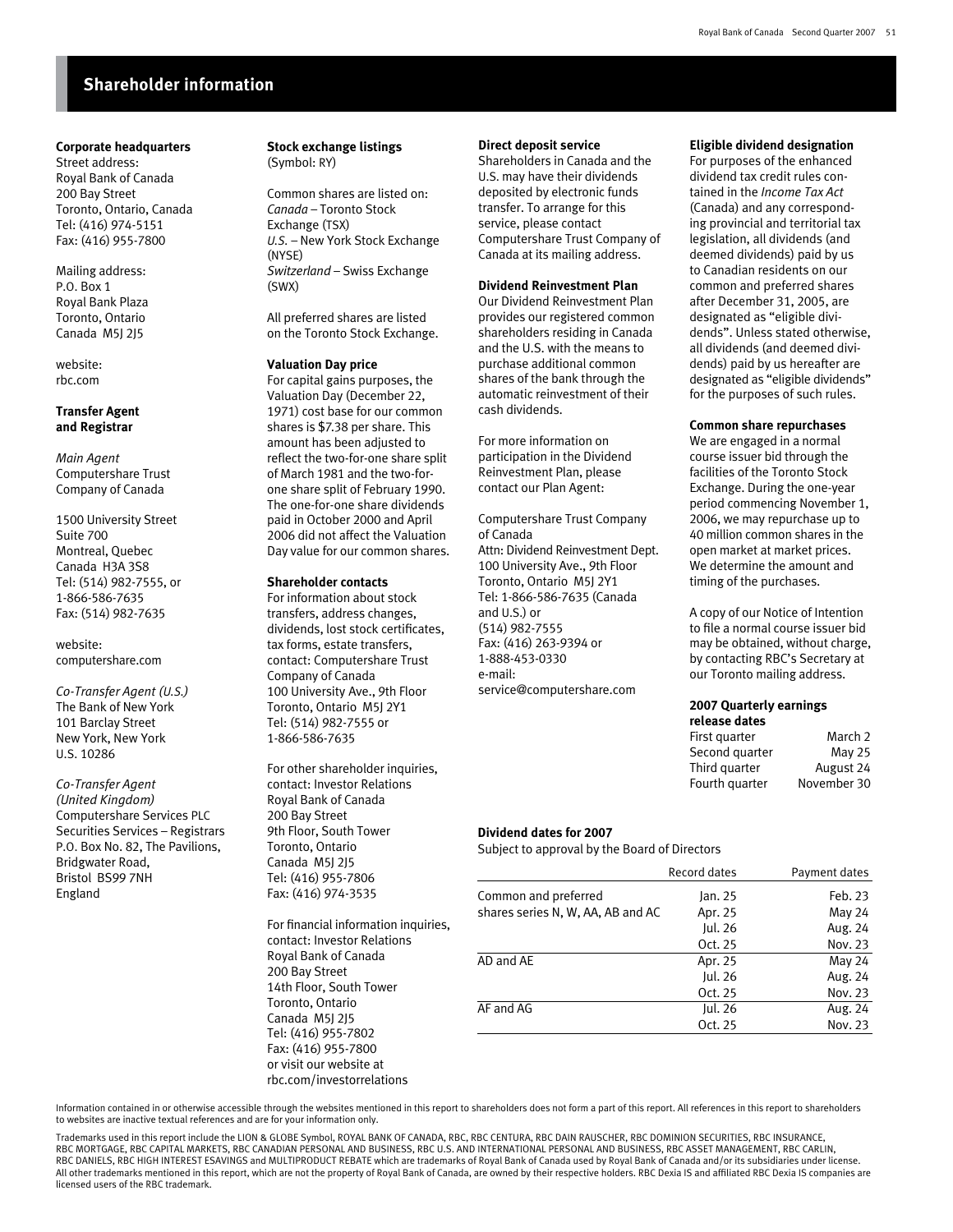# Shareholder information

**Corporate headquarters**

Street address:
Royal Bank of Canada
200 Bay Street
Toronto, Ontario, Canada
Tel: (416) 974-5151
Fax: (416) 955-7800

Mailing address:
P.O. Box 1
Royal Bank Plaza
Toronto, Ontario
Canada M5J 2J5

website:
rbc.com

**Transfer Agent and Registrar**

*Main Agent*
Computershare Trust Company of Canada

1500 University Street
Suite 700
Montreal, Quebec
Canada H3A 3S8
Tel: (514) 982-7555, or
1-866-586-7635
Fax: (514) 982-7635

website:
computershare.com

*Co-Transfer Agent (U.S.)*
The Bank of New York
101 Barclay Street
New York, New York
U.S. 10286

*Co-Transfer Agent (United Kingdom)*
Computershare Services PLC
Securities Services – Registrars
P.O. Box No. 82, The Pavilions,
Bridgwater Road,
Bristol BS99 7NH
England

**Stock exchange listings**
(Symbol: RY)

Common shares are listed on:
*Canada* – Toronto Stock Exchange (TSX)
*U.S.* – New York Stock Exchange (NYSE)
*Switzerland* – Swiss Exchange (SWX)

All preferred shares are listed on the Toronto Stock Exchange.

**Valuation Day price**

For capital gains purposes, the Valuation Day (December 22, 1971) cost base for our common shares is $7.38 per share. This amount has been adjusted to reflect the two-for-one share split of March 1981 and the two-for-one share split of February 1990. The one-for-one share dividends paid in October 2000 and April 2006 did not affect the Valuation Day value for our common shares.

**Shareholder contacts**

For information about stock transfers, address changes, dividends, lost stock certificates, tax forms, estate transfers, contact: Computershare Trust Company of Canada
100 University Ave., 9th Floor
Toronto, Ontario M5J 2Y1
Tel: (514) 982-7555 or
1-866-586-7635

For other shareholder inquiries, contact: Investor Relations
Royal Bank of Canada
200 Bay Street
9th Floor, South Tower
Toronto, Ontario
Canada M5J 2J5
Tel: (416) 955-7806
Fax: (416) 974-3535

For financial information inquiries, contact: Investor Relations
Royal Bank of Canada
200 Bay Street
14th Floor, South Tower
Toronto, Ontario
Canada M5J 2J5
Tel: (416) 955-7802
Fax: (416) 955-7800
or visit our website at
rbc.com/investorrelations

**Direct deposit service**

Shareholders in Canada and the U.S. may have their dividends deposited by electronic funds transfer. To arrange for this service, please contact Computershare Trust Company of Canada at its mailing address.

**Dividend Reinvestment Plan**

Our Dividend Reinvestment Plan provides our registered common shareholders residing in Canada and the U.S. with the means to purchase additional common shares of the bank through the automatic reinvestment of their cash dividends.

For more information on participation in the Dividend Reinvestment Plan, please contact our Plan Agent:

Computershare Trust Company of Canada
Attn: Dividend Reinvestment Dept.
100 University Ave., 9th Floor
Toronto, Ontario M5J 2Y1
Tel: 1-866-586-7635 (Canada and U.S.) or
(514) 982-7555
Fax: (416) 263-9394 or
1-888-453-0330
e-mail:
service@computershare.com

**Eligible dividend designation**

For purposes of the enhanced dividend tax credit rules contained in the *Income Tax Act* (Canada) and any corresponding provincial and territorial tax legislation, all dividends (and deemed dividends) paid by us to Canadian residents on our common and preferred shares after December 31, 2005, are designated as "eligible dividends". Unless stated otherwise, all dividends (and deemed dividends) paid by us hereafter are designated as "eligible dividends" for the purposes of such rules.

**Common share repurchases**

We are engaged in a normal course issuer bid through the facilities of the Toronto Stock Exchange. During the one-year period commencing November 1, 2006, we may repurchase up to 40 million common shares in the open market at market prices. We determine the amount and timing of the purchases.

A copy of our Notice of Intention to file a normal course issuer bid may be obtained, without charge, by contacting RBC's Secretary at our Toronto mailing address.

**2007 Quarterly earnings release dates**

| | |
|---|---|
| First quarter | March 2 |
| Second quarter | May 25 |
| Third quarter | August 24 |
| Fourth quarter | November 30 |

**Dividend dates for 2007**

Subject to approval by the Board of Directors

| | Record dates | Payment dates |
|---|---|---|
| Common and preferred | Jan. 25 | Feb. 23 |
| shares series N, W, AA, AB and AC | Apr. 25 | May 24 |
| | Jul. 26 | Aug. 24 |
| | Oct. 25 | Nov. 23 |
| AD and AE | Apr. 25 | May 24 |
| | Jul. 26 | Aug. 24 |
| | Oct. 25 | Nov. 23 |
| AF and AG | Jul. 26 | Aug. 24 |
| | Oct. 25 | Nov. 23 |

Information contained in or otherwise accessible through the websites mentioned in this report to shareholders does not form a part of this report. All references in this report to shareholders to websites are inactive textual references and are for your information only.

Trademarks used in this report include the LION & GLOBE Symbol, ROYAL BANK OF CANADA, RBC, RBC CENTURA, RBC DAIN RAUSCHER, RBC DOMINION SECURITIES, RBC INSURANCE, RBC MORTGAGE, RBC CAPITAL MARKETS, RBC CANADIAN PERSONAL AND BUSINESS, RBC U.S. AND INTERNATIONAL PERSONAL AND BUSINESS, RBC ASSET MANAGEMENT, RBC CARLIN, RBC DANIELS, RBC HIGH INTEREST ESAVINGS and MULTIPRODUCT REBATE which are trademarks of Royal Bank of Canada used by Royal Bank of Canada and/or its subsidiaries under license. All other trademarks mentioned in this report, which are not the property of Royal Bank of Canada, are owned by their respective holders. RBC Dexia IS and affiliated RBC Dexia IS companies are licensed users of the RBC trademark.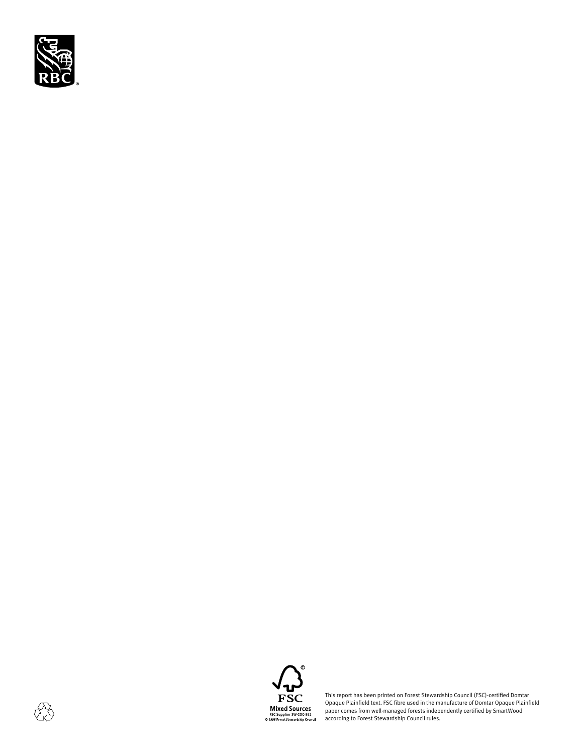RBC®

FSC
Mixed Sources
FSC Supplier SW-COC-952
© 1996 Forest Stewardship Council

This report has been printed on Forest Stewardship Council (FSC)-certified Domtar Opaque Plainfield text. FSC fibre used in the manufacture of Domtar Opaque Plainfield paper comes from well-managed forests independently certified by SmartWood according to Forest Stewardship Council rules.